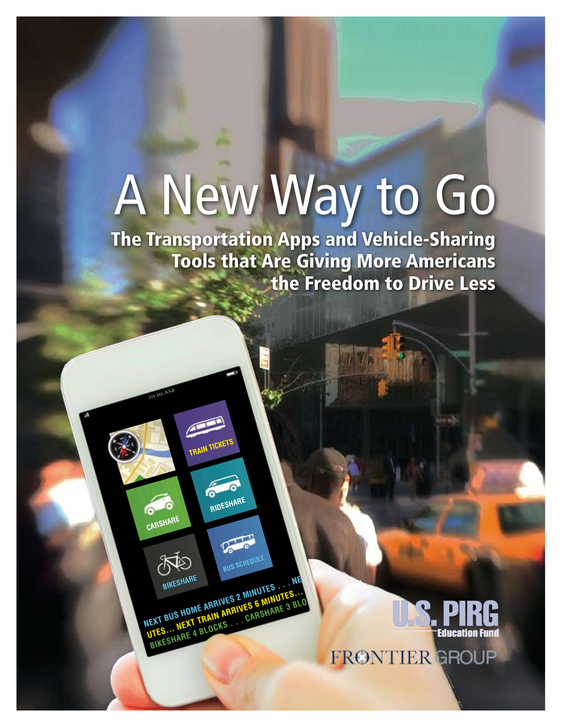# A New Way to Go

## The Transportation Apps and Vehicle-Sharing Tools that Are Giving More Americans the Freedom to Drive Less

U.S. PIRG Education Fund

FRONTIER GROUP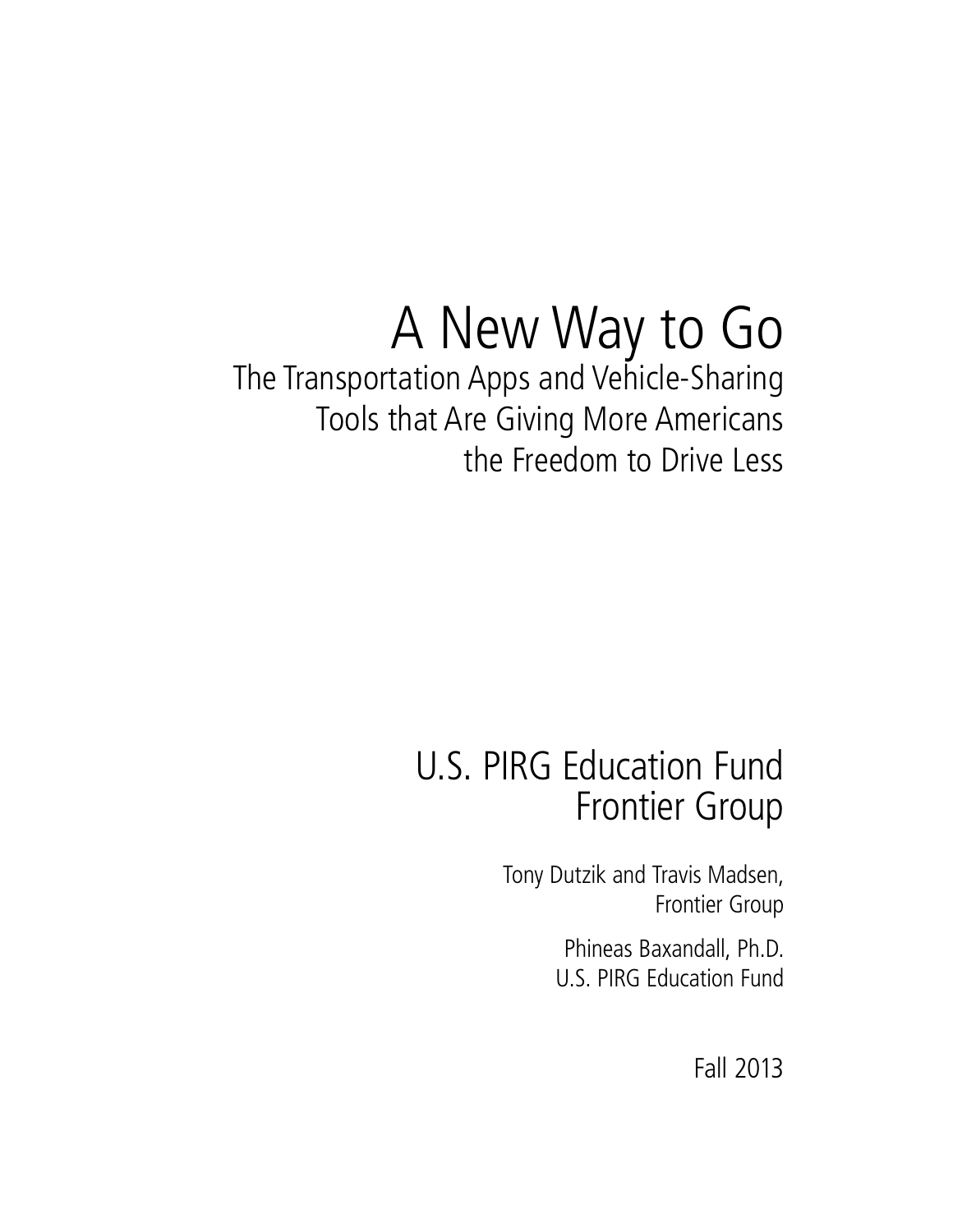# A New Way to Go

## The Transportation Apps and Vehicle-Sharing Tools that Are Giving More Americans the Freedom to Drive Less

U.S. PIRG Education Fund
Frontier Group

Tony Dutzik and Travis Madsen,
Frontier Group

Phineas Baxandall, Ph.D.
U.S. PIRG Education Fund

Fall 2013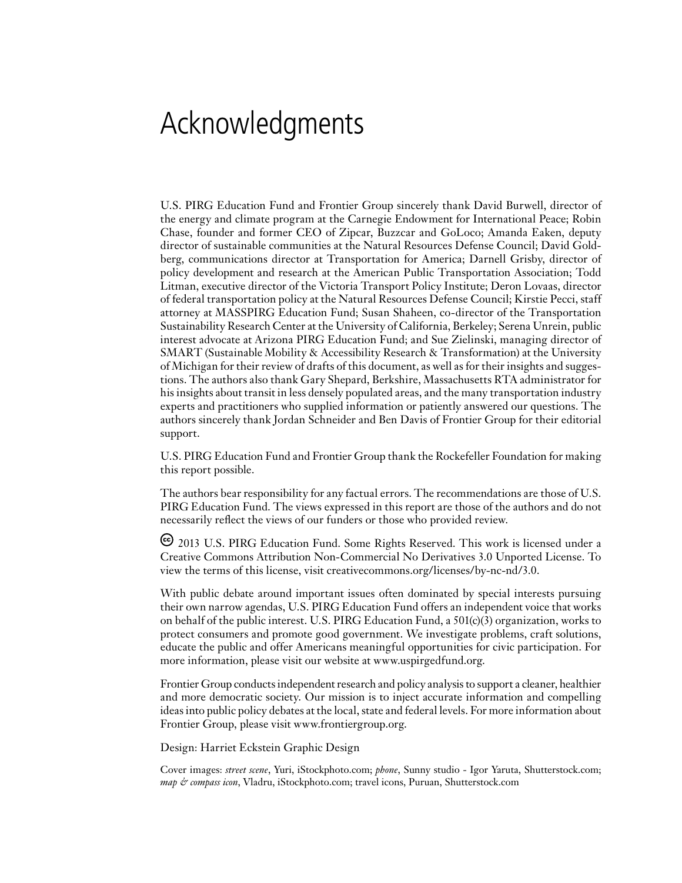# Acknowledgments

U.S. PIRG Education Fund and Frontier Group sincerely thank David Burwell, director of the energy and climate program at the Carnegie Endowment for International Peace; Robin Chase, founder and former CEO of Zipcar, Buzzcar and GoLoco; Amanda Eaken, deputy director of sustainable communities at the Natural Resources Defense Council; David Goldberg, communications director at Transportation for America; Darnell Grisby, director of policy development and research at the American Public Transportation Association; Todd Litman, executive director of the Victoria Transport Policy Institute; Deron Lovaas, director of federal transportation policy at the Natural Resources Defense Council; Kirstie Pecci, staff attorney at MASSPIRG Education Fund; Susan Shaheen, co-director of the Transportation Sustainability Research Center at the University of California, Berkeley; Serena Unrein, public interest advocate at Arizona PIRG Education Fund; and Sue Zielinski, managing director of SMART (Sustainable Mobility & Accessibility Research & Transformation) at the University of Michigan for their review of drafts of this document, as well as for their insights and suggestions. The authors also thank Gary Shepard, Berkshire, Massachusetts RTA administrator for his insights about transit in less densely populated areas, and the many transportation industry experts and practitioners who supplied information or patiently answered our questions. The authors sincerely thank Jordan Schneider and Ben Davis of Frontier Group for their editorial support.

U.S. PIRG Education Fund and Frontier Group thank the Rockefeller Foundation for making this report possible.

The authors bear responsibility for any factual errors. The recommendations are those of U.S. PIRG Education Fund. The views expressed in this report are those of the authors and do not necessarily reflect the views of our funders or those who provided review.

© 2013 U.S. PIRG Education Fund. Some Rights Reserved. This work is licensed under a Creative Commons Attribution Non-Commercial No Derivatives 3.0 Unported License. To view the terms of this license, visit creativecommons.org/licenses/by-nc-nd/3.0.

With public debate around important issues often dominated by special interests pursuing their own narrow agendas, U.S. PIRG Education Fund offers an independent voice that works on behalf of the public interest. U.S. PIRG Education Fund, a 501(c)(3) organization, works to protect consumers and promote good government. We investigate problems, craft solutions, educate the public and offer Americans meaningful opportunities for civic participation. For more information, please visit our website at www.uspirgedfund.org.

Frontier Group conducts independent research and policy analysis to support a cleaner, healthier and more democratic society. Our mission is to inject accurate information and compelling ideas into public policy debates at the local, state and federal levels. For more information about Frontier Group, please visit www.frontiergroup.org.

Design: Harriet Eckstein Graphic Design

Cover images: *street scene*, Yuri, iStockphoto.com; *phone*, Sunny studio - Igor Yaruta, Shutterstock.com; *map & compass icon*, Vladru, iStockphoto.com; travel icons, Puruan, Shutterstock.com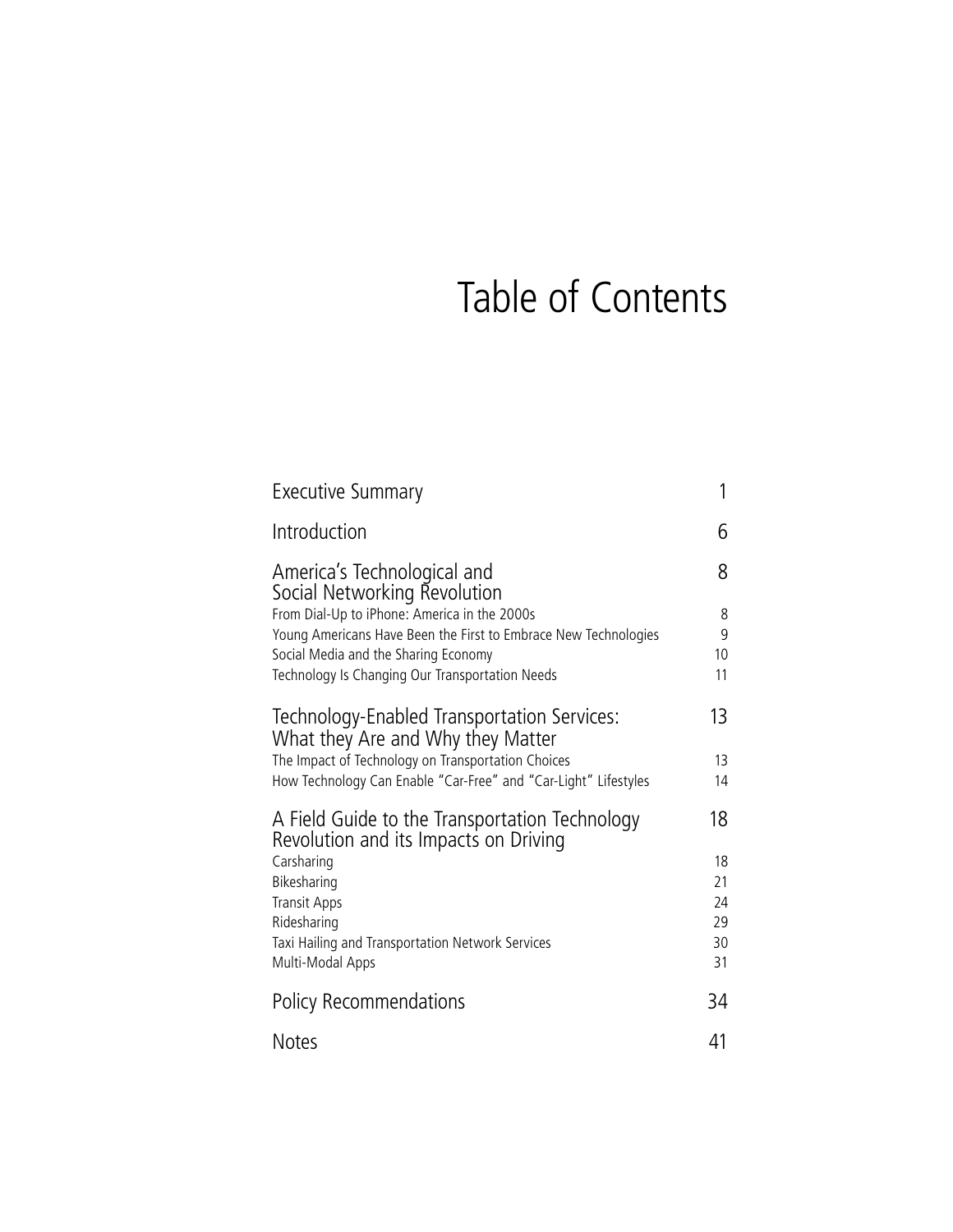# Table of Contents

| | |
|---|---|
| Executive Summary | 1 |
| Introduction | 6 |
| America's Technological and Social Networking Revolution | 8 |
| From Dial-Up to iPhone: America in the 2000s | 8 |
| Young Americans Have Been the First to Embrace New Technologies | 9 |
| Social Media and the Sharing Economy | 10 |
| Technology Is Changing Our Transportation Needs | 11 |
| Technology-Enabled Transportation Services: What they Are and Why they Matter | 13 |
| The Impact of Technology on Transportation Choices | 13 |
| How Technology Can Enable "Car-Free" and "Car-Light" Lifestyles | 14 |
| A Field Guide to the Transportation Technology Revolution and its Impacts on Driving | 18 |
| Carsharing | 18 |
| Bikesharing | 21 |
| Transit Apps | 24 |
| Ridesharing | 29 |
| Taxi Hailing and Transportation Network Services | 30 |
| Multi-Modal Apps | 31 |
| Policy Recommendations | 34 |
| Notes | 41 |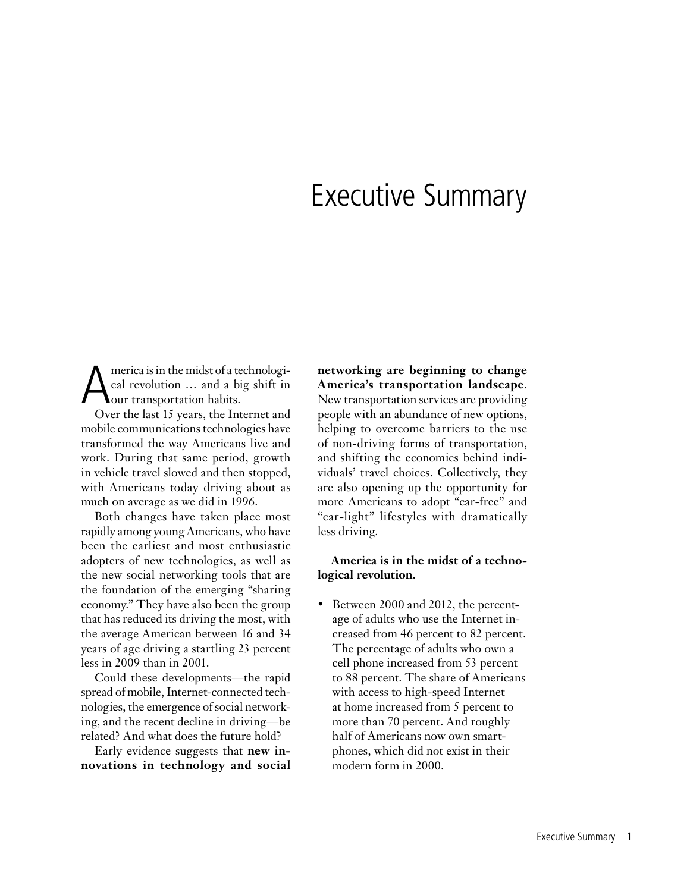# Executive Summary

America is in the midst of a technological revolution … and a big shift in our transportation habits.

Over the last 15 years, the Internet and mobile communications technologies have transformed the way Americans live and work. During that same period, growth in vehicle travel slowed and then stopped, with Americans today driving about as much on average as we did in 1996.

Both changes have taken place most rapidly among young Americans, who have been the earliest and most enthusiastic adopters of new technologies, as well as the new social networking tools that are the foundation of the emerging "sharing economy." They have also been the group that has reduced its driving the most, with the average American between 16 and 34 years of age driving a startling 23 percent less in 2009 than in 2001.

Could these developments—the rapid spread of mobile, Internet-connected technologies, the emergence of social networking, and the recent decline in driving—be related? And what does the future hold?

Early evidence suggests that **new innovations in technology and social networking are beginning to change America's transportation landscape**. New transportation services are providing people with an abundance of new options, helping to overcome barriers to the use of non-driving forms of transportation, and shifting the economics behind individuals' travel choices. Collectively, they are also opening up the opportunity for more Americans to adopt "car-free" and "car-light" lifestyles with dramatically less driving.

**America is in the midst of a technological revolution.**

- Between 2000 and 2012, the percentage of adults who use the Internet increased from 46 percent to 82 percent. The percentage of adults who own a cell phone increased from 53 percent to 88 percent. The share of Americans with access to high-speed Internet at home increased from 5 percent to more than 70 percent. And roughly half of Americans now own smartphones, which did not exist in their modern form in 2000.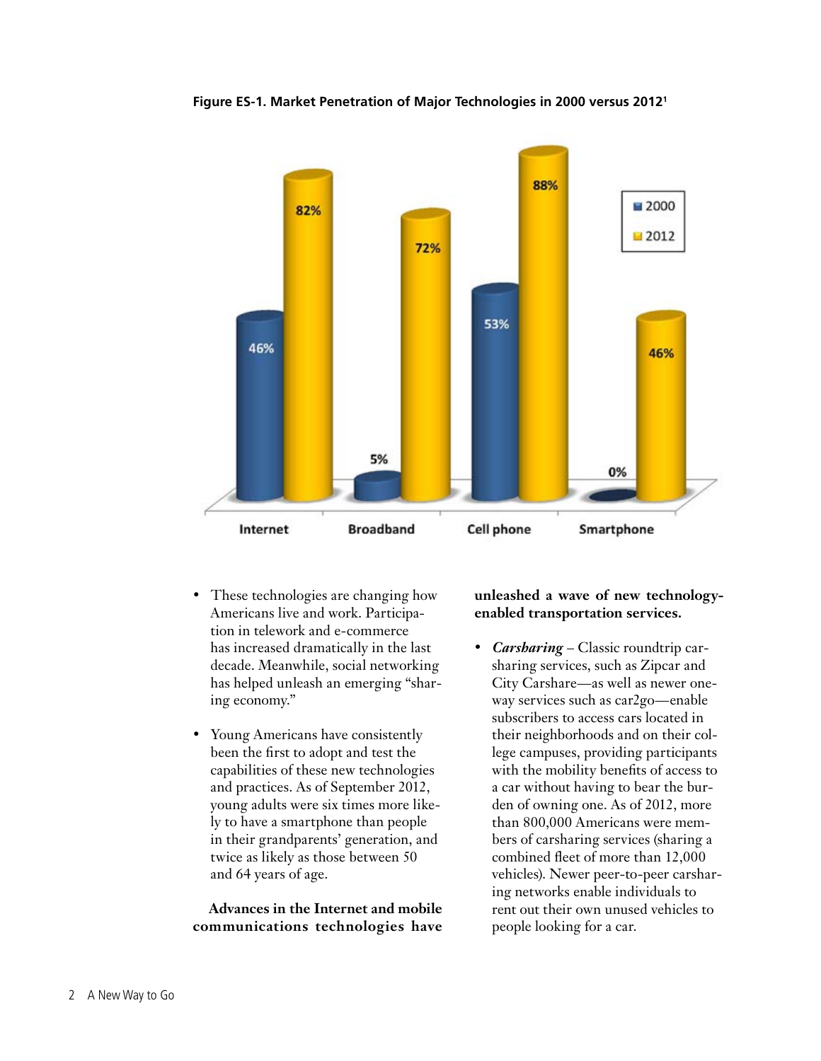**Figure ES-1. Market Penetration of Major Technologies in 2000 versus 2012**[1]

| | 2000 | 2012 |
|---|---|---|
| Internet | 46% | 82% |
| Broadband | 5% | 72% |
| Cell phone | 53% | 88% |
| Smartphone | 0% | 46% |

- These technologies are changing how Americans live and work. Participation in telework and e-commerce has increased dramatically in the last decade. Meanwhile, social networking has helped unleash an emerging "sharing economy."
- Young Americans have consistently been the first to adopt and test the capabilities of these new technologies and practices. As of September 2012, young adults were six times more likely to have a smartphone than people in their grandparents' generation, and twice as likely as those between 50 and 64 years of age.

**Advances in the Internet and mobile communications technologies have unleashed a wave of new technology-enabled transportation services.**

- ***Carsharing*** – Classic roundtrip carsharing services, such as Zipcar and City Carshare—as well as newer one-way services such as car2go—enable subscribers to access cars located in their neighborhoods and on their college campuses, providing participants with the mobility benefits of access to a car without having to bear the burden of owning one. As of 2012, more than 800,000 Americans were members of carsharing services (sharing a combined fleet of more than 12,000 vehicles). Newer peer-to-peer carsharing networks enable individuals to rent out their own unused vehicles to people looking for a car.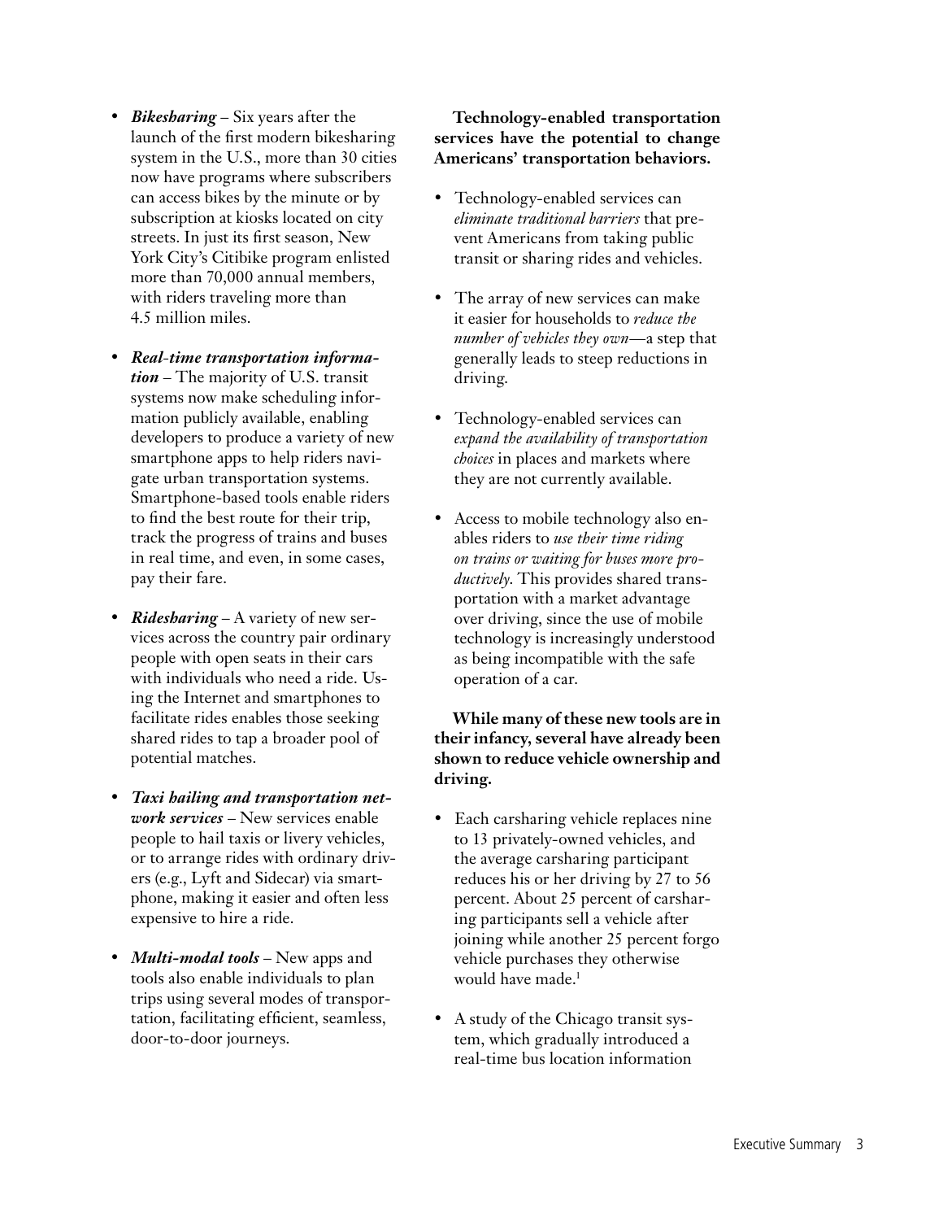- ***Bikesharing*** – Six years after the launch of the first modern bikesharing system in the U.S., more than 30 cities now have programs where subscribers can access bikes by the minute or by subscription at kiosks located on city streets. In just its first season, New York City's Citibike program enlisted more than 70,000 annual members, with riders traveling more than 4.5 million miles.

- ***Real-time transportation information*** – The majority of U.S. transit systems now make scheduling information publicly available, enabling developers to produce a variety of new smartphone apps to help riders navigate urban transportation systems. Smartphone-based tools enable riders to find the best route for their trip, track the progress of trains and buses in real time, and even, in some cases, pay their fare.

- ***Ridesharing*** – A variety of new services across the country pair ordinary people with open seats in their cars with individuals who need a ride. Using the Internet and smartphones to facilitate rides enables those seeking shared rides to tap a broader pool of potential matches.

- ***Taxi hailing and transportation network services*** – New services enable people to hail taxis or livery vehicles, or to arrange rides with ordinary drivers (e.g., Lyft and Sidecar) via smartphone, making it easier and often less expensive to hire a ride.

- ***Multi-modal tools*** – New apps and tools also enable individuals to plan trips using several modes of transportation, facilitating efficient, seamless, door-to-door journeys.

**Technology-enabled transportation services have the potential to change Americans' transportation behaviors.**

- Technology-enabled services can *eliminate traditional barriers* that prevent Americans from taking public transit or sharing rides and vehicles.

- The array of new services can make it easier for households to *reduce the number of vehicles they own*—a step that generally leads to steep reductions in driving.

- Technology-enabled services can *expand the availability of transportation choices* in places and markets where they are not currently available.

- Access to mobile technology also enables riders to *use their time riding on trains or waiting for buses more productively*. This provides shared transportation with a market advantage over driving, since the use of mobile technology is increasingly understood as being incompatible with the safe operation of a car.

**While many of these new tools are in their infancy, several have already been shown to reduce vehicle ownership and driving.**

- Each carsharing vehicle replaces nine to 13 privately-owned vehicles, and the average carsharing participant reduces his or her driving by 27 to 56 percent. About 25 percent of carsharing participants sell a vehicle after joining while another 25 percent forgo vehicle purchases they otherwise would have made.[1]

- A study of the Chicago transit system, which gradually introduced a real-time bus location information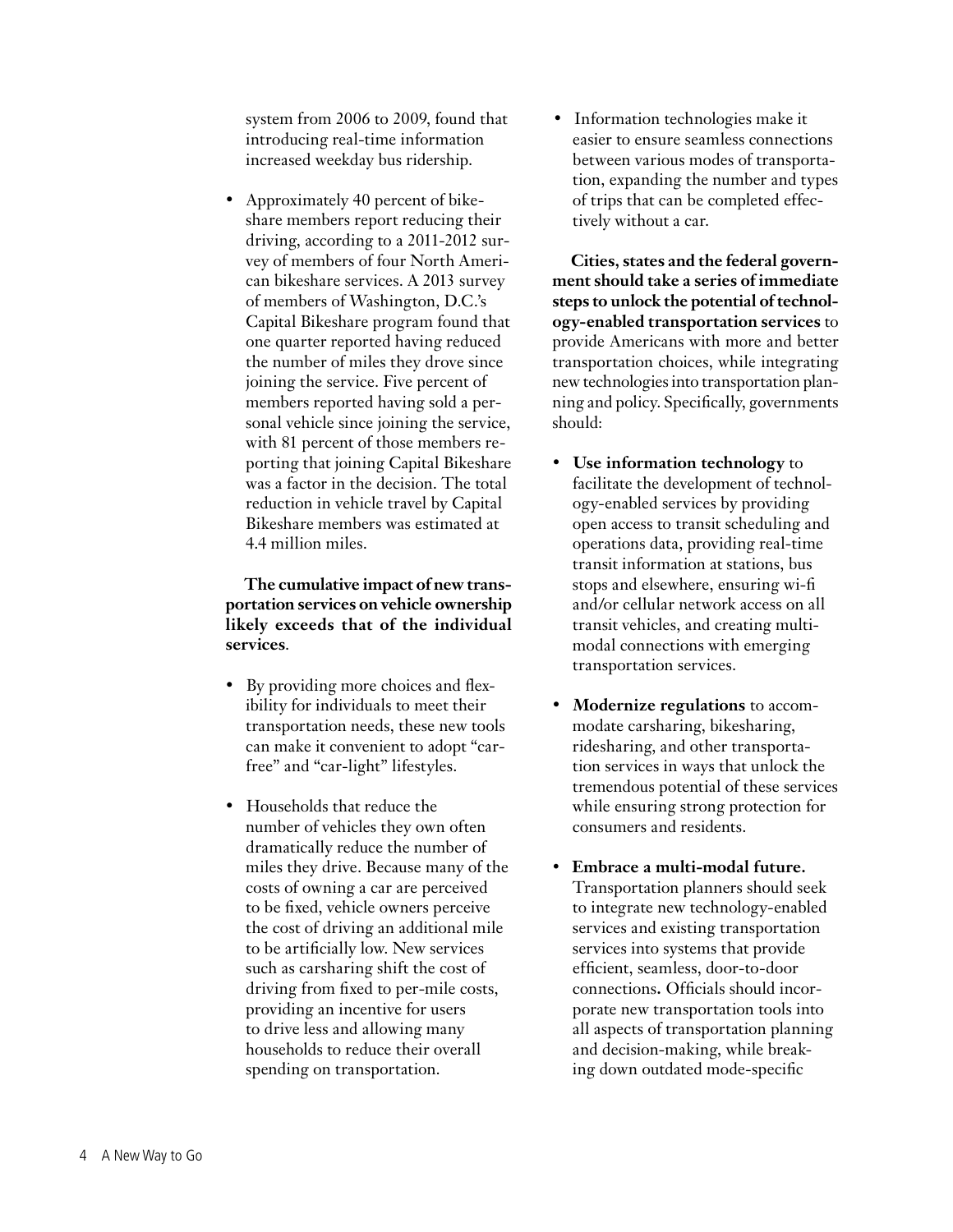system from 2006 to 2009, found that introducing real-time information increased weekday bus ridership.

- Approximately 40 percent of bikeshare members report reducing their driving, according to a 2011-2012 survey of members of four North American bikeshare services. A 2013 survey of members of Washington, D.C.'s Capital Bikeshare program found that one quarter reported having reduced the number of miles they drove since joining the service. Five percent of members reported having sold a personal vehicle since joining the service, with 81 percent of those members reporting that joining Capital Bikeshare was a factor in the decision. The total reduction in vehicle travel by Capital Bikeshare members was estimated at 4.4 million miles.

**The cumulative impact of new transportation services on vehicle ownership likely exceeds that of the individual services**.

- By providing more choices and flexibility for individuals to meet their transportation needs, these new tools can make it convenient to adopt "car-free" and "car-light" lifestyles.
- Households that reduce the number of vehicles they own often dramatically reduce the number of miles they drive. Because many of the costs of owning a car are perceived to be fixed, vehicle owners perceive the cost of driving an additional mile to be artificially low. New services such as carsharing shift the cost of driving from fixed to per-mile costs, providing an incentive for users to drive less and allowing many households to reduce their overall spending on transportation.
- Information technologies make it easier to ensure seamless connections between various modes of transportation, expanding the number and types of trips that can be completed effectively without a car.

**Cities, states and the federal government should take a series of immediate steps to unlock the potential of technology-enabled transportation services** to provide Americans with more and better transportation choices, while integrating new technologies into transportation planning and policy. Specifically, governments should:

- **Use information technology** to facilitate the development of technology-enabled services by providing open access to transit scheduling and operations data, providing real-time transit information at stations, bus stops and elsewhere, ensuring wi-fi and/or cellular network access on all transit vehicles, and creating multi-modal connections with emerging transportation services.
- **Modernize regulations** to accommodate carsharing, bikesharing, ridesharing, and other transportation services in ways that unlock the tremendous potential of these services while ensuring strong protection for consumers and residents.
- **Embrace a multi-modal future.** Transportation planners should seek to integrate new technology-enabled services and existing transportation services into systems that provide efficient, seamless, door-to-door connections**.** Officials should incorporate new transportation tools into all aspects of transportation planning and decision-making, while breaking down outdated mode-specific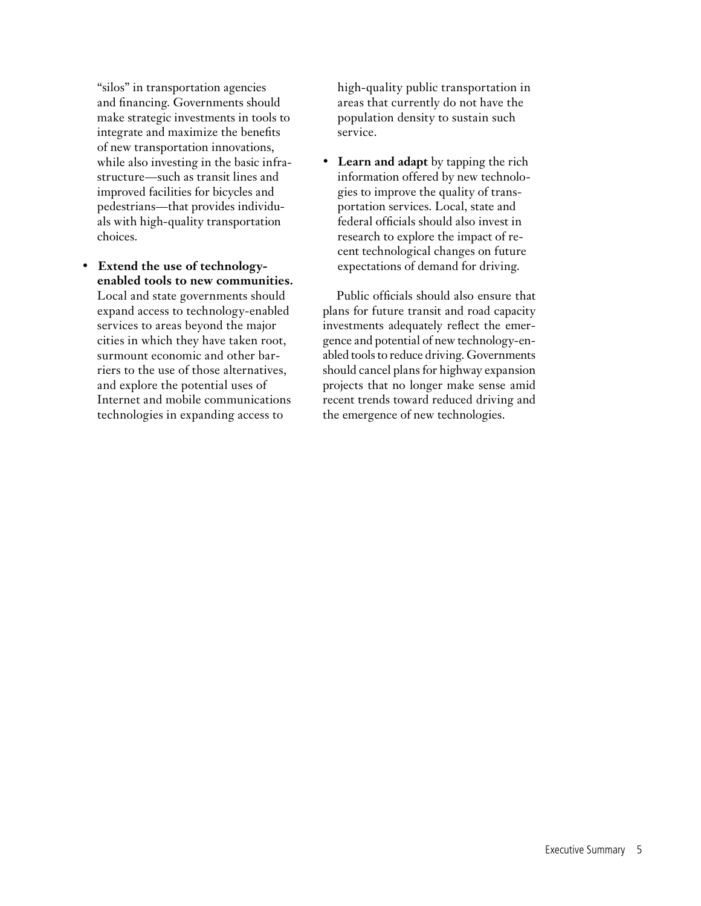"silos" in transportation agencies and financing. Governments should make strategic investments in tools to integrate and maximize the benefits of new transportation innovations, while also investing in the basic infrastructure—such as transit lines and improved facilities for bicycles and pedestrians—that provides individuals with high-quality transportation choices.

- **Extend the use of technology-enabled tools to new communities.** Local and state governments should expand access to technology-enabled services to areas beyond the major cities in which they have taken root, surmount economic and other barriers to the use of those alternatives, and explore the potential uses of Internet and mobile communications technologies in expanding access to high-quality public transportation in areas that currently do not have the population density to sustain such service.

- **Learn and adapt** by tapping the rich information offered by new technologies to improve the quality of transportation services. Local, state and federal officials should also invest in research to explore the impact of recent technological changes on future expectations of demand for driving.

Public officials should also ensure that plans for future transit and road capacity investments adequately reflect the emergence and potential of new technology-enabled tools to reduce driving. Governments should cancel plans for highway expansion projects that no longer make sense amid recent trends toward reduced driving and the emergence of new technologies.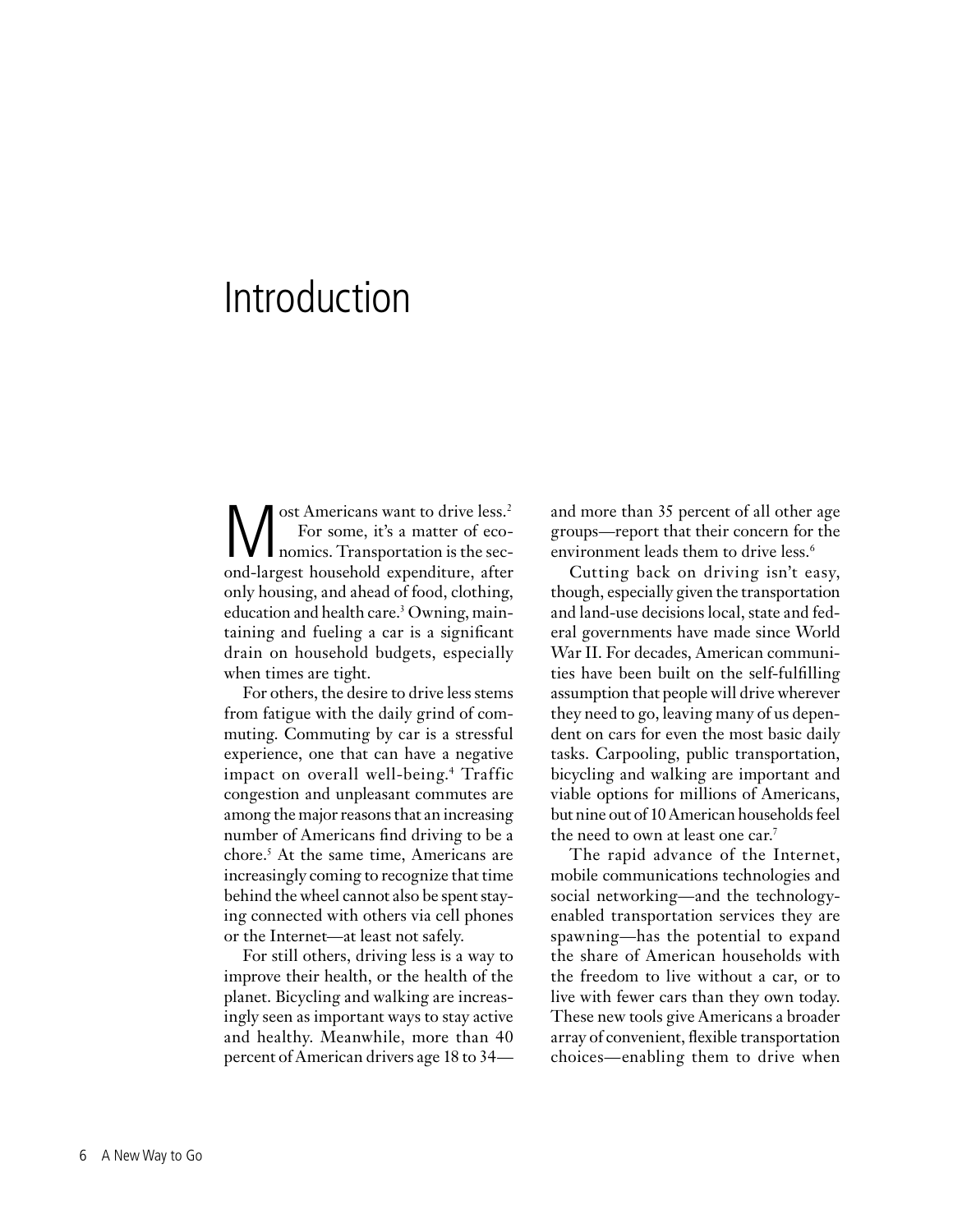# Introduction

Most Americans want to drive less.[2] For some, it's a matter of economics. Transportation is the second-largest household expenditure, after only housing, and ahead of food, clothing, education and health care.[3] Owning, maintaining and fueling a car is a significant drain on household budgets, especially when times are tight.

For others, the desire to drive less stems from fatigue with the daily grind of commuting. Commuting by car is a stressful experience, one that can have a negative impact on overall well-being.[4] Traffic congestion and unpleasant commutes are among the major reasons that an increasing number of Americans find driving to be a chore.[5] At the same time, Americans are increasingly coming to recognize that time behind the wheel cannot also be spent staying connected with others via cell phones or the Internet—at least not safely.

For still others, driving less is a way to improve their health, or the health of the planet. Bicycling and walking are increasingly seen as important ways to stay active and healthy. Meanwhile, more than 40 percent of American drivers age 18 to 34—and more than 35 percent of all other age groups—report that their concern for the environment leads them to drive less.[6]

Cutting back on driving isn't easy, though, especially given the transportation and land-use decisions local, state and federal governments have made since World War II. For decades, American communities have been built on the self-fulfilling assumption that people will drive wherever they need to go, leaving many of us dependent on cars for even the most basic daily tasks. Carpooling, public transportation, bicycling and walking are important and viable options for millions of Americans, but nine out of 10 American households feel the need to own at least one car.[7]

The rapid advance of the Internet, mobile communications technologies and social networking—and the technology-enabled transportation services they are spawning—has the potential to expand the share of American households with the freedom to live without a car, or to live with fewer cars than they own today. These new tools give Americans a broader array of convenient, flexible transportation choices—enabling them to drive when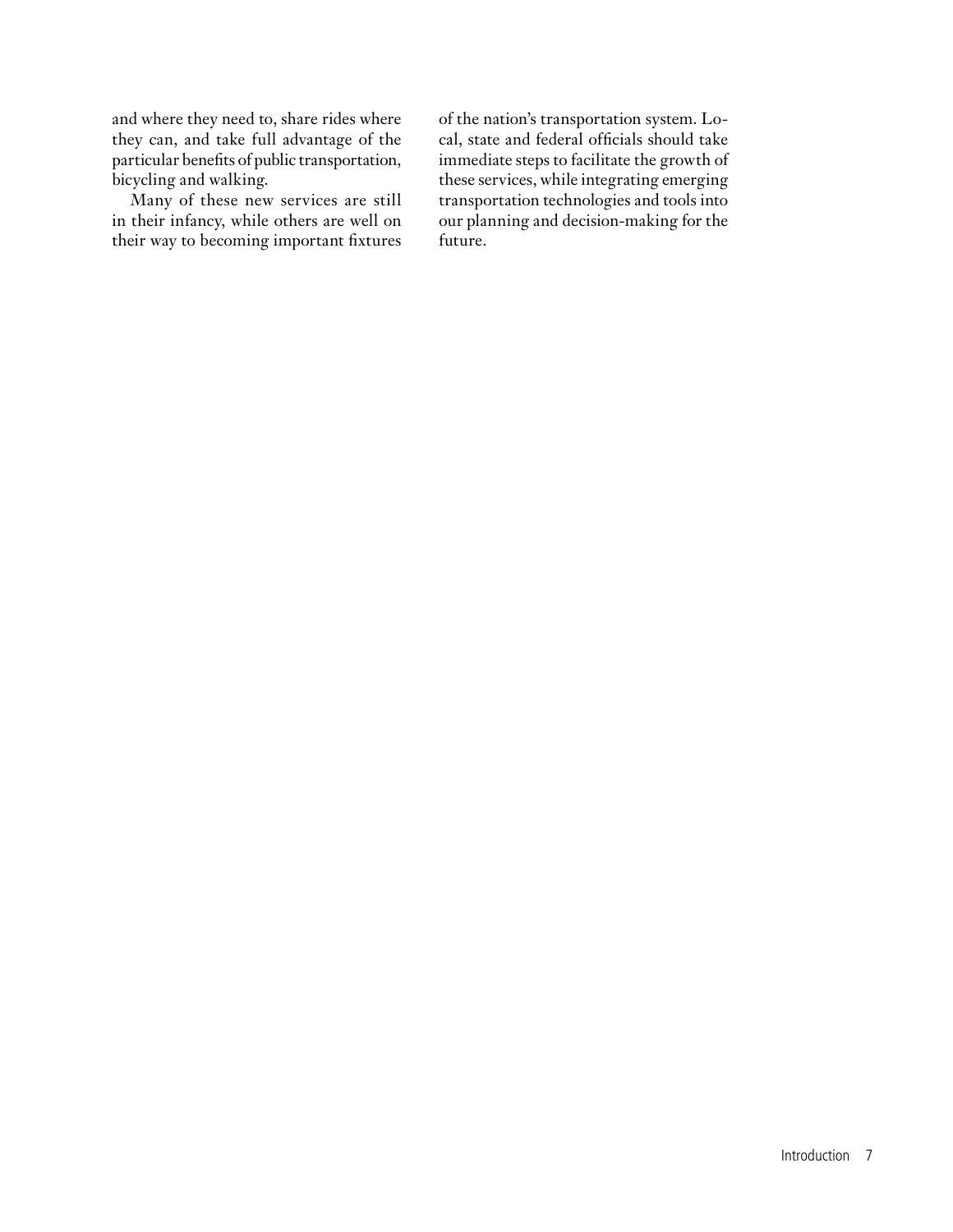and where they need to, share rides where they can, and take full advantage of the particular benefits of public transportation, bicycling and walking.

Many of these new services are still in their infancy, while others are well on their way to becoming important fixtures of the nation's transportation system. Local, state and federal officials should take immediate steps to facilitate the growth of these services, while integrating emerging transportation technologies and tools into our planning and decision-making for the future.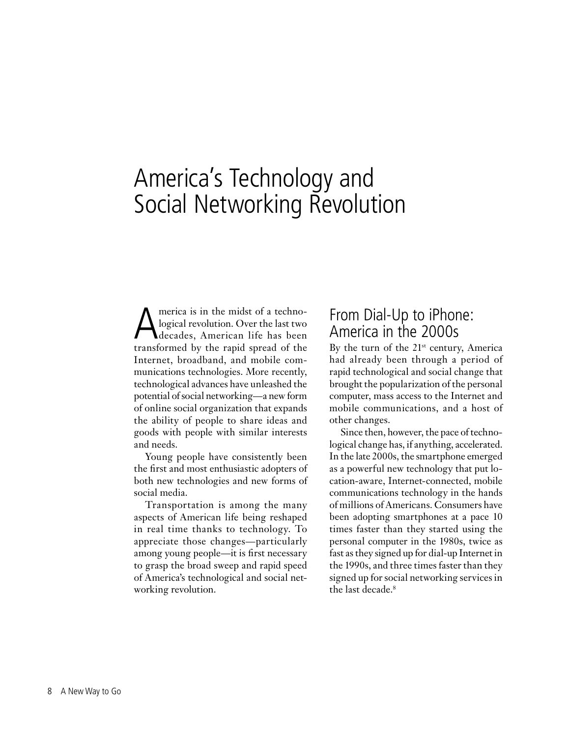# America's Technology and Social Networking Revolution

America is in the midst of a technological revolution. Over the last two decades, American life has been transformed by the rapid spread of the Internet, broadband, and mobile communications technologies. More recently, technological advances have unleashed the potential of social networking—a new form of online social organization that expands the ability of people to share ideas and goods with people with similar interests and needs.

Young people have consistently been the first and most enthusiastic adopters of both new technologies and new forms of social media.

Transportation is among the many aspects of American life being reshaped in real time thanks to technology. To appreciate those changes—particularly among young people—it is first necessary to grasp the broad sweep and rapid speed of America's technological and social networking revolution.

## From Dial-Up to iPhone: America in the 2000s

By the turn of the 21st century, America had already been through a period of rapid technological and social change that brought the popularization of the personal computer, mass access to the Internet and mobile communications, and a host of other changes.

Since then, however, the pace of technological change has, if anything, accelerated. In the late 2000s, the smartphone emerged as a powerful new technology that put location-aware, Internet-connected, mobile communications technology in the hands of millions of Americans. Consumers have been adopting smartphones at a pace 10 times faster than they started using the personal computer in the 1980s, twice as fast as they signed up for dial-up Internet in the 1990s, and three times faster than they signed up for social networking services in the last decade.[8]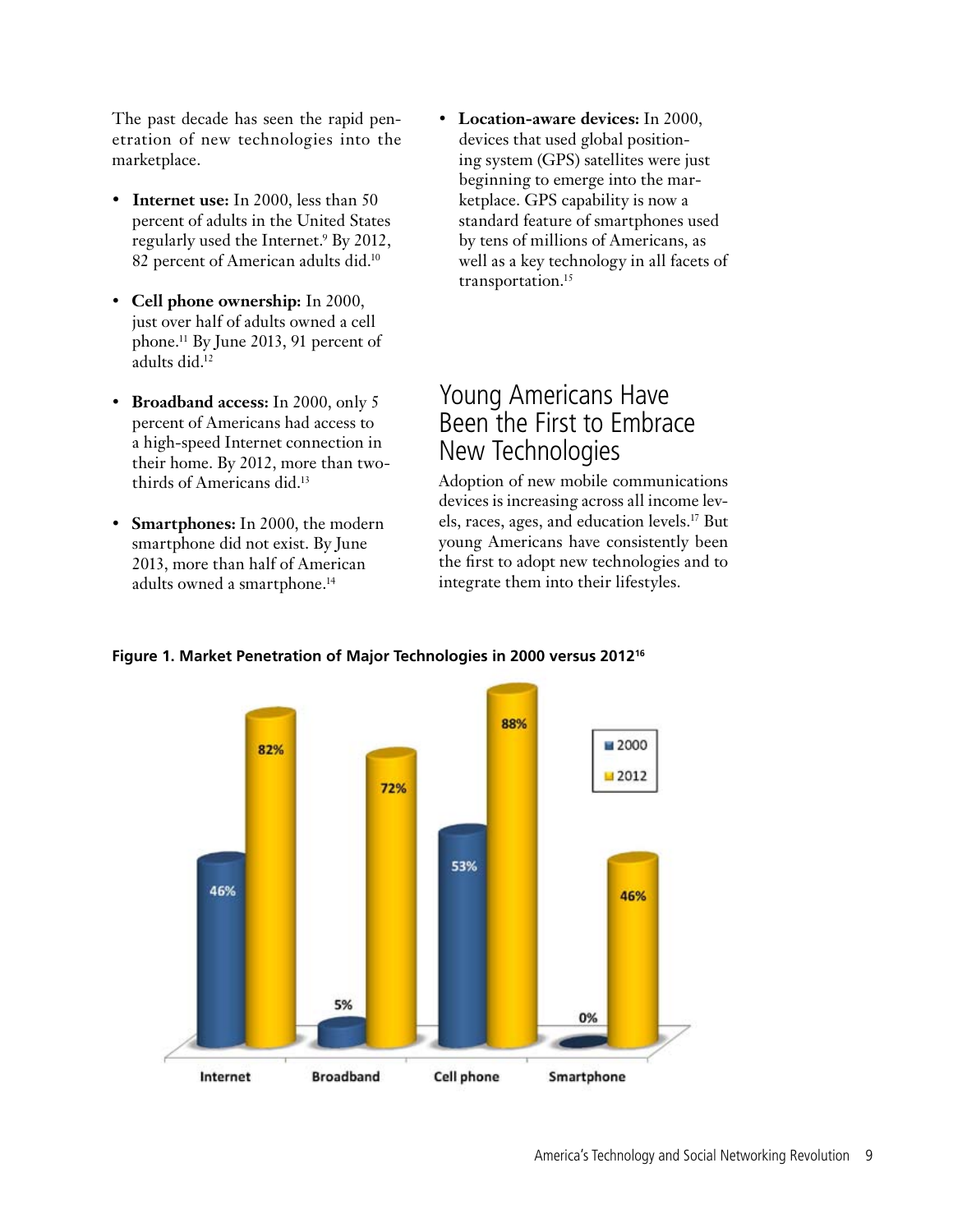The past decade has seen the rapid penetration of new technologies into the marketplace.

- **Internet use:** In 2000, less than 50 percent of adults in the United States regularly used the Internet.[9] By 2012, 82 percent of American adults did.[10]
- **Cell phone ownership:** In 2000, just over half of adults owned a cell phone.[11] By June 2013, 91 percent of adults did.[12]
- **Broadband access:** In 2000, only 5 percent of Americans had access to a high-speed Internet connection in their home. By 2012, more than two-thirds of Americans did.[13]
- **Smartphones:** In 2000, the modern smartphone did not exist. By June 2013, more than half of American adults owned a smartphone.[14]
- **Location-aware devices:** In 2000, devices that used global positioning system (GPS) satellites were just beginning to emerge into the marketplace. GPS capability is now a standard feature of smartphones used by tens of millions of Americans, as well as a key technology in all facets of transportation.[15]

## Young Americans Have Been the First to Embrace New Technologies

Adoption of new mobile communications devices is increasing across all income levels, races, ages, and education levels.[17] But young Americans have consistently been the first to adopt new technologies and to integrate them into their lifestyles.

**Figure 1. Market Penetration of Major Technologies in 2000 versus 2012[16]**

| | 2000 | 2012 |
|---|---|---|
| Internet | 46% | 82% |
| Broadband | 5% | 72% |
| Cell phone | 53% | 88% |
| Smartphone | 0% | 46% |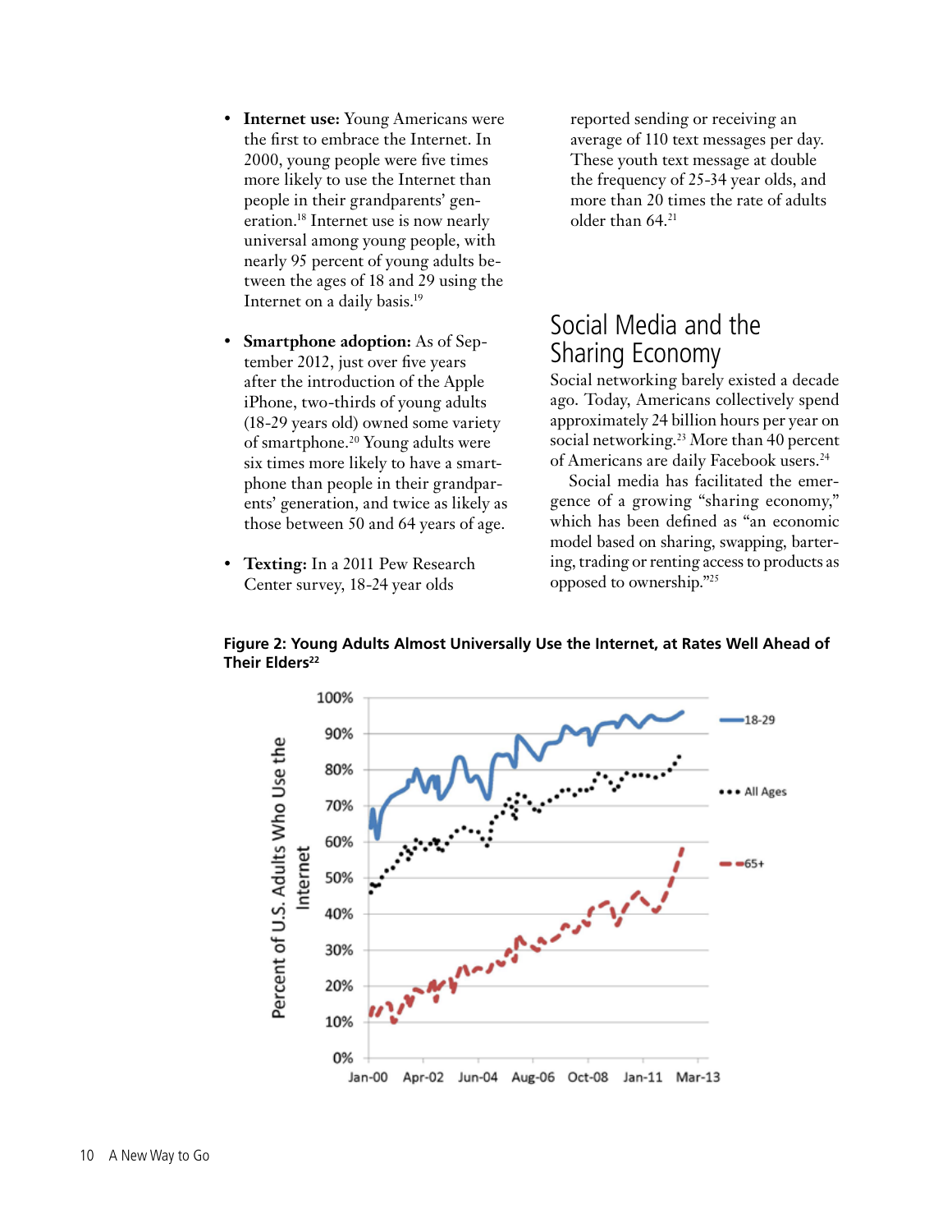- **Internet use:** Young Americans were the first to embrace the Internet. In 2000, young people were five times more likely to use the Internet than people in their grandparents' generation.[18] Internet use is now nearly universal among young people, with nearly 95 percent of young adults between the ages of 18 and 29 using the Internet on a daily basis.[19]

- **Smartphone adoption:** As of September 2012, just over five years after the introduction of the Apple iPhone, two-thirds of young adults (18-29 years old) owned some variety of smartphone.[20] Young adults were six times more likely to have a smartphone than people in their grandparents' generation, and twice as likely as those between 50 and 64 years of age.

- **Texting:** In a 2011 Pew Research Center survey, 18-24 year olds reported sending or receiving an average of 110 text messages per day. These youth text message at double the frequency of 25-34 year olds, and more than 20 times the rate of adults older than 64.[21]

## Social Media and the Sharing Economy

Social networking barely existed a decade ago. Today, Americans collectively spend approximately 24 billion hours per year on social networking.[23] More than 40 percent of Americans are daily Facebook users.[24]

Social media has facilitated the emergence of a growing "sharing economy," which has been defined as "an economic model based on sharing, swapping, bartering, trading or renting access to products as opposed to ownership."[25]

**Figure 2: Young Adults Almost Universally Use the Internet, at Rates Well Ahead of Their Elders[22]**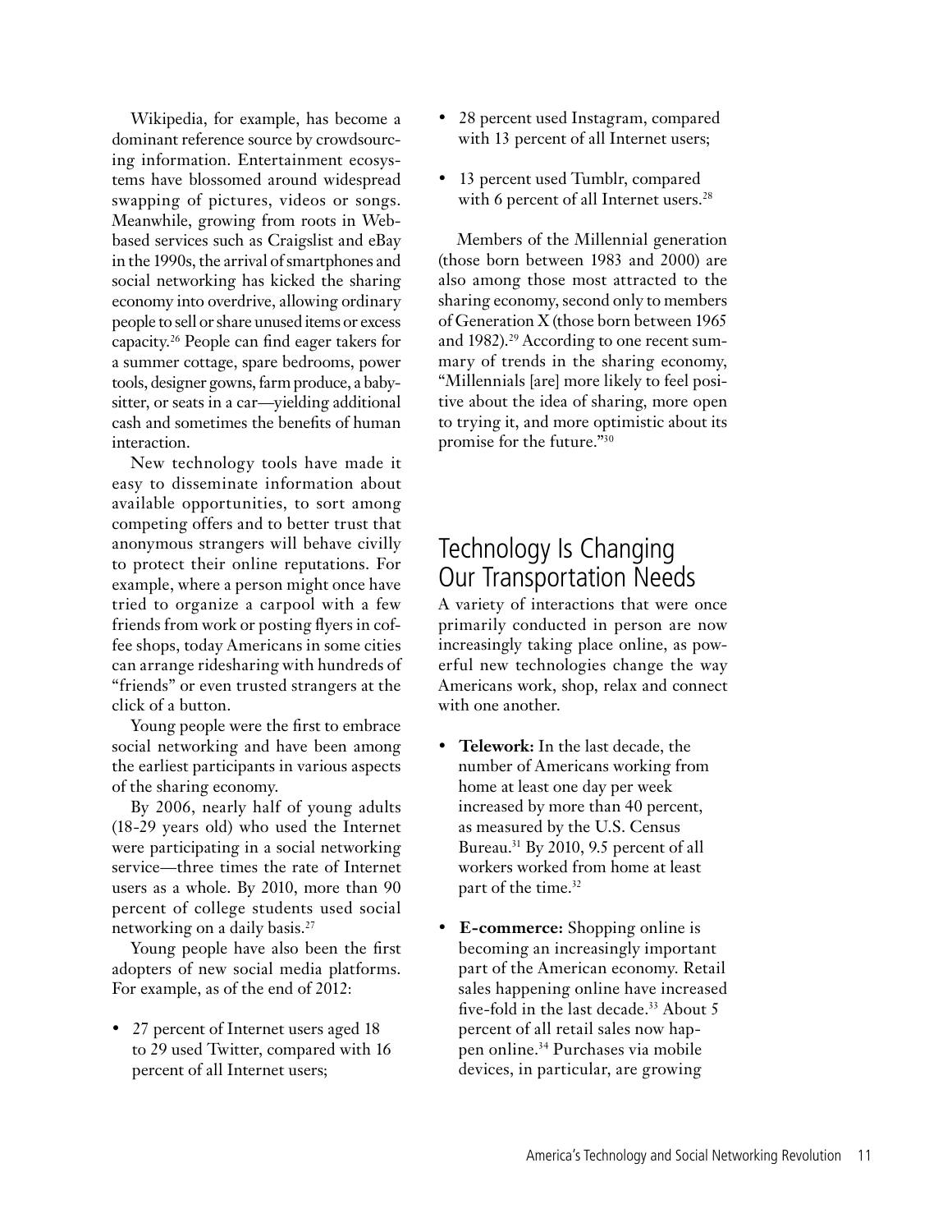Wikipedia, for example, has become a dominant reference source by crowdsourcing information. Entertainment ecosystems have blossomed around widespread swapping of pictures, videos or songs. Meanwhile, growing from roots in Web-based services such as Craigslist and eBay in the 1990s, the arrival of smartphones and social networking has kicked the sharing economy into overdrive, allowing ordinary people to sell or share unused items or excess capacity.[26] People can find eager takers for a summer cottage, spare bedrooms, power tools, designer gowns, farm produce, a babysitter, or seats in a car—yielding additional cash and sometimes the benefits of human interaction.

New technology tools have made it easy to disseminate information about available opportunities, to sort among competing offers and to better trust that anonymous strangers will behave civilly to protect their online reputations. For example, where a person might once have tried to organize a carpool with a few friends from work or posting flyers in coffee shops, today Americans in some cities can arrange ridesharing with hundreds of "friends" or even trusted strangers at the click of a button.

Young people were the first to embrace social networking and have been among the earliest participants in various aspects of the sharing economy.

By 2006, nearly half of young adults (18-29 years old) who used the Internet were participating in a social networking service—three times the rate of Internet users as a whole. By 2010, more than 90 percent of college students used social networking on a daily basis.[27]

Young people have also been the first adopters of new social media platforms. For example, as of the end of 2012:

- 27 percent of Internet users aged 18 to 29 used Twitter, compared with 16 percent of all Internet users;
- 28 percent used Instagram, compared with 13 percent of all Internet users;
- 13 percent used Tumblr, compared with 6 percent of all Internet users.[28]

Members of the Millennial generation (those born between 1983 and 2000) are also among those most attracted to the sharing economy, second only to members of Generation X (those born between 1965 and 1982).[29] According to one recent summary of trends in the sharing economy, "Millennials [are] more likely to feel positive about the idea of sharing, more open to trying it, and more optimistic about its promise for the future."[30]

## Technology Is Changing Our Transportation Needs

A variety of interactions that were once primarily conducted in person are now increasingly taking place online, as powerful new technologies change the way Americans work, shop, relax and connect with one another.

- **Telework:** In the last decade, the number of Americans working from home at least one day per week increased by more than 40 percent, as measured by the U.S. Census Bureau.[31] By 2010, 9.5 percent of all workers worked from home at least part of the time.[32]
- **E-commerce:** Shopping online is becoming an increasingly important part of the American economy. Retail sales happening online have increased five-fold in the last decade.[33] About 5 percent of all retail sales now happen online.[34] Purchases via mobile devices, in particular, are growing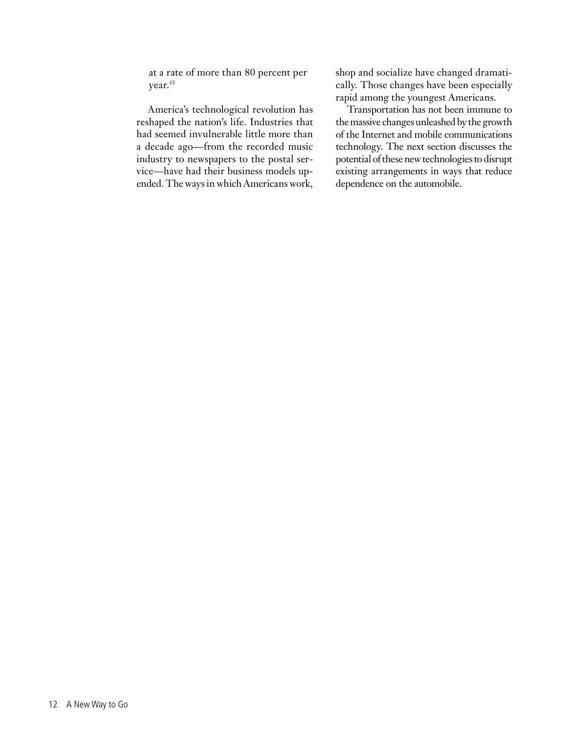at a rate of more than 80 percent per year.[35]

America's technological revolution has reshaped the nation's life. Industries that had seemed invulnerable little more than a decade ago—from the recorded music industry to newspapers to the postal service—have had their business models upended. The ways in which Americans work, shop and socialize have changed dramatically. Those changes have been especially rapid among the youngest Americans.

Transportation has not been immune to the massive changes unleashed by the growth of the Internet and mobile communications technology. The next section discusses the potential of these new technologies to disrupt existing arrangements in ways that reduce dependence on the automobile.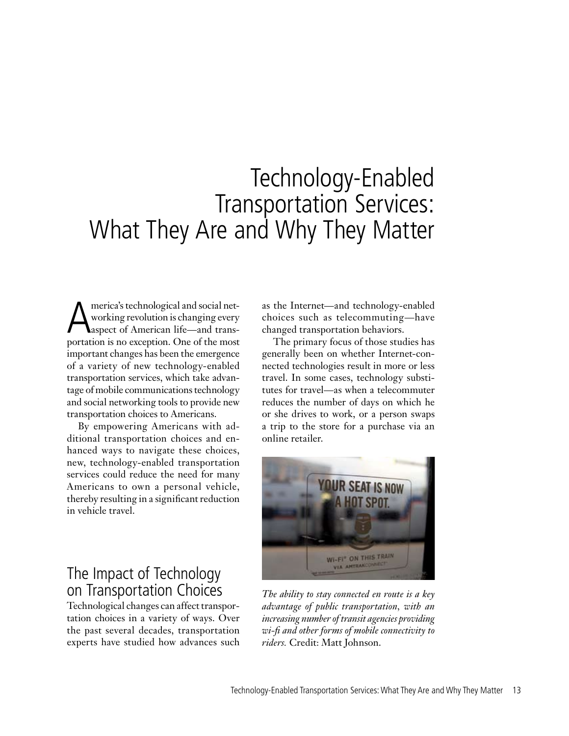# Technology-Enabled Transportation Services: What They Are and Why They Matter

America's technological and social networking revolution is changing every aspect of American life—and transportation is no exception. One of the most important changes has been the emergence of a variety of new technology-enabled transportation services, which take advantage of mobile communications technology and social networking tools to provide new transportation choices to Americans.

By empowering Americans with additional transportation choices and enhanced ways to navigate these choices, new, technology-enabled transportation services could reduce the need for many Americans to own a personal vehicle, thereby resulting in a significant reduction in vehicle travel.

## The Impact of Technology on Transportation Choices

Technological changes can affect transportation choices in a variety of ways. Over the past several decades, transportation experts have studied how advances such as the Internet—and technology-enabled choices such as telecommuting—have changed transportation behaviors.

The primary focus of those studies has generally been on whether Internet-connected technologies result in more or less travel. In some cases, technology substitutes for travel—as when a telecommuter reduces the number of days on which he or she drives to work, or a person swaps a trip to the store for a purchase via an online retailer.

*The ability to stay connected en route is a key advantage of public transportation, with an increasing number of transit agencies providing wi-fi and other forms of mobile connectivity to riders.* Credit: Matt Johnson.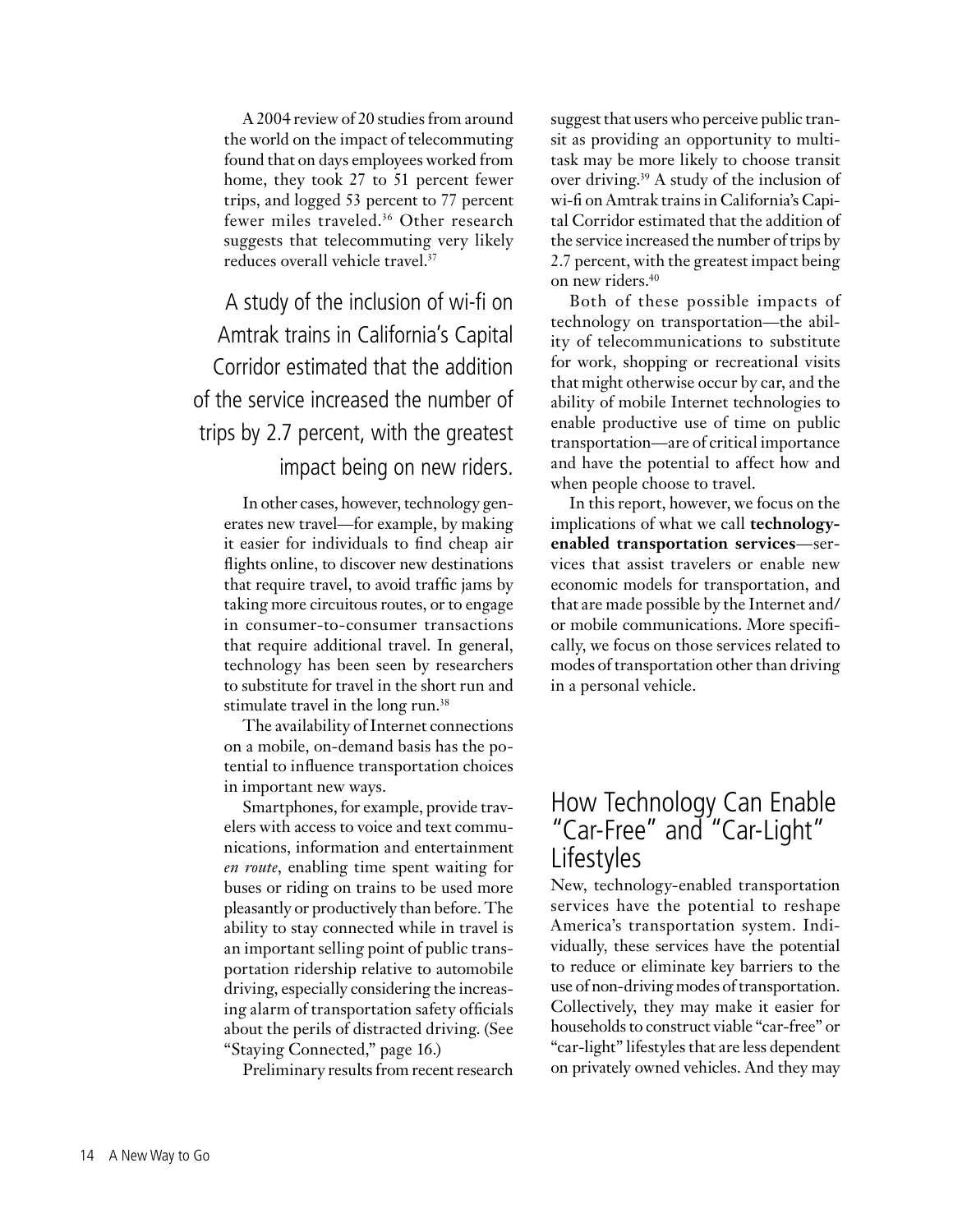A 2004 review of 20 studies from around the world on the impact of telecommuting found that on days employees worked from home, they took 27 to 51 percent fewer trips, and logged 53 percent to 77 percent fewer miles traveled.[36] Other research suggests that telecommuting very likely reduces overall vehicle travel.[37]

> A study of the inclusion of wi-fi on Amtrak trains in California's Capital Corridor estimated that the addition of the service increased the number of trips by 2.7 percent, with the greatest impact being on new riders.

In other cases, however, technology generates new travel—for example, by making it easier for individuals to find cheap air flights online, to discover new destinations that require travel, to avoid traffic jams by taking more circuitous routes, or to engage in consumer-to-consumer transactions that require additional travel. In general, technology has been seen by researchers to substitute for travel in the short run and stimulate travel in the long run.[38]

The availability of Internet connections on a mobile, on-demand basis has the potential to influence transportation choices in important new ways.

Smartphones, for example, provide travelers with access to voice and text communications, information and entertainment *en route*, enabling time spent waiting for buses or riding on trains to be used more pleasantly or productively than before. The ability to stay connected while in travel is an important selling point of public transportation ridership relative to automobile driving, especially considering the increasing alarm of transportation safety officials about the perils of distracted driving. (See "Staying Connected," page 16.)

Preliminary results from recent research suggest that users who perceive public transit as providing an opportunity to multitask may be more likely to choose transit over driving.[39] A study of the inclusion of wi-fi on Amtrak trains in California's Capital Corridor estimated that the addition of the service increased the number of trips by 2.7 percent, with the greatest impact being on new riders.[40]

Both of these possible impacts of technology on transportation—the ability of telecommunications to substitute for work, shopping or recreational visits that might otherwise occur by car, and the ability of mobile Internet technologies to enable productive use of time on public transportation—are of critical importance and have the potential to affect how and when people choose to travel.

In this report, however, we focus on the implications of what we call **technology-enabled transportation services**—services that assist travelers or enable new economic models for transportation, and that are made possible by the Internet and/or mobile communications. More specifically, we focus on those services related to modes of transportation other than driving in a personal vehicle.

## How Technology Can Enable "Car-Free" and "Car-Light" Lifestyles

New, technology-enabled transportation services have the potential to reshape America's transportation system. Individually, these services have the potential to reduce or eliminate key barriers to the use of non-driving modes of transportation. Collectively, they may make it easier for households to construct viable "car-free" or "car-light" lifestyles that are less dependent on privately owned vehicles. And they may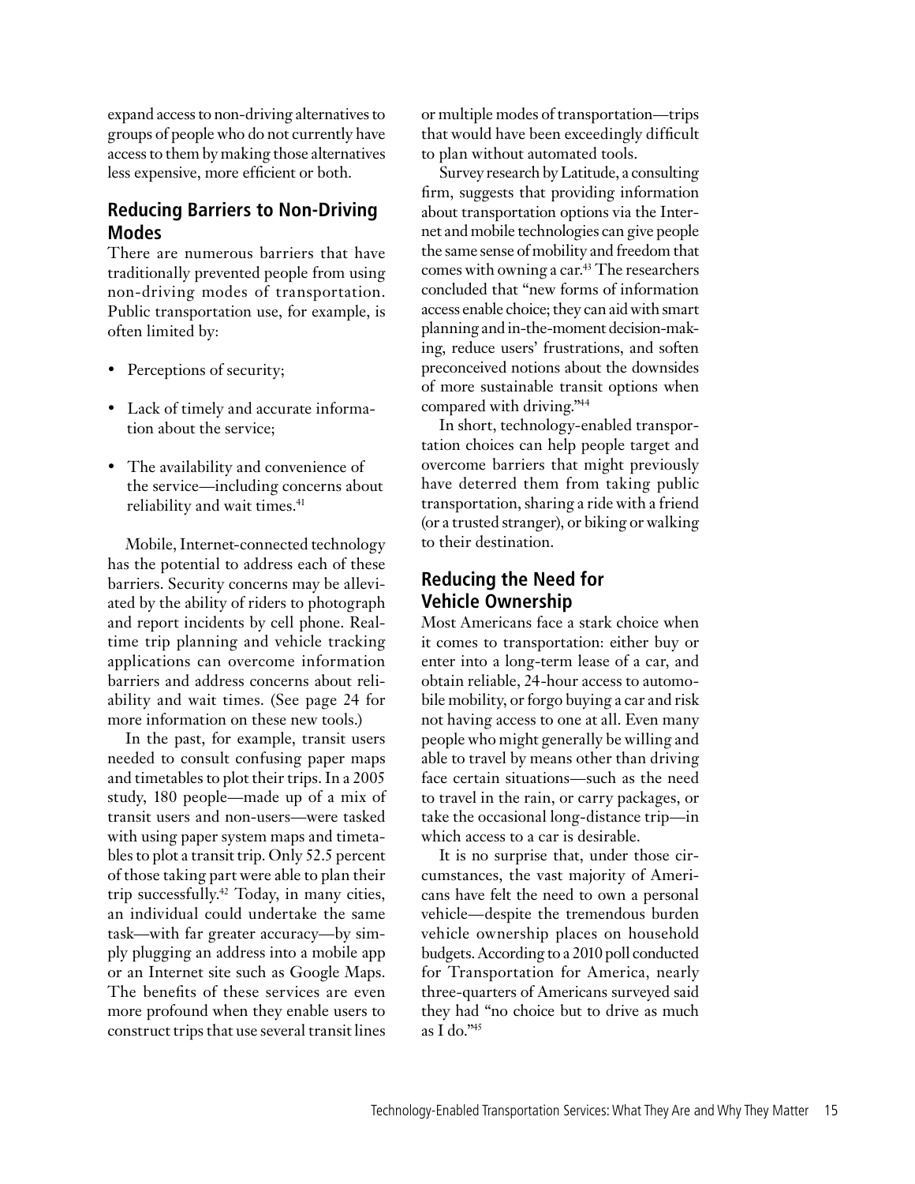expand access to non-driving alternatives to groups of people who do not currently have access to them by making those alternatives less expensive, more efficient or both.

## Reducing Barriers to Non-Driving Modes

There are numerous barriers that have traditionally prevented people from using non-driving modes of transportation. Public transportation use, for example, is often limited by:

- Perceptions of security;
- Lack of timely and accurate information about the service;
- The availability and convenience of the service—including concerns about reliability and wait times.[41]

Mobile, Internet-connected technology has the potential to address each of these barriers. Security concerns may be alleviated by the ability of riders to photograph and report incidents by cell phone. Real-time trip planning and vehicle tracking applications can overcome information barriers and address concerns about reliability and wait times. (See page 24 for more information on these new tools.)

In the past, for example, transit users needed to consult confusing paper maps and timetables to plot their trips. In a 2005 study, 180 people—made up of a mix of transit users and non-users—were tasked with using paper system maps and timetables to plot a transit trip. Only 52.5 percent of those taking part were able to plan their trip successfully.[42] Today, in many cities, an individual could undertake the same task—with far greater accuracy—by simply plugging an address into a mobile app or an Internet site such as Google Maps. The benefits of these services are even more profound when they enable users to construct trips that use several transit lines or multiple modes of transportation—trips that would have been exceedingly difficult to plan without automated tools.

Survey research by Latitude, a consulting firm, suggests that providing information about transportation options via the Internet and mobile technologies can give people the same sense of mobility and freedom that comes with owning a car.[43] The researchers concluded that "new forms of information access enable choice; they can aid with smart planning and in-the-moment decision-making, reduce users' frustrations, and soften preconceived notions about the downsides of more sustainable transit options when compared with driving."[44]

In short, technology-enabled transportation choices can help people target and overcome barriers that might previously have deterred them from taking public transportation, sharing a ride with a friend (or a trusted stranger), or biking or walking to their destination.

## Reducing the Need for Vehicle Ownership

Most Americans face a stark choice when it comes to transportation: either buy or enter into a long-term lease of a car, and obtain reliable, 24-hour access to automobile mobility, or forgo buying a car and risk not having access to one at all. Even many people who might generally be willing and able to travel by means other than driving face certain situations—such as the need to travel in the rain, or carry packages, or take the occasional long-distance trip—in which access to a car is desirable.

It is no surprise that, under those circumstances, the vast majority of Americans have felt the need to own a personal vehicle—despite the tremendous burden vehicle ownership places on household budgets. According to a 2010 poll conducted for Transportation for America, nearly three-quarters of Americans surveyed said they had "no choice but to drive as much as I do."[45]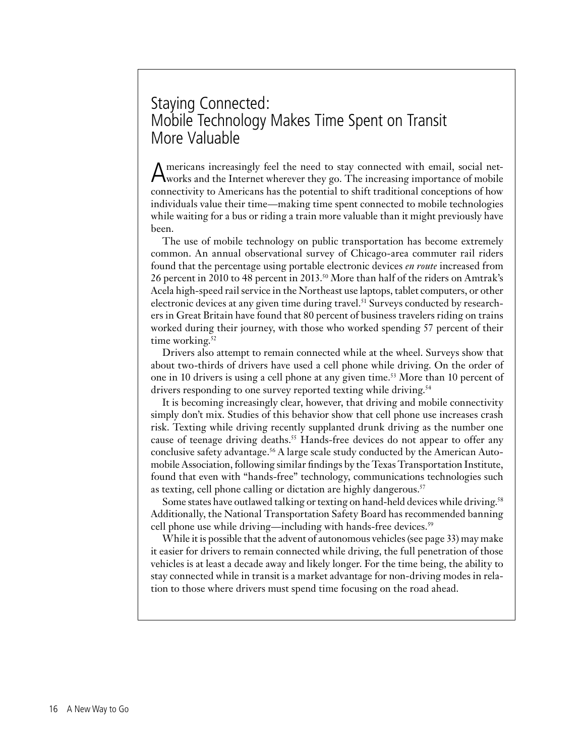## Staying Connected: Mobile Technology Makes Time Spent on Transit More Valuable

Americans increasingly feel the need to stay connected with email, social networks and the Internet wherever they go. The increasing importance of mobile connectivity to Americans has the potential to shift traditional conceptions of how individuals value their time—making time spent connected to mobile technologies while waiting for a bus or riding a train more valuable than it might previously have been.

The use of mobile technology on public transportation has become extremely common. An annual observational survey of Chicago-area commuter rail riders found that the percentage using portable electronic devices *en route* increased from 26 percent in 2010 to 48 percent in 2013.[50] More than half of the riders on Amtrak's Acela high-speed rail service in the Northeast use laptops, tablet computers, or other electronic devices at any given time during travel.[51] Surveys conducted by researchers in Great Britain have found that 80 percent of business travelers riding on trains worked during their journey, with those who worked spending 57 percent of their time working.[52]

Drivers also attempt to remain connected while at the wheel. Surveys show that about two-thirds of drivers have used a cell phone while driving. On the order of one in 10 drivers is using a cell phone at any given time.[53] More than 10 percent of drivers responding to one survey reported texting while driving.[54]

It is becoming increasingly clear, however, that driving and mobile connectivity simply don't mix. Studies of this behavior show that cell phone use increases crash risk. Texting while driving recently supplanted drunk driving as the number one cause of teenage driving deaths.[55] Hands-free devices do not appear to offer any conclusive safety advantage.[56] A large scale study conducted by the American Automobile Association, following similar findings by the Texas Transportation Institute, found that even with "hands-free" technology, communications technologies such as texting, cell phone calling or dictation are highly dangerous.[57]

Some states have outlawed talking or texting on hand-held devices while driving.[58] Additionally, the National Transportation Safety Board has recommended banning cell phone use while driving—including with hands-free devices.[59]

While it is possible that the advent of autonomous vehicles (see page 33) may make it easier for drivers to remain connected while driving, the full penetration of those vehicles is at least a decade away and likely longer. For the time being, the ability to stay connected while in transit is a market advantage for non-driving modes in relation to those where drivers must spend time focusing on the road ahead.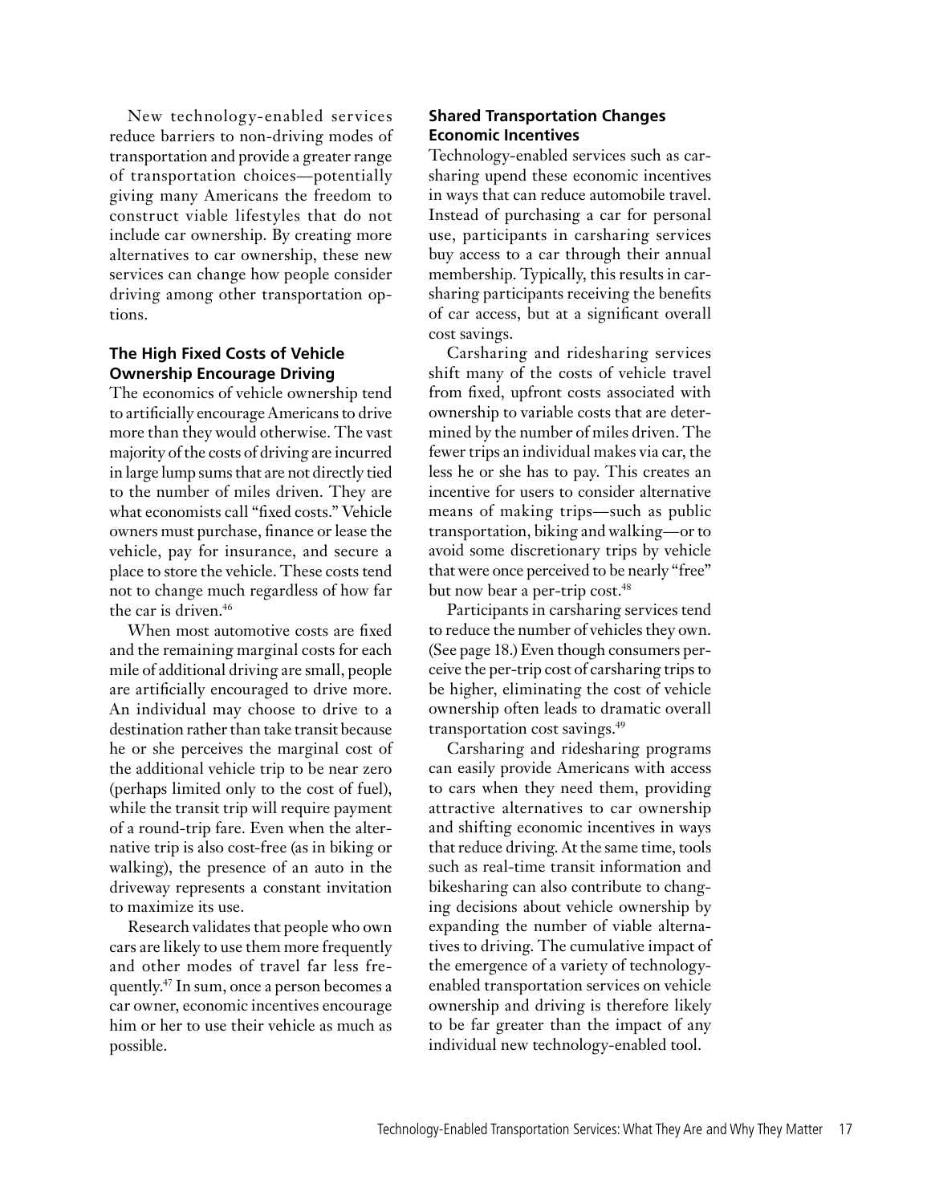New technology-enabled services reduce barriers to non-driving modes of transportation and provide a greater range of transportation choices—potentially giving many Americans the freedom to construct viable lifestyles that do not include car ownership. By creating more alternatives to car ownership, these new services can change how people consider driving among other transportation options.

### The High Fixed Costs of Vehicle Ownership Encourage Driving

The economics of vehicle ownership tend to artificially encourage Americans to drive more than they would otherwise. The vast majority of the costs of driving are incurred in large lump sums that are not directly tied to the number of miles driven. They are what economists call "fixed costs." Vehicle owners must purchase, finance or lease the vehicle, pay for insurance, and secure a place to store the vehicle. These costs tend not to change much regardless of how far the car is driven.[46]

When most automotive costs are fixed and the remaining marginal costs for each mile of additional driving are small, people are artificially encouraged to drive more. An individual may choose to drive to a destination rather than take transit because he or she perceives the marginal cost of the additional vehicle trip to be near zero (perhaps limited only to the cost of fuel), while the transit trip will require payment of a round-trip fare. Even when the alternative trip is also cost-free (as in biking or walking), the presence of an auto in the driveway represents a constant invitation to maximize its use.

Research validates that people who own cars are likely to use them more frequently and other modes of travel far less frequently.[47] In sum, once a person becomes a car owner, economic incentives encourage him or her to use their vehicle as much as possible.

### Shared Transportation Changes Economic Incentives

Technology-enabled services such as carsharing upend these economic incentives in ways that can reduce automobile travel. Instead of purchasing a car for personal use, participants in carsharing services buy access to a car through their annual membership. Typically, this results in carsharing participants receiving the benefits of car access, but at a significant overall cost savings.

Carsharing and ridesharing services shift many of the costs of vehicle travel from fixed, upfront costs associated with ownership to variable costs that are determined by the number of miles driven. The fewer trips an individual makes via car, the less he or she has to pay. This creates an incentive for users to consider alternative means of making trips—such as public transportation, biking and walking—or to avoid some discretionary trips by vehicle that were once perceived to be nearly "free" but now bear a per-trip cost.[48]

Participants in carsharing services tend to reduce the number of vehicles they own. (See page 18.) Even though consumers perceive the per-trip cost of carsharing trips to be higher, eliminating the cost of vehicle ownership often leads to dramatic overall transportation cost savings.[49]

Carsharing and ridesharing programs can easily provide Americans with access to cars when they need them, providing attractive alternatives to car ownership and shifting economic incentives in ways that reduce driving. At the same time, tools such as real-time transit information and bikesharing can also contribute to changing decisions about vehicle ownership by expanding the number of viable alternatives to driving. The cumulative impact of the emergence of a variety of technology-enabled transportation services on vehicle ownership and driving is therefore likely to be far greater than the impact of any individual new technology-enabled tool.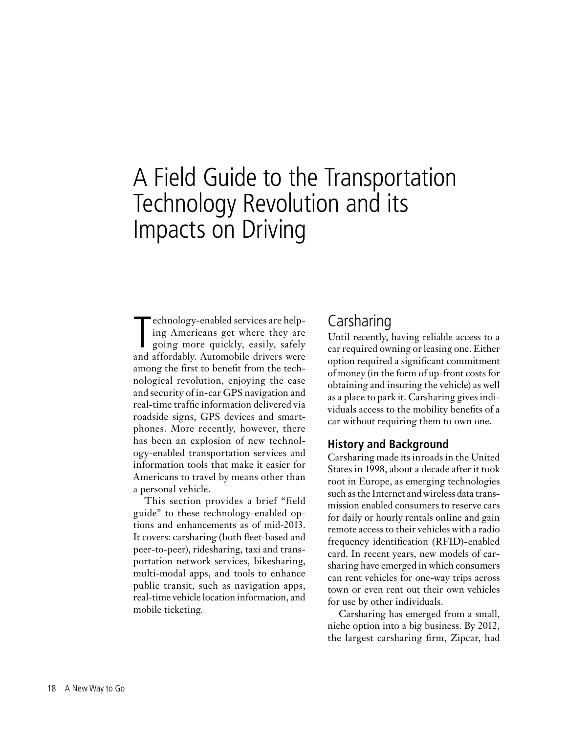# A Field Guide to the Transportation Technology Revolution and its Impacts on Driving

Technology-enabled services are helping Americans get where they are going more quickly, easily, safely and affordably. Automobile drivers were among the first to benefit from the technological revolution, enjoying the ease and security of in-car GPS navigation and real-time traffic information delivered via roadside signs, GPS devices and smartphones. More recently, however, there has been an explosion of new technology-enabled transportation services and information tools that make it easier for Americans to travel by means other than a personal vehicle.

This section provides a brief "field guide" to these technology-enabled options and enhancements as of mid-2013. It covers: carsharing (both fleet-based and peer-to-peer), ridesharing, taxi and transportation network services, bikesharing, multi-modal apps, and tools to enhance public transit, such as navigation apps, real-time vehicle location information, and mobile ticketing.

## Carsharing

Until recently, having reliable access to a car required owning or leasing one. Either option required a significant commitment of money (in the form of up-front costs for obtaining and insuring the vehicle) as well as a place to park it. Carsharing gives individuals access to the mobility benefits of a car without requiring them to own one.

### History and Background

Carsharing made its inroads in the United States in 1998, about a decade after it took root in Europe, as emerging technologies such as the Internet and wireless data transmission enabled consumers to reserve cars for daily or hourly rentals online and gain remote access to their vehicles with a radio frequency identification (RFID)-enabled card. In recent years, new models of carsharing have emerged in which consumers can rent vehicles for one-way trips across town or even rent out their own vehicles for use by other individuals.

Carsharing has emerged from a small, niche option into a big business. By 2012, the largest carsharing firm, Zipcar, had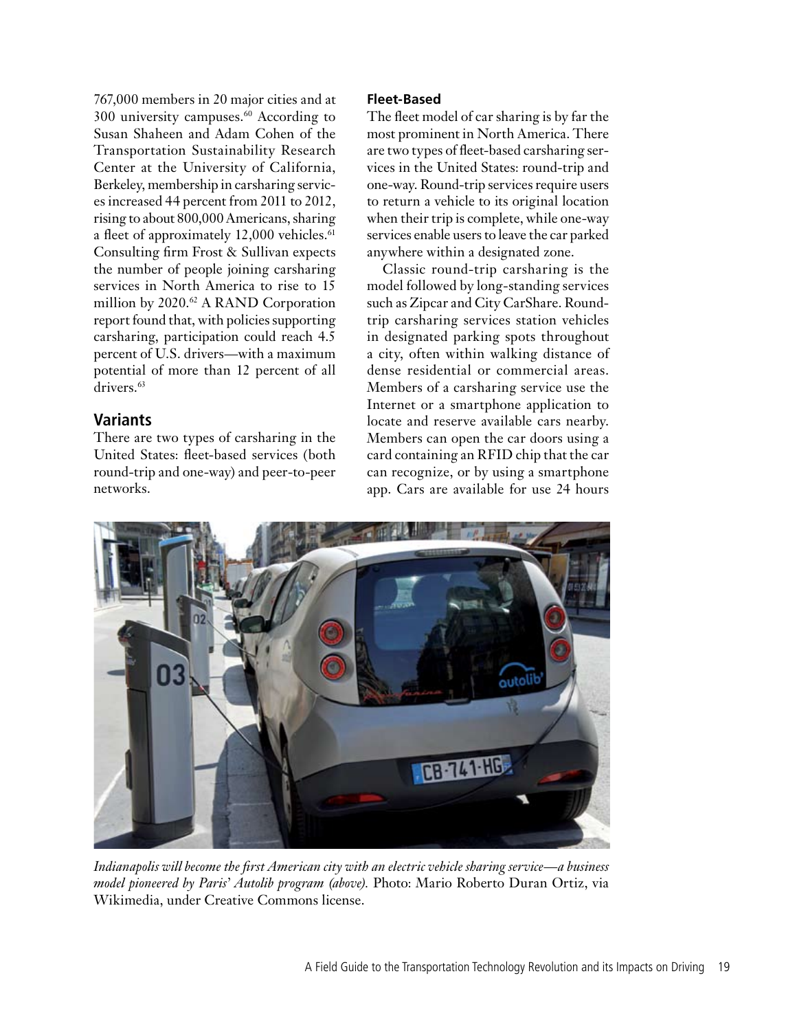767,000 members in 20 major cities and at 300 university campuses.[60] According to Susan Shaheen and Adam Cohen of the Transportation Sustainability Research Center at the University of California, Berkeley, membership in carsharing services increased 44 percent from 2011 to 2012, rising to about 800,000 Americans, sharing a fleet of approximately 12,000 vehicles.[61] Consulting firm Frost & Sullivan expects the number of people joining carsharing services in North America to rise to 15 million by 2020.[62] A RAND Corporation report found that, with policies supporting carsharing, participation could reach 4.5 percent of U.S. drivers—with a maximum potential of more than 12 percent of all drivers.[63]

## Variants

There are two types of carsharing in the United States: fleet-based services (both round-trip and one-way) and peer-to-peer networks.

### Fleet-Based

The fleet model of car sharing is by far the most prominent in North America. There are two types of fleet-based carsharing services in the United States: round-trip and one-way. Round-trip services require users to return a vehicle to its original location when their trip is complete, while one-way services enable users to leave the car parked anywhere within a designated zone.

Classic round-trip carsharing is the model followed by long-standing services such as Zipcar and City CarShare. Round-trip carsharing services station vehicles in designated parking spots throughout a city, often within walking distance of dense residential or commercial areas. Members of a carsharing service use the Internet or a smartphone application to locate and reserve available cars nearby. Members can open the car doors using a card containing an RFID chip that the car can recognize, or by using a smartphone app. Cars are available for use 24 hours

*Indianapolis will become the first American city with an electric vehicle sharing service—a business model pioneered by Paris' Autolib program (above).* Photo: Mario Roberto Duran Ortiz, via Wikimedia, under Creative Commons license.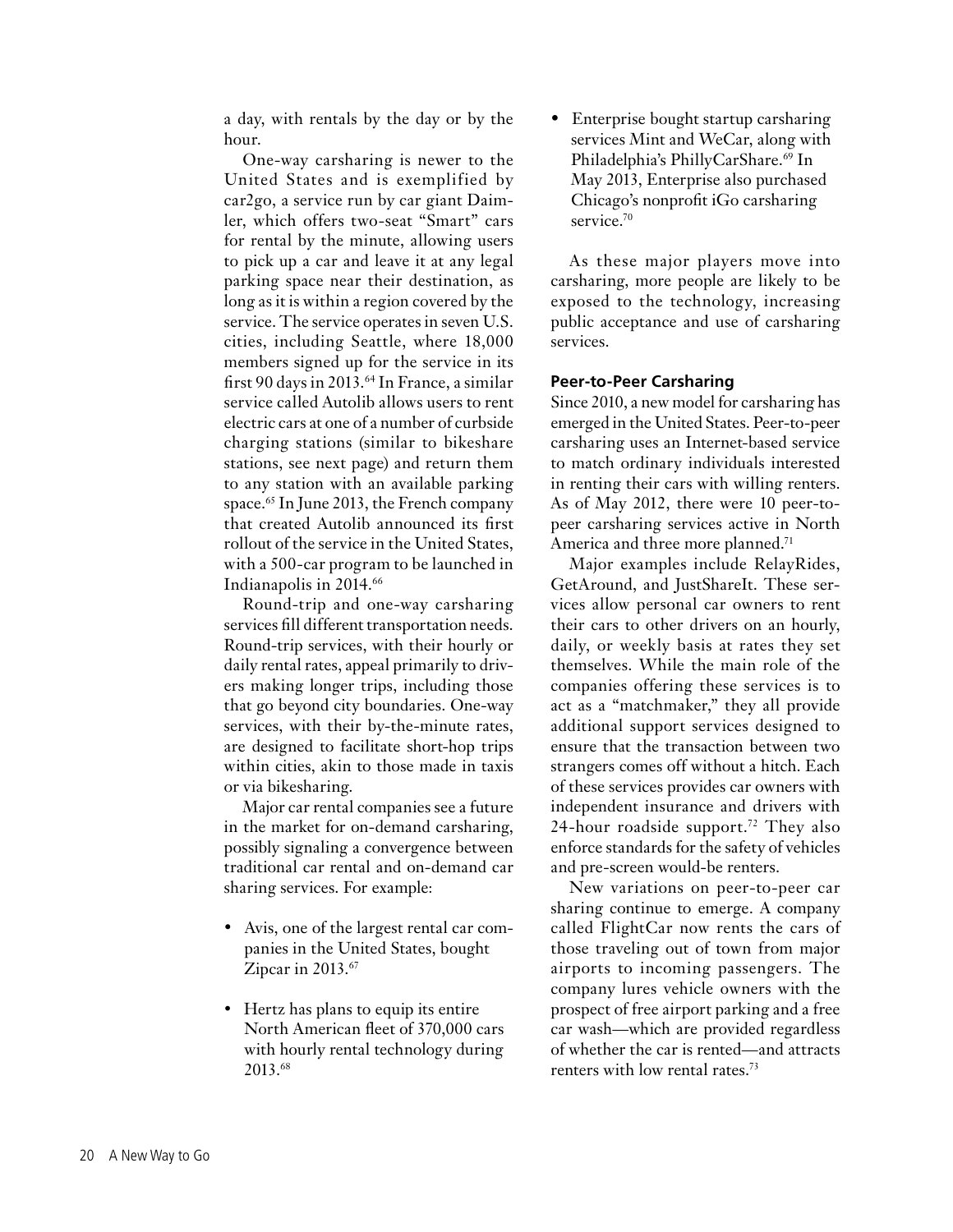a day, with rentals by the day or by the hour.

One-way carsharing is newer to the United States and is exemplified by car2go, a service run by car giant Daimler, which offers two-seat "Smart" cars for rental by the minute, allowing users to pick up a car and leave it at any legal parking space near their destination, as long as it is within a region covered by the service. The service operates in seven U.S. cities, including Seattle, where 18,000 members signed up for the service in its first 90 days in 2013.[64] In France, a similar service called Autolib allows users to rent electric cars at one of a number of curbside charging stations (similar to bikeshare stations, see next page) and return them to any station with an available parking space.[65] In June 2013, the French company that created Autolib announced its first rollout of the service in the United States, with a 500-car program to be launched in Indianapolis in 2014.[66]

Round-trip and one-way carsharing services fill different transportation needs. Round-trip services, with their hourly or daily rental rates, appeal primarily to drivers making longer trips, including those that go beyond city boundaries. One-way services, with their by-the-minute rates, are designed to facilitate short-hop trips within cities, akin to those made in taxis or via bikesharing.

Major car rental companies see a future in the market for on-demand carsharing, possibly signaling a convergence between traditional car rental and on-demand car sharing services. For example:

- Avis, one of the largest rental car companies in the United States, bought Zipcar in 2013.[67]
- Hertz has plans to equip its entire North American fleet of 370,000 cars with hourly rental technology during 2013.[68]
- Enterprise bought startup carsharing services Mint and WeCar, along with Philadelphia's PhillyCarShare.[69] In May 2013, Enterprise also purchased Chicago's nonprofit iGo carsharing service.[70]

As these major players move into carsharing, more people are likely to be exposed to the technology, increasing public acceptance and use of carsharing services.

**Peer-to-Peer Carsharing**

Since 2010, a new model for carsharing has emerged in the United States. Peer-to-peer carsharing uses an Internet-based service to match ordinary individuals interested in renting their cars with willing renters. As of May 2012, there were 10 peer-to-peer carsharing services active in North America and three more planned.[71]

Major examples include RelayRides, GetAround, and JustShareIt. These services allow personal car owners to rent their cars to other drivers on an hourly, daily, or weekly basis at rates they set themselves. While the main role of the companies offering these services is to act as a "matchmaker," they all provide additional support services designed to ensure that the transaction between two strangers comes off without a hitch. Each of these services provides car owners with independent insurance and drivers with 24-hour roadside support.[72] They also enforce standards for the safety of vehicles and pre-screen would-be renters.

New variations on peer-to-peer car sharing continue to emerge. A company called FlightCar now rents the cars of those traveling out of town from major airports to incoming passengers. The company lures vehicle owners with the prospect of free airport parking and a free car wash—which are provided regardless of whether the car is rented—and attracts renters with low rental rates.[73]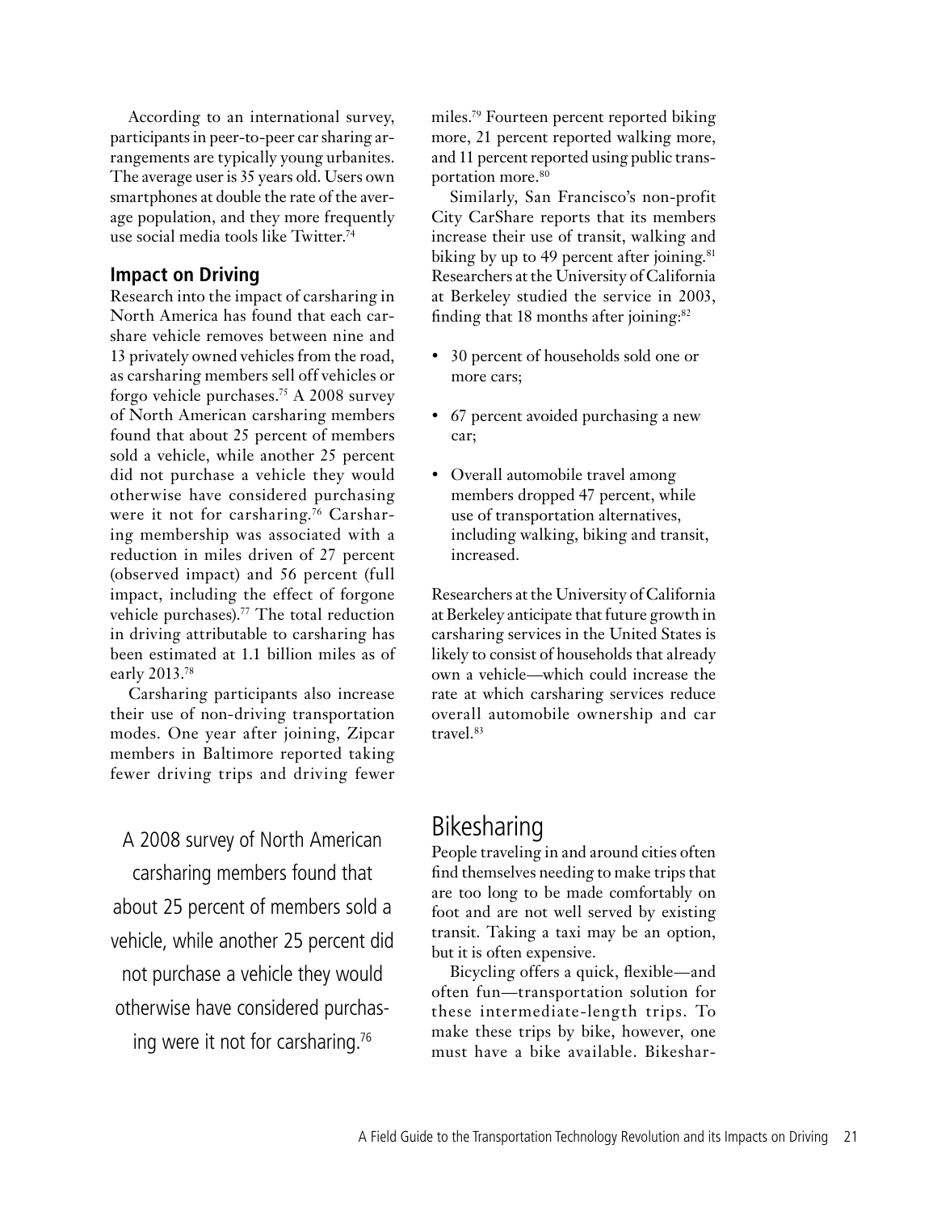According to an international survey, participants in peer-to-peer car sharing arrangements are typically young urbanites. The average user is 35 years old. Users own smartphones at double the rate of the average population, and they more frequently use social media tools like Twitter.[74]

### Impact on Driving

Research into the impact of carsharing in North America has found that each carshare vehicle removes between nine and 13 privately owned vehicles from the road, as carsharing members sell off vehicles or forgo vehicle purchases.[75] A 2008 survey of North American carsharing members found that about 25 percent of members sold a vehicle, while another 25 percent did not purchase a vehicle they would otherwise have considered purchasing were it not for carsharing.[76] Carsharing membership was associated with a reduction in miles driven of 27 percent (observed impact) and 56 percent (full impact, including the effect of forgone vehicle purchases).[77] The total reduction in driving attributable to carsharing has been estimated at 1.1 billion miles as of early 2013.[78]

Carsharing participants also increase their use of non-driving transportation modes. One year after joining, Zipcar members in Baltimore reported taking fewer driving trips and driving fewer miles.[79] Fourteen percent reported biking more, 21 percent reported walking more, and 11 percent reported using public transportation more.[80]

Similarly, San Francisco's non-profit City CarShare reports that its members increase their use of transit, walking and biking by up to 49 percent after joining.[81] Researchers at the University of California at Berkeley studied the service in 2003, finding that 18 months after joining:[82]

- 30 percent of households sold one or more cars;
- 67 percent avoided purchasing a new car;
- Overall automobile travel among members dropped 47 percent, while use of transportation alternatives, including walking, biking and transit, increased.

Researchers at the University of California at Berkeley anticipate that future growth in carsharing services in the United States is likely to consist of households that already own a vehicle—which could increase the rate at which carsharing services reduce overall automobile ownership and car travel.[83]

A 2008 survey of North American carsharing members found that about 25 percent of members sold a vehicle, while another 25 percent did not purchase a vehicle they would otherwise have considered purchasing were it not for carsharing.[76]

## Bikesharing

People traveling in and around cities often find themselves needing to make trips that are too long to be made comfortably on foot and are not well served by existing transit. Taking a taxi may be an option, but it is often expensive.

Bicycling offers a quick, flexible—and often fun—transportation solution for these intermediate-length trips. To make these trips by bike, however, one must have a bike available. Bikeshar-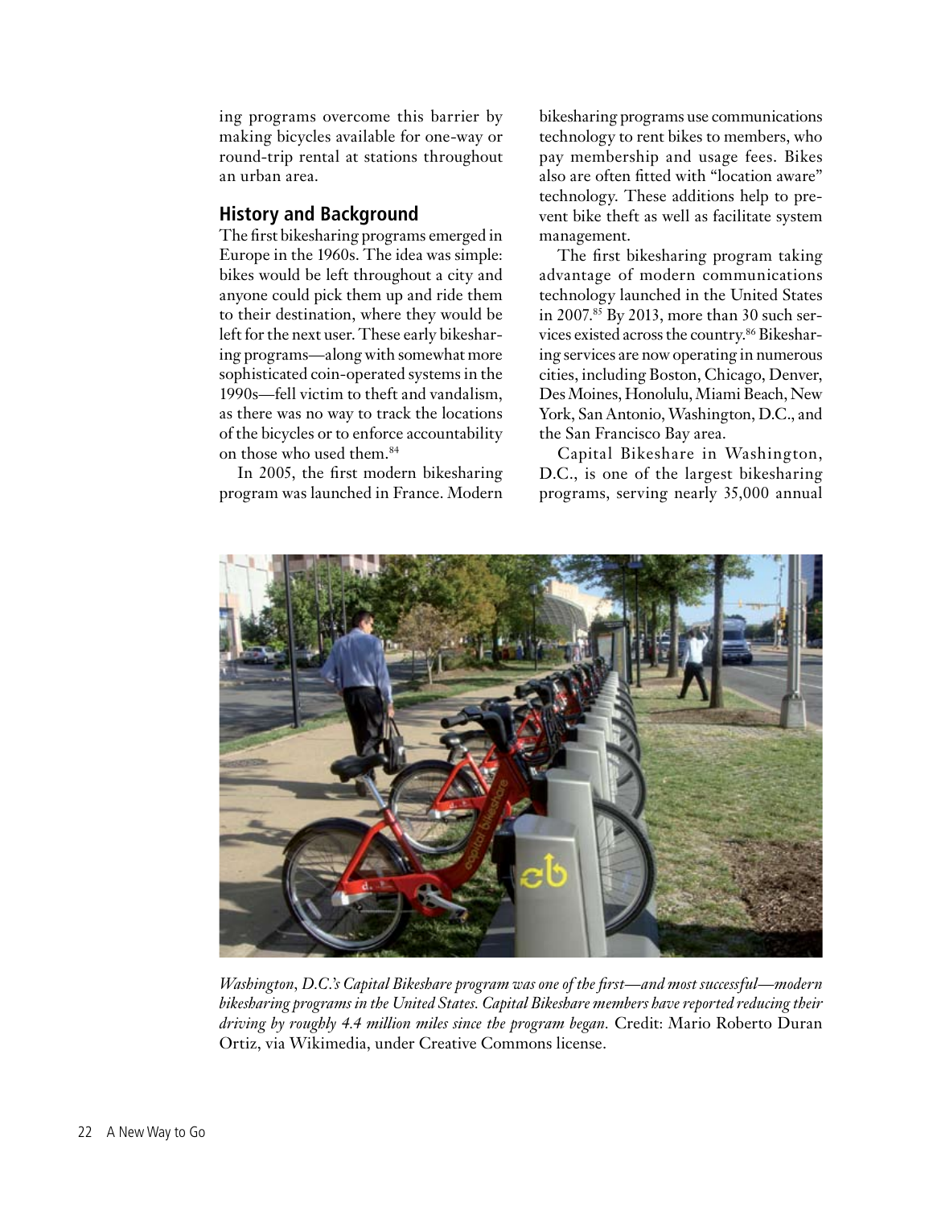ing programs overcome this barrier by making bicycles available for one-way or round-trip rental at stations throughout an urban area.

## History and Background

The first bikesharing programs emerged in Europe in the 1960s. The idea was simple: bikes would be left throughout a city and anyone could pick them up and ride them to their destination, where they would be left for the next user. These early bikesharing programs—along with somewhat more sophisticated coin-operated systems in the 1990s—fell victim to theft and vandalism, as there was no way to track the locations of the bicycles or to enforce accountability on those who used them.[84]

In 2005, the first modern bikesharing program was launched in France. Modern bikesharing programs use communications technology to rent bikes to members, who pay membership and usage fees. Bikes also are often fitted with "location aware" technology. These additions help to prevent bike theft as well as facilitate system management.

The first bikesharing program taking advantage of modern communications technology launched in the United States in 2007.[85] By 2013, more than 30 such services existed across the country.[86] Bikesharing services are now operating in numerous cities, including Boston, Chicago, Denver, Des Moines, Honolulu, Miami Beach, New York, San Antonio, Washington, D.C., and the San Francisco Bay area.

Capital Bikeshare in Washington, D.C., is one of the largest bikesharing programs, serving nearly 35,000 annual

*Washington, D.C.'s Capital Bikeshare program was one of the first—and most successful—modern bikesharing programs in the United States. Capital Bikeshare members have reported reducing their driving by roughly 4.4 million miles since the program began.* Credit: Mario Roberto Duran Ortiz, via Wikimedia, under Creative Commons license.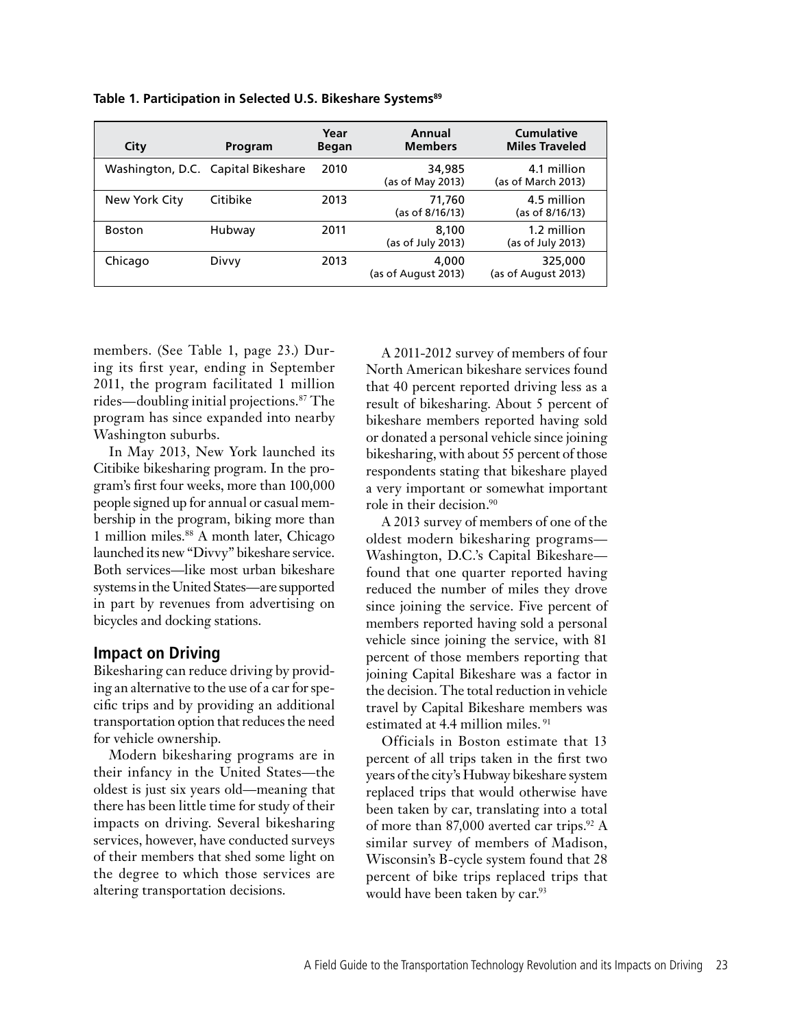**Table 1. Participation in Selected U.S. Bikeshare Systems[89]**

| City | Program | Year Began | Annual Members | Cumulative Miles Traveled |
|---|---|---|---|---|
| Washington, D.C. | Capital Bikeshare | 2010 | 34,985 (as of May 2013) | 4.1 million (as of March 2013) |
| New York City | Citibike | 2013 | 71,760 (as of 8/16/13) | 4.5 million (as of 8/16/13) |
| Boston | Hubway | 2011 | 8,100 (as of July 2013) | 1.2 million (as of July 2013) |
| Chicago | Divvy | 2013 | 4,000 (as of August 2013) | 325,000 (as of August 2013) |

members. (See Table 1, page 23.) During its first year, ending in September 2011, the program facilitated 1 million rides—doubling initial projections.[87] The program has since expanded into nearby Washington suburbs.

In May 2013, New York launched its Citibike bikesharing program. In the program's first four weeks, more than 100,000 people signed up for annual or casual membership in the program, biking more than 1 million miles.[88] A month later, Chicago launched its new "Divvy" bikeshare service. Both services—like most urban bikeshare systems in the United States—are supported in part by revenues from advertising on bicycles and docking stations.

## Impact on Driving

Bikesharing can reduce driving by providing an alternative to the use of a car for specific trips and by providing an additional transportation option that reduces the need for vehicle ownership.

Modern bikesharing programs are in their infancy in the United States—the oldest is just six years old—meaning that there has been little time for study of their impacts on driving. Several bikesharing services, however, have conducted surveys of their members that shed some light on the degree to which those services are altering transportation decisions.

A 2011-2012 survey of members of four North American bikeshare services found that 40 percent reported driving less as a result of bikesharing. About 5 percent of bikeshare members reported having sold or donated a personal vehicle since joining bikesharing, with about 55 percent of those respondents stating that bikeshare played a very important or somewhat important role in their decision.[90]

A 2013 survey of members of one of the oldest modern bikesharing programs—Washington, D.C.'s Capital Bikeshare—found that one quarter reported having reduced the number of miles they drove since joining the service. Five percent of members reported having sold a personal vehicle since joining the service, with 81 percent of those members reporting that joining Capital Bikeshare was a factor in the decision. The total reduction in vehicle travel by Capital Bikeshare members was estimated at 4.4 million miles.[91]

Officials in Boston estimate that 13 percent of all trips taken in the first two years of the city's Hubway bikeshare system replaced trips that would otherwise have been taken by car, translating into a total of more than 87,000 averted car trips.[92] A similar survey of members of Madison, Wisconsin's B-cycle system found that 28 percent of bike trips replaced trips that would have been taken by car.[93]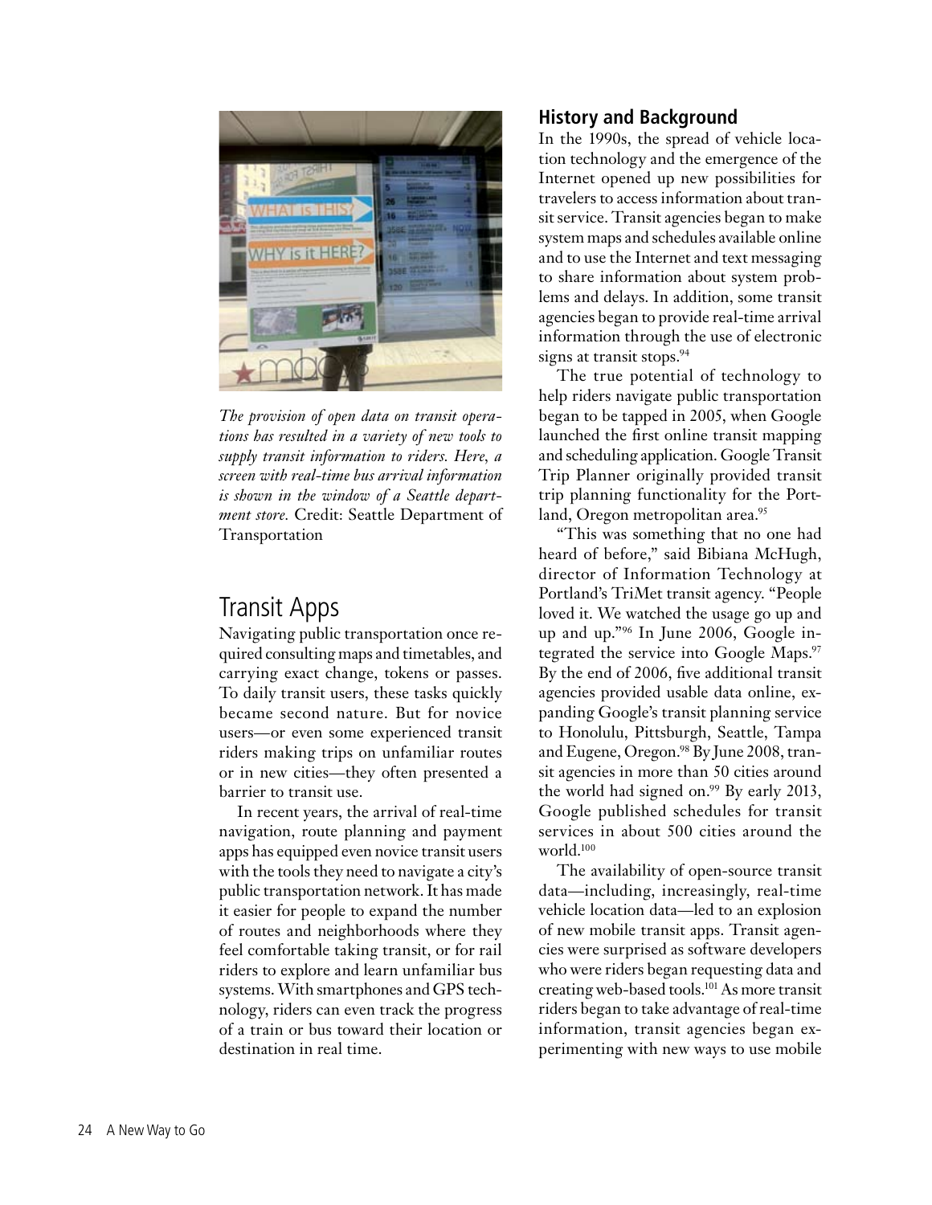*The provision of open data on transit operations has resulted in a variety of new tools to supply transit information to riders. Here, a screen with real-time bus arrival information is shown in the window of a Seattle department store.* Credit: Seattle Department of Transportation

## Transit Apps

Navigating public transportation once required consulting maps and timetables, and carrying exact change, tokens or passes. To daily transit users, these tasks quickly became second nature. But for novice users—or even some experienced transit riders making trips on unfamiliar routes or in new cities—they often presented a barrier to transit use.

In recent years, the arrival of real-time navigation, route planning and payment apps has equipped even novice transit users with the tools they need to navigate a city's public transportation network. It has made it easier for people to expand the number of routes and neighborhoods where they feel comfortable taking transit, or for rail riders to explore and learn unfamiliar bus systems. With smartphones and GPS technology, riders can even track the progress of a train or bus toward their location or destination in real time.

### History and Background

In the 1990s, the spread of vehicle location technology and the emergence of the Internet opened up new possibilities for travelers to access information about transit service. Transit agencies began to make system maps and schedules available online and to use the Internet and text messaging to share information about system problems and delays. In addition, some transit agencies began to provide real-time arrival information through the use of electronic signs at transit stops.[94]

The true potential of technology to help riders navigate public transportation began to be tapped in 2005, when Google launched the first online transit mapping and scheduling application. Google Transit Trip Planner originally provided transit trip planning functionality for the Portland, Oregon metropolitan area.[95]

"This was something that no one had heard of before," said Bibiana McHugh, director of Information Technology at Portland's TriMet transit agency. "People loved it. We watched the usage go up and up and up."[96] In June 2006, Google integrated the service into Google Maps.[97] By the end of 2006, five additional transit agencies provided usable data online, expanding Google's transit planning service to Honolulu, Pittsburgh, Seattle, Tampa and Eugene, Oregon.[98] By June 2008, transit agencies in more than 50 cities around the world had signed on.[99] By early 2013, Google published schedules for transit services in about 500 cities around the world.[100]

The availability of open-source transit data—including, increasingly, real-time vehicle location data—led to an explosion of new mobile transit apps. Transit agencies were surprised as software developers who were riders began requesting data and creating web-based tools.[101] As more transit riders began to take advantage of real-time information, transit agencies began experimenting with new ways to use mobile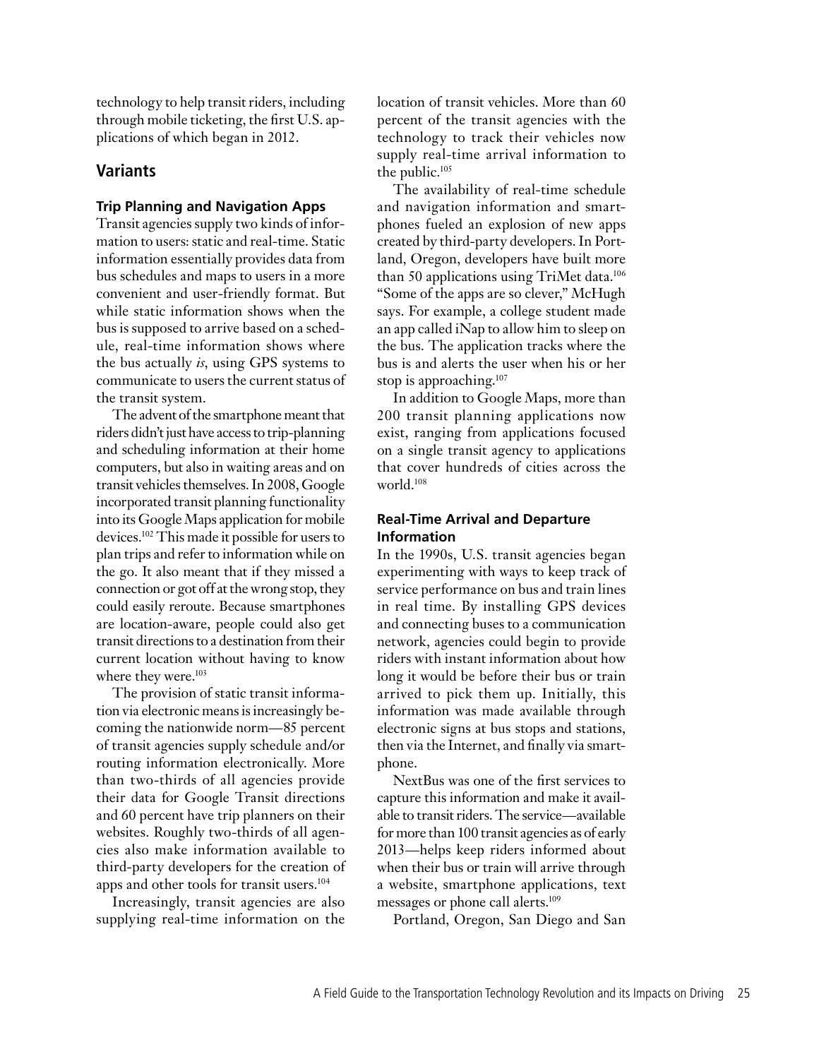technology to help transit riders, including through mobile ticketing, the first U.S. applications of which began in 2012.

## Variants

### Trip Planning and Navigation Apps

Transit agencies supply two kinds of information to users: static and real-time. Static information essentially provides data from bus schedules and maps to users in a more convenient and user-friendly format. But while static information shows when the bus is supposed to arrive based on a schedule, real-time information shows where the bus actually *is*, using GPS systems to communicate to users the current status of the transit system.

The advent of the smartphone meant that riders didn't just have access to trip-planning and scheduling information at their home computers, but also in waiting areas and on transit vehicles themselves. In 2008, Google incorporated transit planning functionality into its Google Maps application for mobile devices.[102] This made it possible for users to plan trips and refer to information while on the go. It also meant that if they missed a connection or got off at the wrong stop, they could easily reroute. Because smartphones are location-aware, people could also get transit directions to a destination from their current location without having to know where they were.[103]

The provision of static transit information via electronic means is increasingly becoming the nationwide norm—85 percent of transit agencies supply schedule and/or routing information electronically. More than two-thirds of all agencies provide their data for Google Transit directions and 60 percent have trip planners on their websites. Roughly two-thirds of all agencies also make information available to third-party developers for the creation of apps and other tools for transit users.[104]

Increasingly, transit agencies are also supplying real-time information on the location of transit vehicles. More than 60 percent of the transit agencies with the technology to track their vehicles now supply real-time arrival information to the public.[105]

The availability of real-time schedule and navigation information and smartphones fueled an explosion of new apps created by third-party developers. In Portland, Oregon, developers have built more than 50 applications using TriMet data.[106] "Some of the apps are so clever," McHugh says. For example, a college student made an app called iNap to allow him to sleep on the bus. The application tracks where the bus is and alerts the user when his or her stop is approaching.[107]

In addition to Google Maps, more than 200 transit planning applications now exist, ranging from applications focused on a single transit agency to applications that cover hundreds of cities across the world.[108]

### Real-Time Arrival and Departure Information

In the 1990s, U.S. transit agencies began experimenting with ways to keep track of service performance on bus and train lines in real time. By installing GPS devices and connecting buses to a communication network, agencies could begin to provide riders with instant information about how long it would be before their bus or train arrived to pick them up. Initially, this information was made available through electronic signs at bus stops and stations, then via the Internet, and finally via smartphone.

NextBus was one of the first services to capture this information and make it available to transit riders. The service—available for more than 100 transit agencies as of early 2013—helps keep riders informed about when their bus or train will arrive through a website, smartphone applications, text messages or phone call alerts.[109]

Portland, Oregon, San Diego and San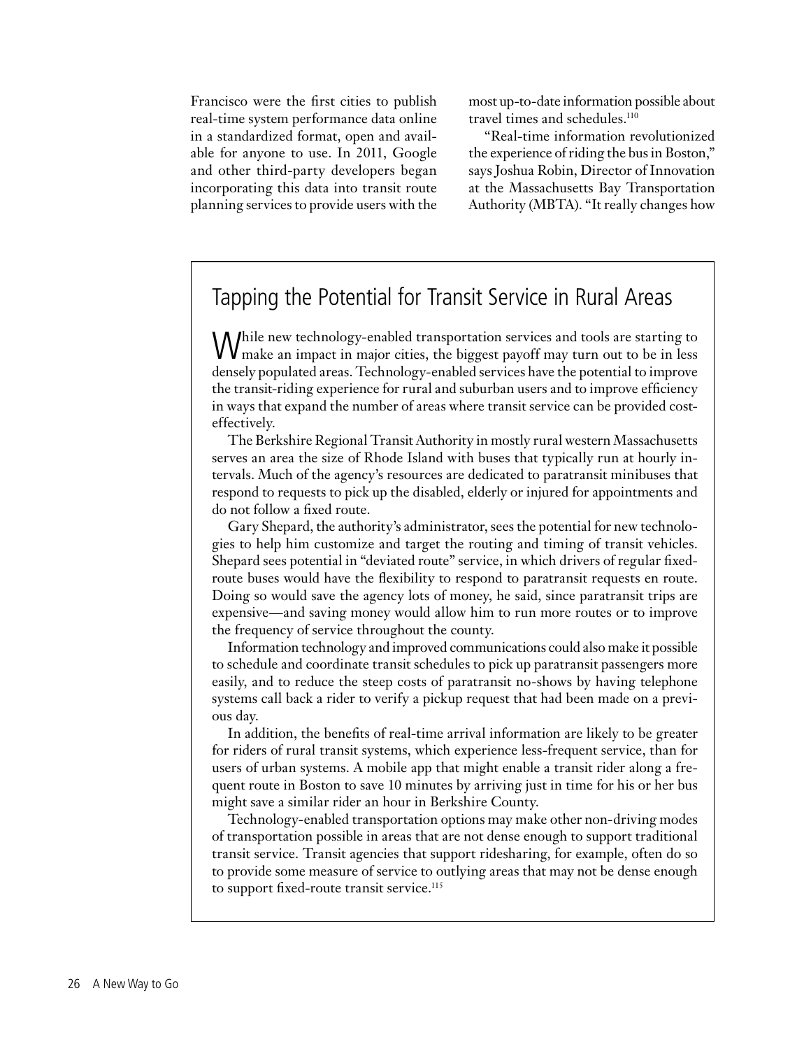Francisco were the first cities to publish real-time system performance data online in a standardized format, open and available for anyone to use. In 2011, Google and other third-party developers began incorporating this data into transit route planning services to provide users with the most up-to-date information possible about travel times and schedules.[110]

"Real-time information revolutionized the experience of riding the bus in Boston," says Joshua Robin, Director of Innovation at the Massachusetts Bay Transportation Authority (MBTA). "It really changes how

## Tapping the Potential for Transit Service in Rural Areas

While new technology-enabled transportation services and tools are starting to make an impact in major cities, the biggest payoff may turn out to be in less densely populated areas. Technology-enabled services have the potential to improve the transit-riding experience for rural and suburban users and to improve efficiency in ways that expand the number of areas where transit service can be provided cost-effectively.

The Berkshire Regional Transit Authority in mostly rural western Massachusetts serves an area the size of Rhode Island with buses that typically run at hourly intervals. Much of the agency's resources are dedicated to paratransit minibuses that respond to requests to pick up the disabled, elderly or injured for appointments and do not follow a fixed route.

Gary Shepard, the authority's administrator, sees the potential for new technologies to help him customize and target the routing and timing of transit vehicles. Shepard sees potential in "deviated route" service, in which drivers of regular fixed-route buses would have the flexibility to respond to paratransit requests en route. Doing so would save the agency lots of money, he said, since paratransit trips are expensive—and saving money would allow him to run more routes or to improve the frequency of service throughout the county.

Information technology and improved communications could also make it possible to schedule and coordinate transit schedules to pick up paratransit passengers more easily, and to reduce the steep costs of paratransit no-shows by having telephone systems call back a rider to verify a pickup request that had been made on a previous day.

In addition, the benefits of real-time arrival information are likely to be greater for riders of rural transit systems, which experience less-frequent service, than for users of urban systems. A mobile app that might enable a transit rider along a frequent route in Boston to save 10 minutes by arriving just in time for his or her bus might save a similar rider an hour in Berkshire County.

Technology-enabled transportation options may make other non-driving modes of transportation possible in areas that are not dense enough to support traditional transit service. Transit agencies that support ridesharing, for example, often do so to provide some measure of service to outlying areas that may not be dense enough to support fixed-route transit service.[115]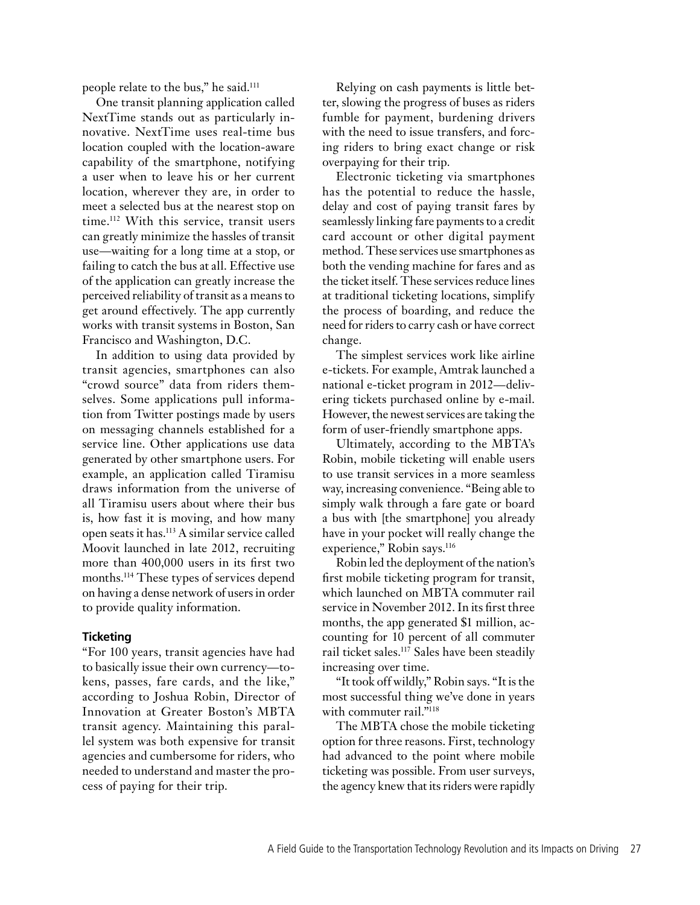people relate to the bus," he said.[111]

One transit planning application called NextTime stands out as particularly innovative. NextTime uses real-time bus location coupled with the location-aware capability of the smartphone, notifying a user when to leave his or her current location, wherever they are, in order to meet a selected bus at the nearest stop on time.[112] With this service, transit users can greatly minimize the hassles of transit use—waiting for a long time at a stop, or failing to catch the bus at all. Effective use of the application can greatly increase the perceived reliability of transit as a means to get around effectively. The app currently works with transit systems in Boston, San Francisco and Washington, D.C.

In addition to using data provided by transit agencies, smartphones can also "crowd source" data from riders themselves. Some applications pull information from Twitter postings made by users on messaging channels established for a service line. Other applications use data generated by other smartphone users. For example, an application called Tiramisu draws information from the universe of all Tiramisu users about where their bus is, how fast it is moving, and how many open seats it has.[113] A similar service called Moovit launched in late 2012, recruiting more than 400,000 users in its first two months.[114] These types of services depend on having a dense network of users in order to provide quality information.

#### Ticketing

"For 100 years, transit agencies have had to basically issue their own currency—tokens, passes, fare cards, and the like," according to Joshua Robin, Director of Innovation at Greater Boston's MBTA transit agency. Maintaining this parallel system was both expensive for transit agencies and cumbersome for riders, who needed to understand and master the process of paying for their trip.

Relying on cash payments is little better, slowing the progress of buses as riders fumble for payment, burdening drivers with the need to issue transfers, and forcing riders to bring exact change or risk overpaying for their trip.

Electronic ticketing via smartphones has the potential to reduce the hassle, delay and cost of paying transit fares by seamlessly linking fare payments to a credit card account or other digital payment method. These services use smartphones as both the vending machine for fares and as the ticket itself. These services reduce lines at traditional ticketing locations, simplify the process of boarding, and reduce the need for riders to carry cash or have correct change.

The simplest services work like airline e-tickets. For example, Amtrak launched a national e-ticket program in 2012—delivering tickets purchased online by e-mail. However, the newest services are taking the form of user-friendly smartphone apps.

Ultimately, according to the MBTA's Robin, mobile ticketing will enable users to use transit services in a more seamless way, increasing convenience. "Being able to simply walk through a fare gate or board a bus with [the smartphone] you already have in your pocket will really change the experience," Robin says.[116]

Robin led the deployment of the nation's first mobile ticketing program for transit, which launched on MBTA commuter rail service in November 2012. In its first three months, the app generated $1 million, accounting for 10 percent of all commuter rail ticket sales.[117] Sales have been steadily increasing over time.

"It took off wildly," Robin says. "It is the most successful thing we've done in years with commuter rail."[118]

The MBTA chose the mobile ticketing option for three reasons. First, technology had advanced to the point where mobile ticketing was possible. From user surveys, the agency knew that its riders were rapidly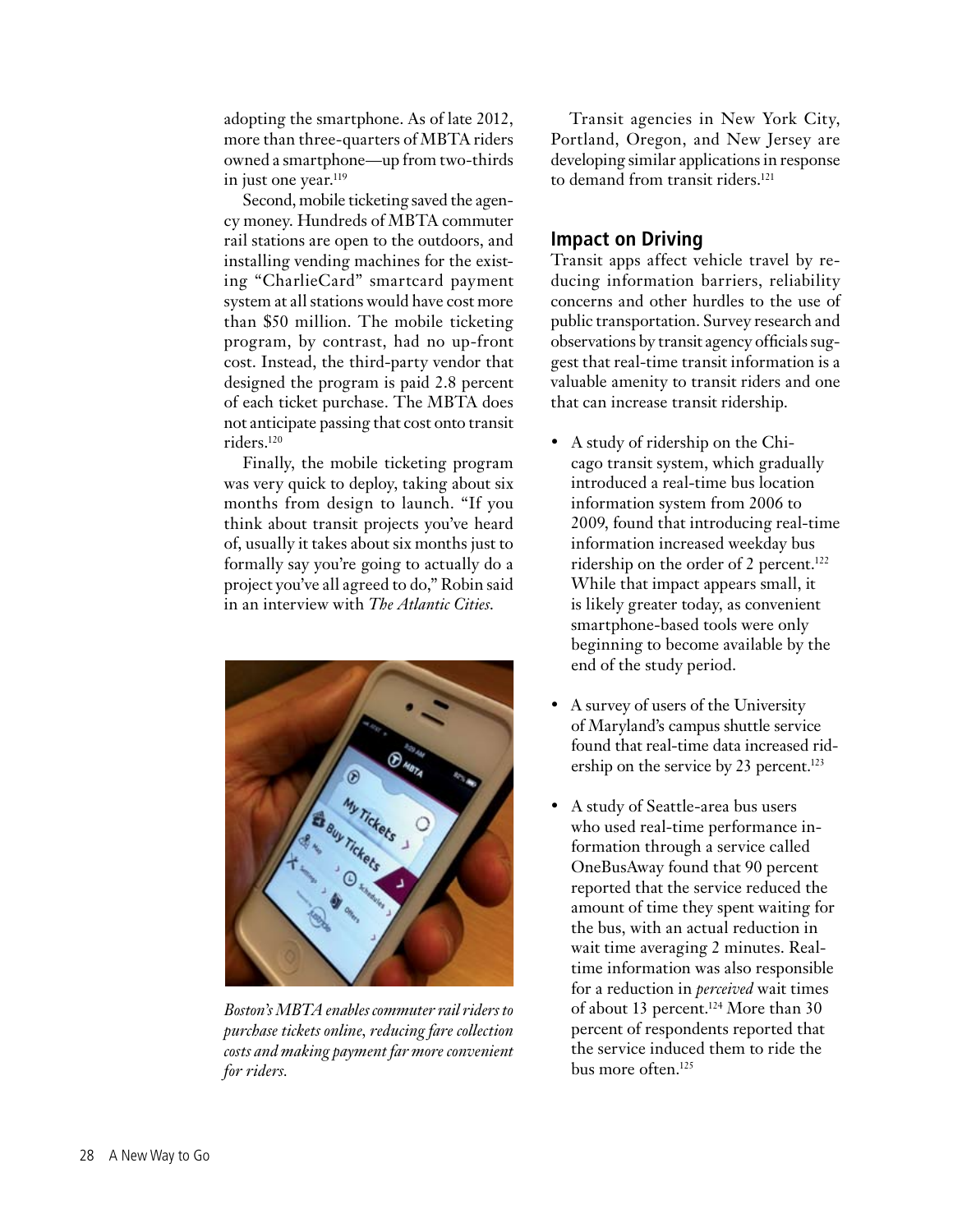adopting the smartphone. As of late 2012, more than three-quarters of MBTA riders owned a smartphone—up from two-thirds in just one year.[119]

Second, mobile ticketing saved the agency money. Hundreds of MBTA commuter rail stations are open to the outdoors, and installing vending machines for the existing "CharlieCard" smartcard payment system at all stations would have cost more than $50 million. The mobile ticketing program, by contrast, had no up-front cost. Instead, the third-party vendor that designed the program is paid 2.8 percent of each ticket purchase. The MBTA does not anticipate passing that cost onto transit riders.[120]

Finally, the mobile ticketing program was very quick to deploy, taking about six months from design to launch. "If you think about transit projects you've heard of, usually it takes about six months just to formally say you're going to actually do a project you've all agreed to do," Robin said in an interview with *The Atlantic Cities*.

*Boston's MBTA enables commuter rail riders to purchase tickets online, reducing fare collection costs and making payment far more convenient for riders.*

Transit agencies in New York City, Portland, Oregon, and New Jersey are developing similar applications in response to demand from transit riders.[121]

## Impact on Driving

Transit apps affect vehicle travel by reducing information barriers, reliability concerns and other hurdles to the use of public transportation. Survey research and observations by transit agency officials suggest that real-time transit information is a valuable amenity to transit riders and one that can increase transit ridership.

- A study of ridership on the Chicago transit system, which gradually introduced a real-time bus location information system from 2006 to 2009, found that introducing real-time information increased weekday bus ridership on the order of 2 percent.[122] While that impact appears small, it is likely greater today, as convenient smartphone-based tools were only beginning to become available by the end of the study period.
- A survey of users of the University of Maryland's campus shuttle service found that real-time data increased ridership on the service by 23 percent.[123]
- A study of Seattle-area bus users who used real-time performance information through a service called OneBusAway found that 90 percent reported that the service reduced the amount of time they spent waiting for the bus, with an actual reduction in wait time averaging 2 minutes. Real-time information was also responsible for a reduction in *perceived* wait times of about 13 percent.[124] More than 30 percent of respondents reported that the service induced them to ride the bus more often.[125]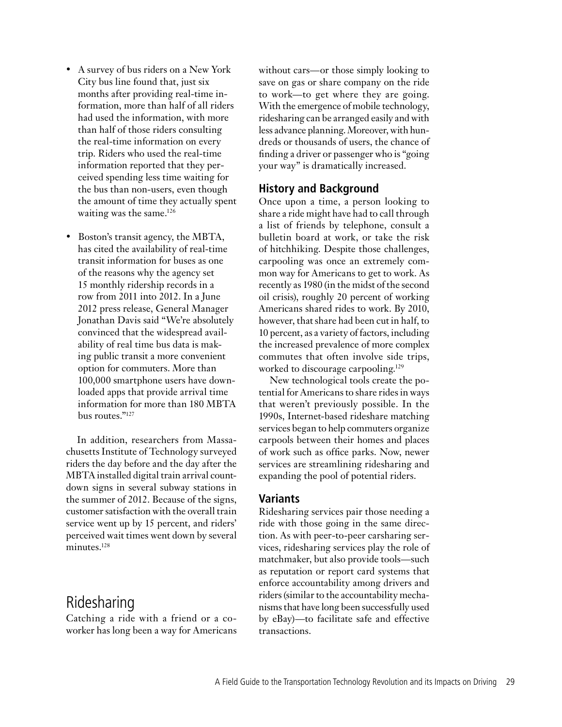- A survey of bus riders on a New York City bus line found that, just six months after providing real-time information, more than half of all riders had used the information, with more than half of those riders consulting the real-time information on every trip. Riders who used the real-time information reported that they perceived spending less time waiting for the bus than non-users, even though the amount of time they actually spent waiting was the same.[126]

- Boston's transit agency, the MBTA, has cited the availability of real-time transit information for buses as one of the reasons why the agency set 15 monthly ridership records in a row from 2011 into 2012. In a June 2012 press release, General Manager Jonathan Davis said "We're absolutely convinced that the widespread availability of real time bus data is making public transit a more convenient option for commuters. More than 100,000 smartphone users have downloaded apps that provide arrival time information for more than 180 MBTA bus routes."[127]

In addition, researchers from Massachusetts Institute of Technology surveyed riders the day before and the day after the MBTA installed digital train arrival countdown signs in several subway stations in the summer of 2012. Because of the signs, customer satisfaction with the overall train service went up by 15 percent, and riders' perceived wait times went down by several minutes.[128]

# Ridesharing

Catching a ride with a friend or a coworker has long been a way for Americans without cars—or those simply looking to save on gas or share company on the ride to work—to get where they are going. With the emergence of mobile technology, ridesharing can be arranged easily and with less advance planning. Moreover, with hundreds or thousands of users, the chance of finding a driver or passenger who is "going your way" is dramatically increased.

## History and Background

Once upon a time, a person looking to share a ride might have had to call through a list of friends by telephone, consult a bulletin board at work, or take the risk of hitchhiking. Despite those challenges, carpooling was once an extremely common way for Americans to get to work. As recently as 1980 (in the midst of the second oil crisis), roughly 20 percent of working Americans shared rides to work. By 2010, however, that share had been cut in half, to 10 percent, as a variety of factors, including the increased prevalence of more complex commutes that often involve side trips, worked to discourage carpooling.[129]

New technological tools create the potential for Americans to share rides in ways that weren't previously possible. In the 1990s, Internet-based rideshare matching services began to help commuters organize carpools between their homes and places of work such as office parks. Now, newer services are streamlining ridesharing and expanding the pool of potential riders.

## Variants

Ridesharing services pair those needing a ride with those going in the same direction. As with peer-to-peer carsharing services, ridesharing services play the role of matchmaker, but also provide tools—such as reputation or report card systems that enforce accountability among drivers and riders (similar to the accountability mechanisms that have long been successfully used by eBay)—to facilitate safe and effective transactions.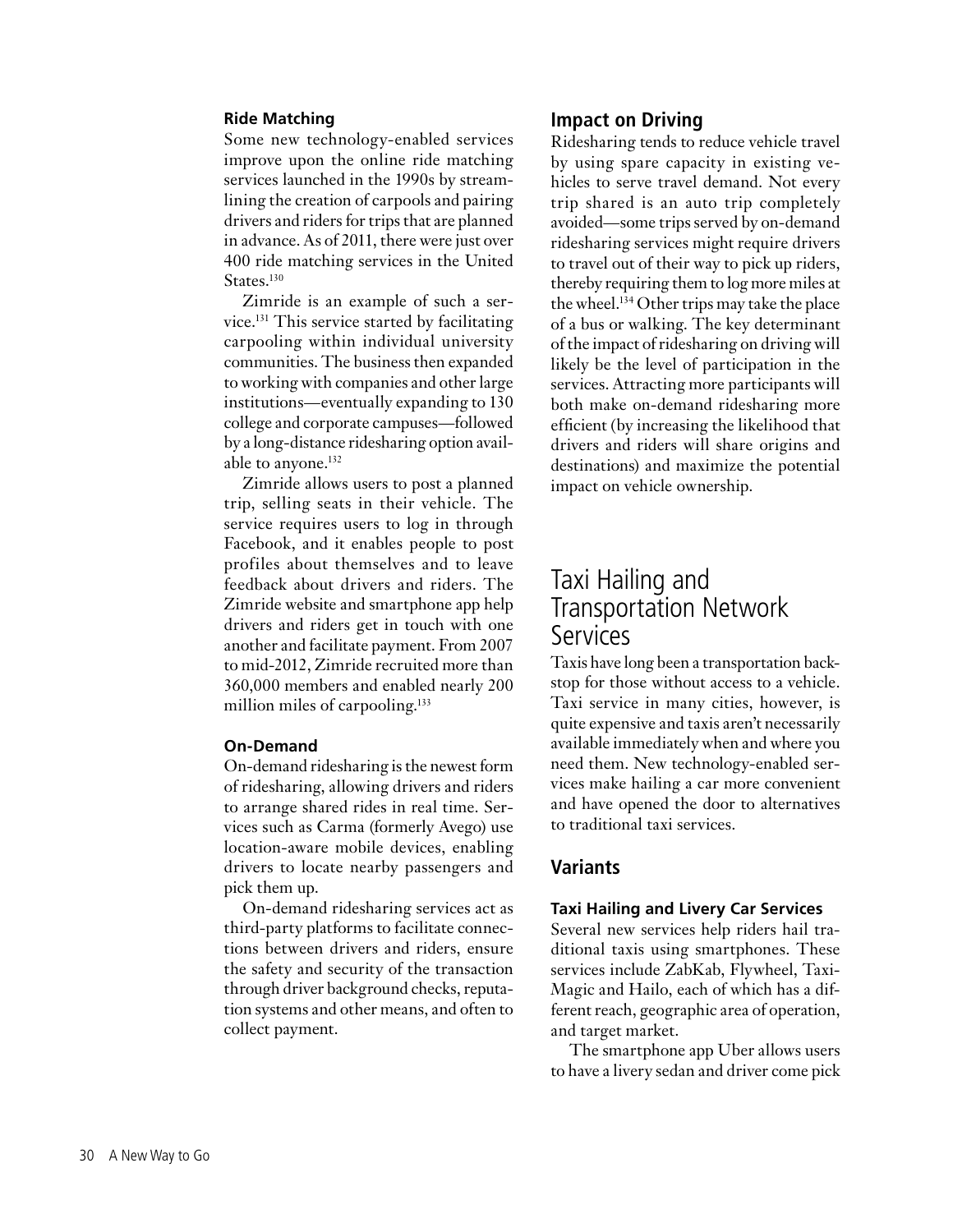#### Ride Matching

Some new technology-enabled services improve upon the online ride matching services launched in the 1990s by streamlining the creation of carpools and pairing drivers and riders for trips that are planned in advance. As of 2011, there were just over 400 ride matching services in the United States.[130]

Zimride is an example of such a service.[131] This service started by facilitating carpooling within individual university communities. The business then expanded to working with companies and other large institutions—eventually expanding to 130 college and corporate campuses—followed by a long-distance ridesharing option available to anyone.[132]

Zimride allows users to post a planned trip, selling seats in their vehicle. The service requires users to log in through Facebook, and it enables people to post profiles about themselves and to leave feedback about drivers and riders. The Zimride website and smartphone app help drivers and riders get in touch with one another and facilitate payment. From 2007 to mid-2012, Zimride recruited more than 360,000 members and enabled nearly 200 million miles of carpooling.[133]

#### On-Demand

On-demand ridesharing is the newest form of ridesharing, allowing drivers and riders to arrange shared rides in real time. Services such as Carma (formerly Avego) use location-aware mobile devices, enabling drivers to locate nearby passengers and pick them up.

On-demand ridesharing services act as third-party platforms to facilitate connections between drivers and riders, ensure the safety and security of the transaction through driver background checks, reputation systems and other means, and often to collect payment.

### Impact on Driving

Ridesharing tends to reduce vehicle travel by using spare capacity in existing vehicles to serve travel demand. Not every trip shared is an auto trip completely avoided—some trips served by on-demand ridesharing services might require drivers to travel out of their way to pick up riders, thereby requiring them to log more miles at the wheel.[134] Other trips may take the place of a bus or walking. The key determinant of the impact of ridesharing on driving will likely be the level of participation in the services. Attracting more participants will both make on-demand ridesharing more efficient (by increasing the likelihood that drivers and riders will share origins and destinations) and maximize the potential impact on vehicle ownership.

## Taxi Hailing and Transportation Network Services

Taxis have long been a transportation backstop for those without access to a vehicle. Taxi service in many cities, however, is quite expensive and taxis aren't necessarily available immediately when and where you need them. New technology-enabled services make hailing a car more convenient and have opened the door to alternatives to traditional taxi services.

### Variants

#### Taxi Hailing and Livery Car Services

Several new services help riders hail traditional taxis using smartphones. These services include ZabKab, Flywheel, Taxi-Magic and Hailo, each of which has a different reach, geographic area of operation, and target market.

The smartphone app Uber allows users to have a livery sedan and driver come pick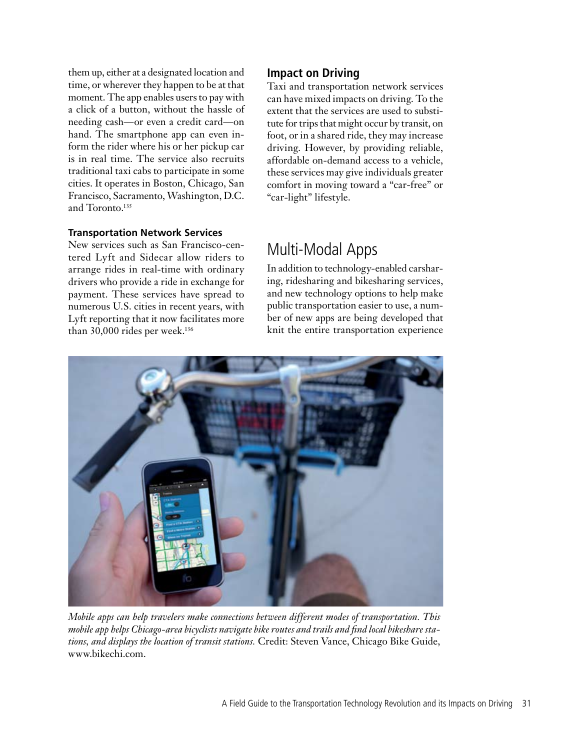them up, either at a designated location and time, or wherever they happen to be at that moment. The app enables users to pay with a click of a button, without the hassle of needing cash—or even a credit card—on hand. The smartphone app can even inform the rider where his or her pickup car is in real time. The service also recruits traditional taxi cabs to participate in some cities. It operates in Boston, Chicago, San Francisco, Sacramento, Washington, D.C. and Toronto.[135]

#### Transportation Network Services

New services such as San Francisco-centered Lyft and Sidecar allow riders to arrange rides in real-time with ordinary drivers who provide a ride in exchange for payment. These services have spread to numerous U.S. cities in recent years, with Lyft reporting that it now facilitates more than 30,000 rides per week.[136]

### Impact on Driving

Taxi and transportation network services can have mixed impacts on driving. To the extent that the services are used to substitute for trips that might occur by transit, on foot, or in a shared ride, they may increase driving. However, by providing reliable, affordable on-demand access to a vehicle, these services may give individuals greater comfort in moving toward a "car-free" or "car-light" lifestyle.

## Multi-Modal Apps

In addition to technology-enabled carsharing, ridesharing and bikesharing services, and new technology options to help make public transportation easier to use, a number of new apps are being developed that knit the entire transportation experience

*Mobile apps can help travelers make connections between different modes of transportation. This mobile app helps Chicago-area bicyclists navigate bike routes and trails and find local bikeshare stations, and displays the location of transit stations.* Credit: Steven Vance, Chicago Bike Guide, www.bikechi.com.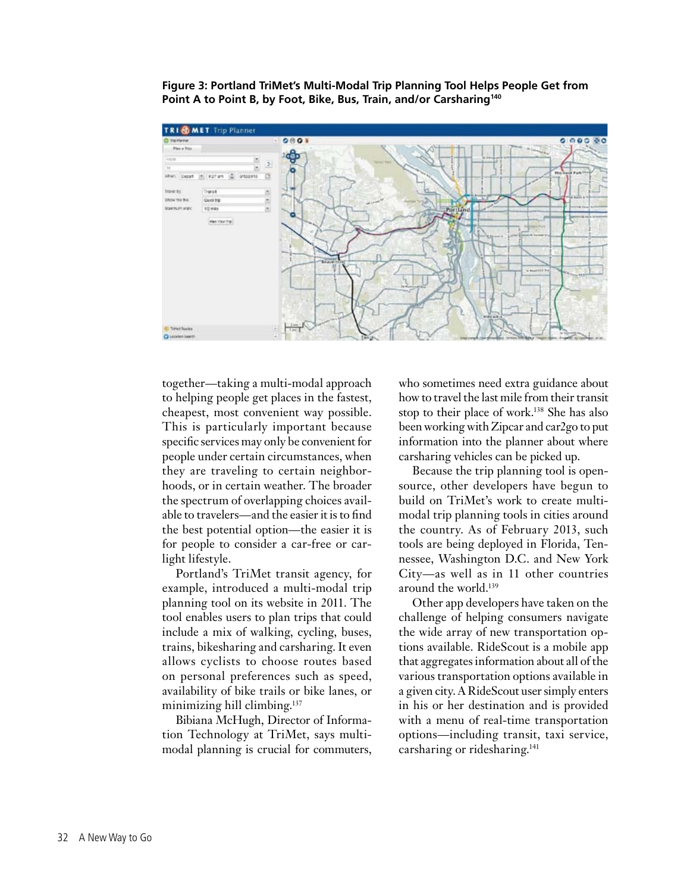**Figure 3: Portland TriMet's Multi-Modal Trip Planning Tool Helps People Get from Point A to Point B, by Foot, Bike, Bus, Train, and/or Carsharing[140]**

together—taking a multi-modal approach to helping people get places in the fastest, cheapest, most convenient way possible. This is particularly important because specific services may only be convenient for people under certain circumstances, when they are traveling to certain neighborhoods, or in certain weather. The broader the spectrum of overlapping choices available to travelers—and the easier it is to find the best potential option—the easier it is for people to consider a car-free or car-light lifestyle.

Portland's TriMet transit agency, for example, introduced a multi-modal trip planning tool on its website in 2011. The tool enables users to plan trips that could include a mix of walking, cycling, buses, trains, bikesharing and carsharing. It even allows cyclists to choose routes based on personal preferences such as speed, availability of bike trails or bike lanes, or minimizing hill climbing.[137]

Bibiana McHugh, Director of Information Technology at TriMet, says multi-modal planning is crucial for commuters, who sometimes need extra guidance about how to travel the last mile from their transit stop to their place of work.[138] She has also been working with Zipcar and car2go to put information into the planner about where carsharing vehicles can be picked up.

Because the trip planning tool is open-source, other developers have begun to build on TriMet's work to create multi-modal trip planning tools in cities around the country. As of February 2013, such tools are being deployed in Florida, Tennessee, Washington D.C. and New York City—as well as in 11 other countries around the world.[139]

Other app developers have taken on the challenge of helping consumers navigate the wide array of new transportation options available. RideScout is a mobile app that aggregates information about all of the various transportation options available in a given city. A RideScout user simply enters in his or her destination and is provided with a menu of real-time transportation options—including transit, taxi service, carsharing or ridesharing.[141]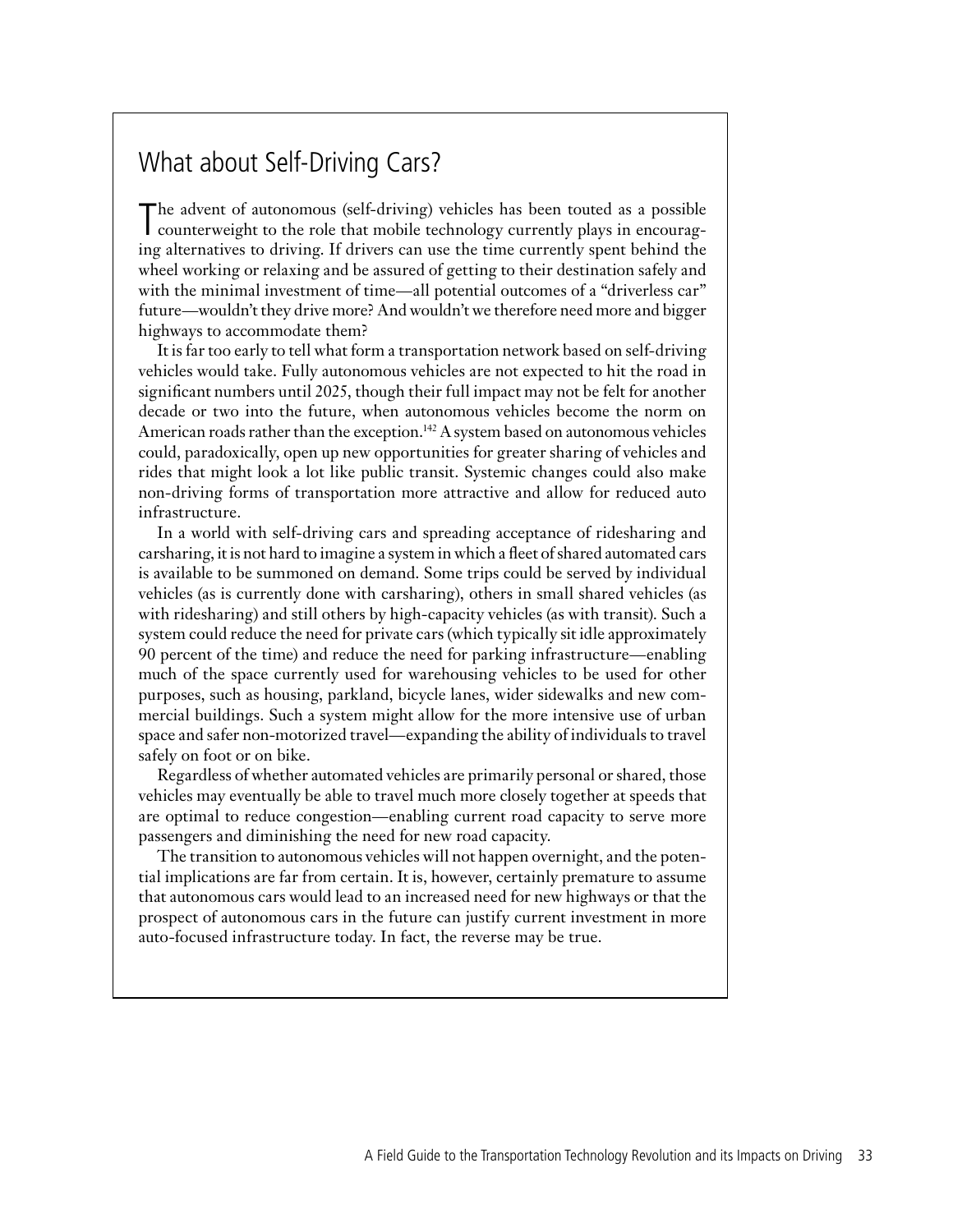## What about Self-Driving Cars?

The advent of autonomous (self-driving) vehicles has been touted as a possible counterweight to the role that mobile technology currently plays in encouraging alternatives to driving. If drivers can use the time currently spent behind the wheel working or relaxing and be assured of getting to their destination safely and with the minimal investment of time—all potential outcomes of a "driverless car" future—wouldn't they drive more? And wouldn't we therefore need more and bigger highways to accommodate them?

It is far too early to tell what form a transportation network based on self-driving vehicles would take. Fully autonomous vehicles are not expected to hit the road in significant numbers until 2025, though their full impact may not be felt for another decade or two into the future, when autonomous vehicles become the norm on American roads rather than the exception.[142] A system based on autonomous vehicles could, paradoxically, open up new opportunities for greater sharing of vehicles and rides that might look a lot like public transit. Systemic changes could also make non-driving forms of transportation more attractive and allow for reduced auto infrastructure.

In a world with self-driving cars and spreading acceptance of ridesharing and carsharing, it is not hard to imagine a system in which a fleet of shared automated cars is available to be summoned on demand. Some trips could be served by individual vehicles (as is currently done with carsharing), others in small shared vehicles (as with ridesharing) and still others by high-capacity vehicles (as with transit). Such a system could reduce the need for private cars (which typically sit idle approximately 90 percent of the time) and reduce the need for parking infrastructure—enabling much of the space currently used for warehousing vehicles to be used for other purposes, such as housing, parkland, bicycle lanes, wider sidewalks and new commercial buildings. Such a system might allow for the more intensive use of urban space and safer non-motorized travel—expanding the ability of individuals to travel safely on foot or on bike.

Regardless of whether automated vehicles are primarily personal or shared, those vehicles may eventually be able to travel much more closely together at speeds that are optimal to reduce congestion—enabling current road capacity to serve more passengers and diminishing the need for new road capacity.

The transition to autonomous vehicles will not happen overnight, and the potential implications are far from certain. It is, however, certainly premature to assume that autonomous cars would lead to an increased need for new highways or that the prospect of autonomous cars in the future can justify current investment in more auto-focused infrastructure today. In fact, the reverse may be true.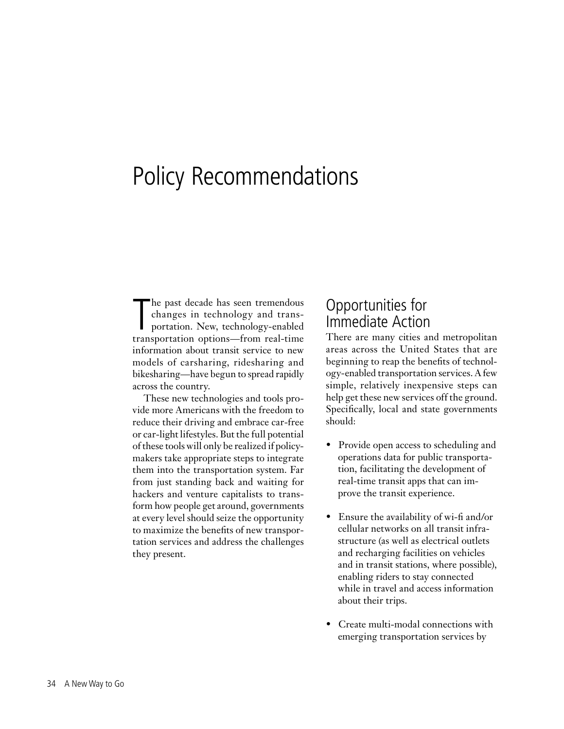# Policy Recommendations

The past decade has seen tremendous changes in technology and transportation. New, technology-enabled transportation options—from real-time information about transit service to new models of carsharing, ridesharing and bikesharing—have begun to spread rapidly across the country.

These new technologies and tools provide more Americans with the freedom to reduce their driving and embrace car-free or car-light lifestyles. But the full potential of these tools will only be realized if policymakers take appropriate steps to integrate them into the transportation system. Far from just standing back and waiting for hackers and venture capitalists to transform how people get around, governments at every level should seize the opportunity to maximize the benefits of new transportation services and address the challenges they present.

## Opportunities for Immediate Action

There are many cities and metropolitan areas across the United States that are beginning to reap the benefits of technology-enabled transportation services. A few simple, relatively inexpensive steps can help get these new services off the ground. Specifically, local and state governments should:

- Provide open access to scheduling and operations data for public transportation, facilitating the development of real-time transit apps that can improve the transit experience.
- Ensure the availability of wi-fi and/or cellular networks on all transit infrastructure (as well as electrical outlets and recharging facilities on vehicles and in transit stations, where possible), enabling riders to stay connected while in travel and access information about their trips.
- Create multi-modal connections with emerging transportation services by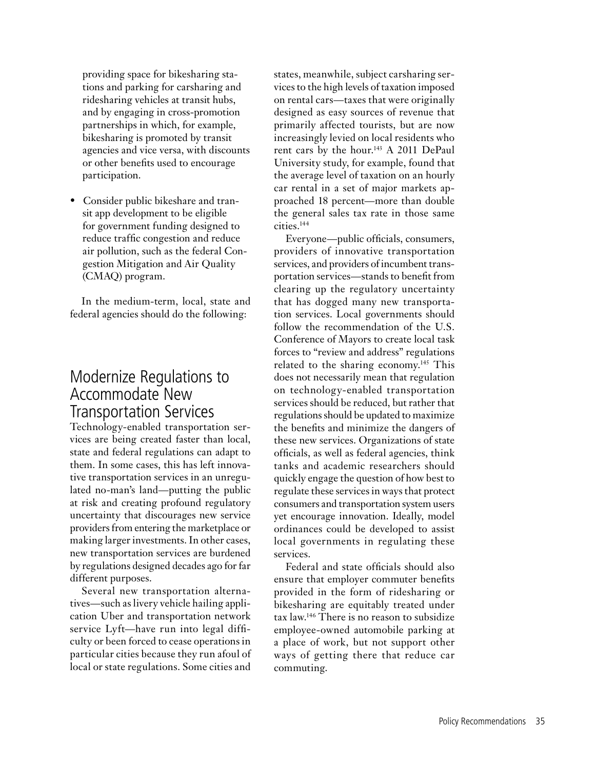providing space for bikesharing stations and parking for carsharing and ridesharing vehicles at transit hubs, and by engaging in cross-promotion partnerships in which, for example, bikesharing is promoted by transit agencies and vice versa, with discounts or other benefits used to encourage participation.

- Consider public bikeshare and transit app development to be eligible for government funding designed to reduce traffic congestion and reduce air pollution, such as the federal Congestion Mitigation and Air Quality (CMAQ) program.

In the medium-term, local, state and federal agencies should do the following:

## Modernize Regulations to Accommodate New Transportation Services

Technology-enabled transportation services are being created faster than local, state and federal regulations can adapt to them. In some cases, this has left innovative transportation services in an unregulated no-man's land—putting the public at risk and creating profound regulatory uncertainty that discourages new service providers from entering the marketplace or making larger investments. In other cases, new transportation services are burdened by regulations designed decades ago for far different purposes.

Several new transportation alternatives—such as livery vehicle hailing application Uber and transportation network service Lyft—have run into legal difficulty or been forced to cease operations in particular cities because they run afoul of local or state regulations. Some cities and states, meanwhile, subject carsharing services to the high levels of taxation imposed on rental cars—taxes that were originally designed as easy sources of revenue that primarily affected tourists, but are now increasingly levied on local residents who rent cars by the hour.[143] A 2011 DePaul University study, for example, found that the average level of taxation on an hourly car rental in a set of major markets approached 18 percent—more than double the general sales tax rate in those same cities.[144]

Everyone—public officials, consumers, providers of innovative transportation services, and providers of incumbent transportation services—stands to benefit from clearing up the regulatory uncertainty that has dogged many new transportation services. Local governments should follow the recommendation of the U.S. Conference of Mayors to create local task forces to "review and address" regulations related to the sharing economy.[145] This does not necessarily mean that regulation on technology-enabled transportation services should be reduced, but rather that regulations should be updated to maximize the benefits and minimize the dangers of these new services. Organizations of state officials, as well as federal agencies, think tanks and academic researchers should quickly engage the question of how best to regulate these services in ways that protect consumers and transportation system users yet encourage innovation. Ideally, model ordinances could be developed to assist local governments in regulating these services.

Federal and state officials should also ensure that employer commuter benefits provided in the form of ridesharing or bikesharing are equitably treated under tax law.[146] There is no reason to subsidize employee-owned automobile parking at a place of work, but not support other ways of getting there that reduce car commuting.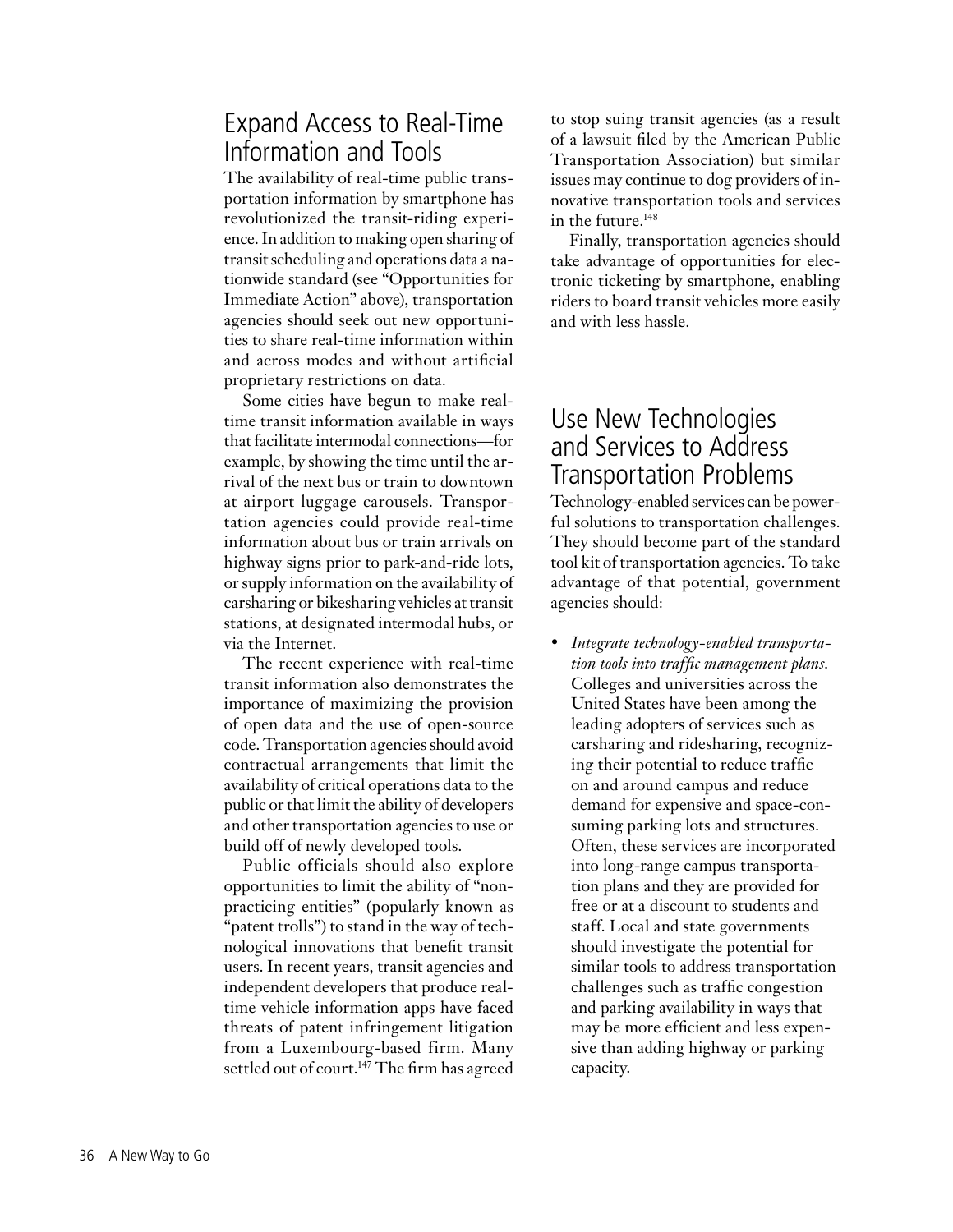## Expand Access to Real-Time Information and Tools

The availability of real-time public transportation information by smartphone has revolutionized the transit-riding experience. In addition to making open sharing of transit scheduling and operations data a nationwide standard (see "Opportunities for Immediate Action" above), transportation agencies should seek out new opportunities to share real-time information within and across modes and without artificial proprietary restrictions on data.

Some cities have begun to make real-time transit information available in ways that facilitate intermodal connections—for example, by showing the time until the arrival of the next bus or train to downtown at airport luggage carousels. Transportation agencies could provide real-time information about bus or train arrivals on highway signs prior to park-and-ride lots, or supply information on the availability of carsharing or bikesharing vehicles at transit stations, at designated intermodal hubs, or via the Internet.

The recent experience with real-time transit information also demonstrates the importance of maximizing the provision of open data and the use of open-source code. Transportation agencies should avoid contractual arrangements that limit the availability of critical operations data to the public or that limit the ability of developers and other transportation agencies to use or build off of newly developed tools.

Public officials should also explore opportunities to limit the ability of "non-practicing entities" (popularly known as "patent trolls") to stand in the way of technological innovations that benefit transit users. In recent years, transit agencies and independent developers that produce real-time vehicle information apps have faced threats of patent infringement litigation from a Luxembourg-based firm. Many settled out of court.[147] The firm has agreed to stop suing transit agencies (as a result of a lawsuit filed by the American Public Transportation Association) but similar issues may continue to dog providers of innovative transportation tools and services in the future.[148]

Finally, transportation agencies should take advantage of opportunities for electronic ticketing by smartphone, enabling riders to board transit vehicles more easily and with less hassle.

## Use New Technologies and Services to Address Transportation Problems

Technology-enabled services can be powerful solutions to transportation challenges. They should become part of the standard tool kit of transportation agencies. To take advantage of that potential, government agencies should:

- *Integrate technology-enabled transportation tools into traffic management plans.* Colleges and universities across the United States have been among the leading adopters of services such as carsharing and ridesharing, recognizing their potential to reduce traffic on and around campus and reduce demand for expensive and space-consuming parking lots and structures. Often, these services are incorporated into long-range campus transportation plans and they are provided for free or at a discount to students and staff. Local and state governments should investigate the potential for similar tools to address transportation challenges such as traffic congestion and parking availability in ways that may be more efficient and less expensive than adding highway or parking capacity.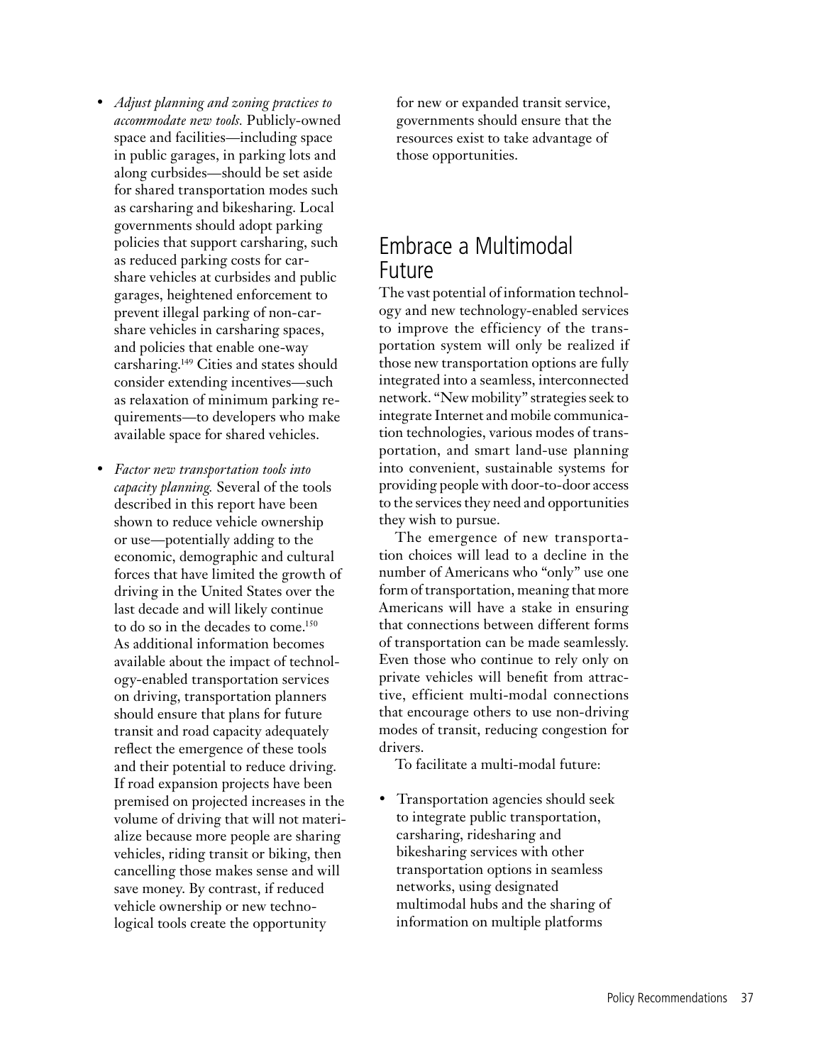- *Adjust planning and zoning practices to accommodate new tools.* Publicly-owned space and facilities—including space in public garages, in parking lots and along curbsides—should be set aside for shared transportation modes such as carsharing and bikesharing. Local governments should adopt parking policies that support carsharing, such as reduced parking costs for carshare vehicles at curbsides and public garages, heightened enforcement to prevent illegal parking of non-carshare vehicles in carsharing spaces, and policies that enable one-way carsharing.[149] Cities and states should consider extending incentives—such as relaxation of minimum parking requirements—to developers who make available space for shared vehicles.

- *Factor new transportation tools into capacity planning.* Several of the tools described in this report have been shown to reduce vehicle ownership or use—potentially adding to the economic, demographic and cultural forces that have limited the growth of driving in the United States over the last decade and will likely continue to do so in the decades to come.[150] As additional information becomes available about the impact of technology-enabled transportation services on driving, transportation planners should ensure that plans for future transit and road capacity adequately reflect the emergence of these tools and their potential to reduce driving. If road expansion projects have been premised on projected increases in the volume of driving that will not materialize because more people are sharing vehicles, riding transit or biking, then cancelling those makes sense and will save money. By contrast, if reduced vehicle ownership or new technological tools create the opportunity for new or expanded transit service, governments should ensure that the resources exist to take advantage of those opportunities.

## Embrace a Multimodal Future

The vast potential of information technology and new technology-enabled services to improve the efficiency of the transportation system will only be realized if those new transportation options are fully integrated into a seamless, interconnected network. "New mobility" strategies seek to integrate Internet and mobile communication technologies, various modes of transportation, and smart land-use planning into convenient, sustainable systems for providing people with door-to-door access to the services they need and opportunities they wish to pursue.

The emergence of new transportation choices will lead to a decline in the number of Americans who "only" use one form of transportation, meaning that more Americans will have a stake in ensuring that connections between different forms of transportation can be made seamlessly. Even those who continue to rely only on private vehicles will benefit from attractive, efficient multi-modal connections that encourage others to use non-driving modes of transit, reducing congestion for drivers.

To facilitate a multi-modal future:

- Transportation agencies should seek to integrate public transportation, carsharing, ridesharing and bikesharing services with other transportation options in seamless networks, using designated multimodal hubs and the sharing of information on multiple platforms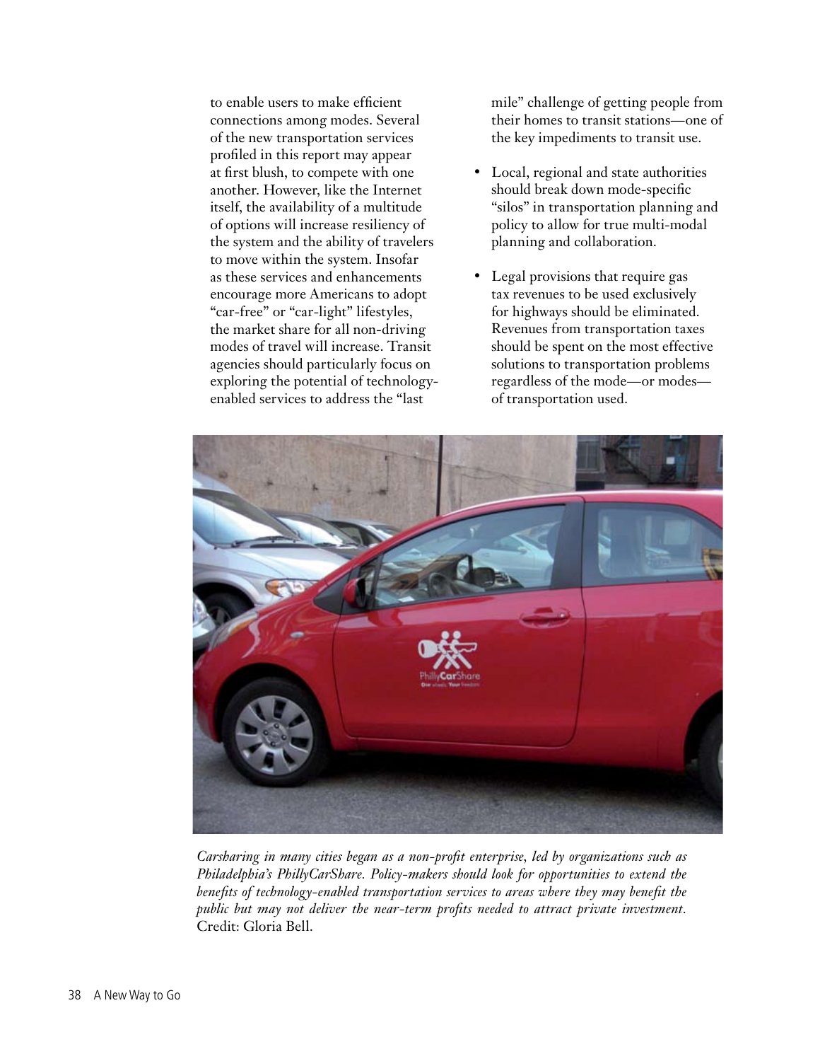to enable users to make efficient connections among modes. Several of the new transportation services profiled in this report may appear at first blush, to compete with one another. However, like the Internet itself, the availability of a multitude of options will increase resiliency of the system and the ability of travelers to move within the system. Insofar as these services and enhancements encourage more Americans to adopt "car-free" or "car-light" lifestyles, the market share for all non-driving modes of travel will increase. Transit agencies should particularly focus on exploring the potential of technology-enabled services to address the "last mile" challenge of getting people from their homes to transit stations—one of the key impediments to transit use.

- Local, regional and state authorities should break down mode-specific "silos" in transportation planning and policy to allow for true multi-modal planning and collaboration.
- Legal provisions that require gas tax revenues to be used exclusively for highways should be eliminated. Revenues from transportation taxes should be spent on the most effective solutions to transportation problems regardless of the mode—or modes—of transportation used.

*Carsharing in many cities began as a non-profit enterprise, led by organizations such as Philadelphia's PhillyCarShare. Policy-makers should look for opportunities to extend the benefits of technology-enabled transportation services to areas where they may benefit the public but may not deliver the near-term profits needed to attract private investment.* Credit: Gloria Bell.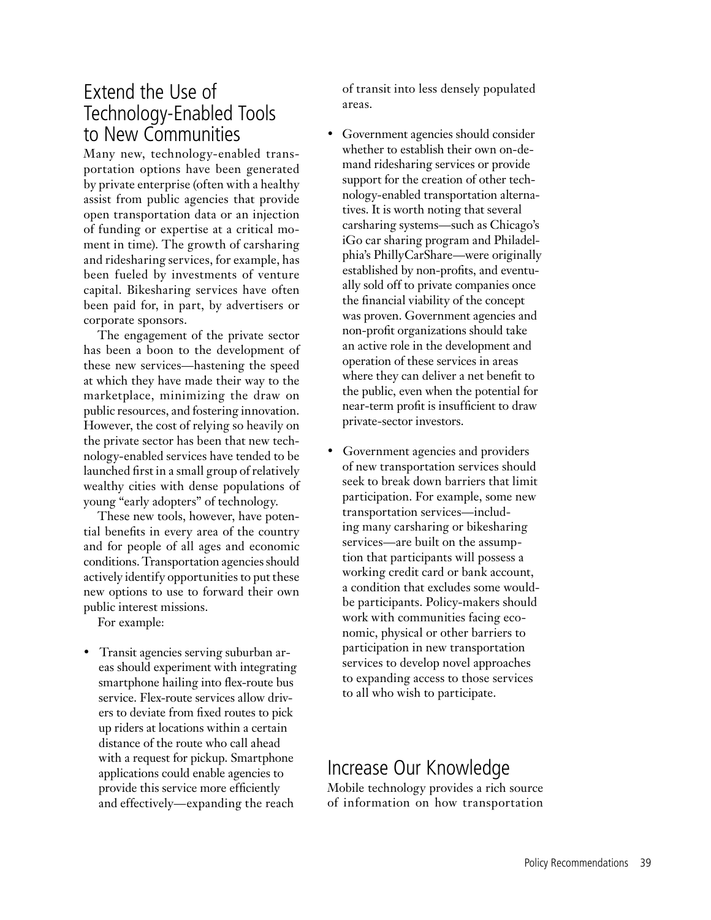## Extend the Use of Technology-Enabled Tools to New Communities

Many new, technology-enabled transportation options have been generated by private enterprise (often with a healthy assist from public agencies that provide open transportation data or an injection of funding or expertise at a critical moment in time). The growth of carsharing and ridesharing services, for example, has been fueled by investments of venture capital. Bikesharing services have often been paid for, in part, by advertisers or corporate sponsors.

The engagement of the private sector has been a boon to the development of these new services—hastening the speed at which they have made their way to the marketplace, minimizing the draw on public resources, and fostering innovation. However, the cost of relying so heavily on the private sector has been that new technology-enabled services have tended to be launched first in a small group of relatively wealthy cities with dense populations of young "early adopters" of technology.

These new tools, however, have potential benefits in every area of the country and for people of all ages and economic conditions. Transportation agencies should actively identify opportunities to put these new options to use to forward their own public interest missions.

For example:

- Transit agencies serving suburban areas should experiment with integrating smartphone hailing into flex-route bus service. Flex-route services allow drivers to deviate from fixed routes to pick up riders at locations within a certain distance of the route who call ahead with a request for pickup. Smartphone applications could enable agencies to provide this service more efficiently and effectively—expanding the reach of transit into less densely populated areas.
- Government agencies should consider whether to establish their own on-demand ridesharing services or provide support for the creation of other technology-enabled transportation alternatives. It is worth noting that several carsharing systems—such as Chicago's iGo car sharing program and Philadelphia's PhillyCarShare—were originally established by non-profits, and eventually sold off to private companies once the financial viability of the concept was proven. Government agencies and non-profit organizations should take an active role in the development and operation of these services in areas where they can deliver a net benefit to the public, even when the potential for near-term profit is insufficient to draw private-sector investors.
- Government agencies and providers of new transportation services should seek to break down barriers that limit participation. For example, some new transportation services—including many carsharing or bikesharing services—are built on the assumption that participants will possess a working credit card or bank account, a condition that excludes some would-be participants. Policy-makers should work with communities facing economic, physical or other barriers to participation in new transportation services to develop novel approaches to expanding access to those services to all who wish to participate.

## Increase Our Knowledge

Mobile technology provides a rich source of information on how transportation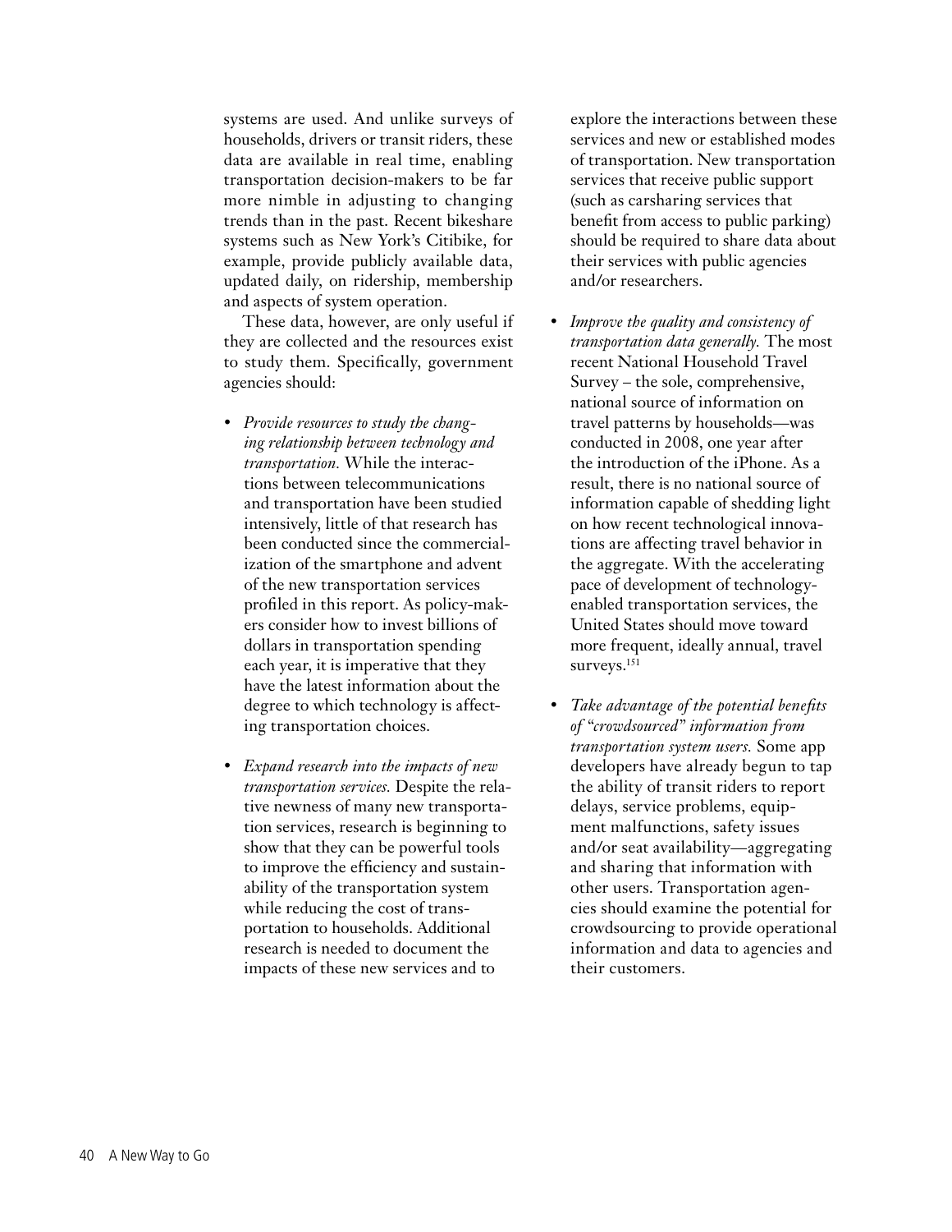systems are used. And unlike surveys of households, drivers or transit riders, these data are available in real time, enabling transportation decision-makers to be far more nimble in adjusting to changing trends than in the past. Recent bikeshare systems such as New York's Citibike, for example, provide publicly available data, updated daily, on ridership, membership and aspects of system operation.

These data, however, are only useful if they are collected and the resources exist to study them. Specifically, government agencies should:

- *Provide resources to study the changing relationship between technology and transportation.* While the interactions between telecommunications and transportation have been studied intensively, little of that research has been conducted since the commercialization of the smartphone and advent of the new transportation services profiled in this report. As policy-makers consider how to invest billions of dollars in transportation spending each year, it is imperative that they have the latest information about the degree to which technology is affecting transportation choices.

- *Expand research into the impacts of new transportation services.* Despite the relative newness of many new transportation services, research is beginning to show that they can be powerful tools to improve the efficiency and sustainability of the transportation system while reducing the cost of transportation to households. Additional research is needed to document the impacts of these new services and to explore the interactions between these services and new or established modes of transportation. New transportation services that receive public support (such as carsharing services that benefit from access to public parking) should be required to share data about their services with public agencies and/or researchers.

- *Improve the quality and consistency of transportation data generally.* The most recent National Household Travel Survey – the sole, comprehensive, national source of information on travel patterns by households—was conducted in 2008, one year after the introduction of the iPhone. As a result, there is no national source of information capable of shedding light on how recent technological innovations are affecting travel behavior in the aggregate. With the accelerating pace of development of technology-enabled transportation services, the United States should move toward more frequent, ideally annual, travel surveys.[151]

- *Take advantage of the potential benefits of "crowdsourced" information from transportation system users.* Some app developers have already begun to tap the ability of transit riders to report delays, service problems, equipment malfunctions, safety issues and/or seat availability—aggregating and sharing that information with other users. Transportation agencies should examine the potential for crowdsourcing to provide operational information and data to agencies and their customers.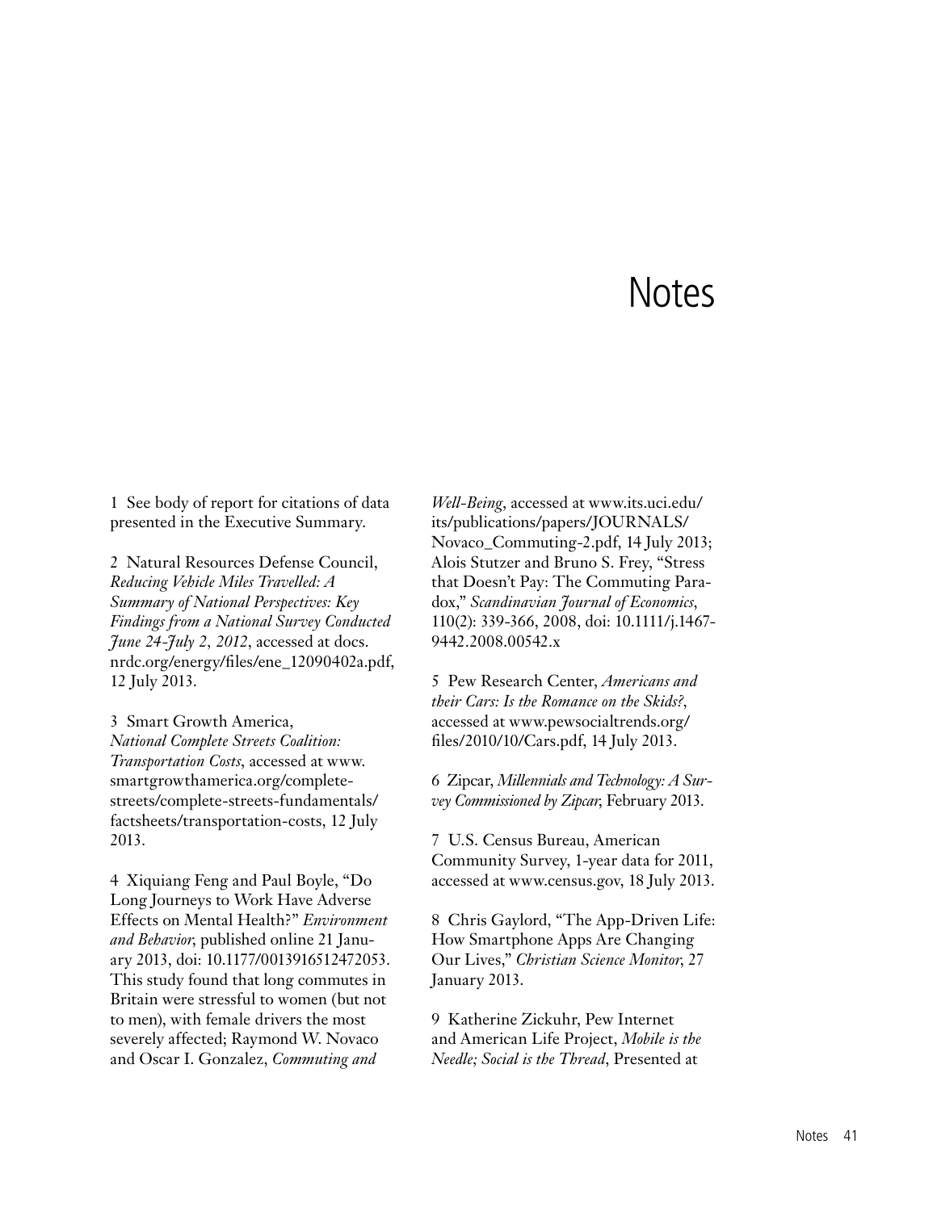# Notes

1 See body of report for citations of data presented in the Executive Summary.

2 Natural Resources Defense Council, *Reducing Vehicle Miles Travelled: A Summary of National Perspectives: Key Findings from a National Survey Conducted June 24-July 2, 2012*, accessed at docs.nrdc.org/energy/files/ene_12090402a.pdf, 12 July 2013.

3 Smart Growth America, *National Complete Streets Coalition: Transportation Costs*, accessed at www.smartgrowthamerica.org/complete-streets/complete-streets-fundamentals/factsheets/transportation-costs, 12 July 2013.

4 Xiquiang Feng and Paul Boyle, "Do Long Journeys to Work Have Adverse Effects on Mental Health?" *Environment and Behavior*, published online 21 January 2013, doi: 10.1177/0013916512472053. This study found that long commutes in Britain were stressful to women (but not to men), with female drivers the most severely affected; Raymond W. Novaco and Oscar I. Gonzalez, *Commuting and Well-Being*, accessed at www.its.uci.edu/its/publications/papers/JOURNALS/Novaco_Commuting-2.pdf, 14 July 2013; Alois Stutzer and Bruno S. Frey, "Stress that Doesn't Pay: The Commuting Paradox," *Scandinavian Journal of Economics*, 110(2): 339-366, 2008, doi: 10.1111/j.1467-9442.2008.00542.x

5 Pew Research Center, *Americans and their Cars: Is the Romance on the Skids?*, accessed at www.pewsocialtrends.org/files/2010/10/Cars.pdf, 14 July 2013.

6 Zipcar, *Millennials and Technology: A Survey Commissioned by Zipcar*, February 2013.

7 U.S. Census Bureau, American Community Survey, 1-year data for 2011, accessed at www.census.gov, 18 July 2013.

8 Chris Gaylord, "The App-Driven Life: How Smartphone Apps Are Changing Our Lives," *Christian Science Monitor*, 27 January 2013.

9 Katherine Zickuhr, Pew Internet and American Life Project, *Mobile is the Needle; Social is the Thread*, Presented at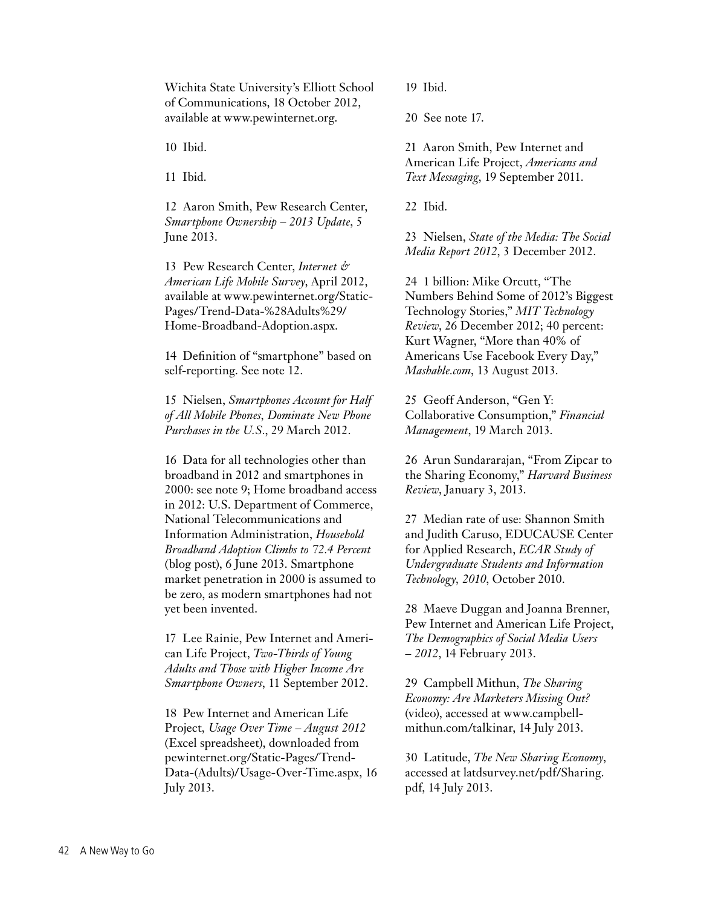Wichita State University's Elliott School of Communications, 18 October 2012, available at www.pewinternet.org.

10 Ibid.

11 Ibid.

12 Aaron Smith, Pew Research Center, *Smartphone Ownership – 2013 Update*, 5 June 2013.

13 Pew Research Center, *Internet & American Life Mobile Survey*, April 2012, available at www.pewinternet.org/Static-Pages/Trend-Data-%28Adults%29/Home-Broadband-Adoption.aspx.

14 Definition of "smartphone" based on self-reporting. See note 12.

15 Nielsen, *Smartphones Account for Half of All Mobile Phones, Dominate New Phone Purchases in the U.S.*, 29 March 2012.

16 Data for all technologies other than broadband in 2012 and smartphones in 2000: see note 9; Home broadband access in 2012: U.S. Department of Commerce, National Telecommunications and Information Administration, *Household Broadband Adoption Climbs to 72.4 Percent* (blog post), 6 June 2013. Smartphone market penetration in 2000 is assumed to be zero, as modern smartphones had not yet been invented.

17 Lee Rainie, Pew Internet and American Life Project, *Two-Thirds of Young Adults and Those with Higher Income Are Smartphone Owners*, 11 September 2012.

18 Pew Internet and American Life Project, *Usage Over Time – August 2012* (Excel spreadsheet), downloaded from pewinternet.org/Static-Pages/Trend-Data-(Adults)/Usage-Over-Time.aspx, 16 July 2013.

19 Ibid.

20 See note 17.

21 Aaron Smith, Pew Internet and American Life Project, *Americans and Text Messaging*, 19 September 2011.

22 Ibid.

23 Nielsen, *State of the Media: The Social Media Report 2012*, 3 December 2012.

24 1 billion: Mike Orcutt, "The Numbers Behind Some of 2012's Biggest Technology Stories," *MIT Technology Review*, 26 December 2012; 40 percent: Kurt Wagner, "More than 40% of Americans Use Facebook Every Day," *Mashable.com*, 13 August 2013.

25 Geoff Anderson, "Gen Y: Collaborative Consumption," *Financial Management*, 19 March 2013.

26 Arun Sundararajan, "From Zipcar to the Sharing Economy," *Harvard Business Review*, January 3, 2013.

27 Median rate of use: Shannon Smith and Judith Caruso, EDUCAUSE Center for Applied Research, *ECAR Study of Undergraduate Students and Information Technology, 2010*, October 2010.

28 Maeve Duggan and Joanna Brenner, Pew Internet and American Life Project, *The Demographics of Social Media Users – 2012*, 14 February 2013.

29 Campbell Mithun, *The Sharing Economy: Are Marketers Missing Out?* (video), accessed at www.campbell-mithun.com/talkinar, 14 July 2013.

30 Latitude, *The New Sharing Economy*, accessed at latdsurvey.net/pdf/Sharing.pdf, 14 July 2013.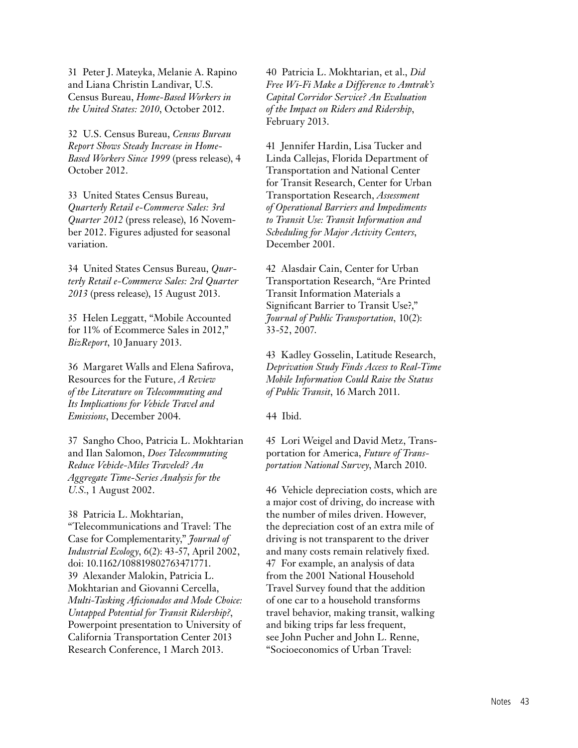31 Peter J. Mateyka, Melanie A. Rapino and Liana Christin Landivar, U.S. Census Bureau, *Home-Based Workers in the United States: 2010*, October 2012.

32 U.S. Census Bureau, *Census Bureau Report Shows Steady Increase in Home-Based Workers Since 1999* (press release), 4 October 2012.

33 United States Census Bureau, *Quarterly Retail e-Commerce Sales: 3rd Quarter 2012* (press release), 16 November 2012. Figures adjusted for seasonal variation.

34 United States Census Bureau, *Quarterly Retail e-Commerce Sales: 2rd Quarter 2013* (press release), 15 August 2013.

35 Helen Leggatt, "Mobile Accounted for 11% of Ecommerce Sales in 2012," *BizReport*, 10 January 2013.

36 Margaret Walls and Elena Safirova, Resources for the Future, *A Review of the Literature on Telecommuting and Its Implications for Vehicle Travel and Emissions*, December 2004.

37 Sangho Choo, Patricia L. Mokhtarian and Ilan Salomon, *Does Telecommuting Reduce Vehicle-Miles Traveled? An Aggregate Time-Series Analysis for the U.S.*, 1 August 2002.

38 Patricia L. Mokhtarian, "Telecommunications and Travel: The Case for Complementarity," *Journal of Industrial Ecology*, 6(2): 43-57, April 2002, doi: 10.1162/108819802763471771.

39 Alexander Malokin, Patricia L. Mokhtarian and Giovanni Cercella, *Multi-Tasking Aficionados and Mode Choice: Untapped Potential for Transit Ridership?*, Powerpoint presentation to University of California Transportation Center 2013 Research Conference, 1 March 2013.

40 Patricia L. Mokhtarian, et al., *Did Free Wi-Fi Make a Difference to Amtrak's Capital Corridor Service? An Evaluation of the Impact on Riders and Ridership*, February 2013.

41 Jennifer Hardin, Lisa Tucker and Linda Callejas, Florida Department of Transportation and National Center for Transit Research, Center for Urban Transportation Research, *Assessment of Operational Barriers and Impediments to Transit Use: Transit Information and Scheduling for Major Activity Centers*, December 2001.

42 Alasdair Cain, Center for Urban Transportation Research, "Are Printed Transit Information Materials a Significant Barrier to Transit Use?," *Journal of Public Transportation*, 10(2): 33-52, 2007.

43 Kadley Gosselin, Latitude Research, *Deprivation Study Finds Access to Real-Time Mobile Information Could Raise the Status of Public Transit*, 16 March 2011.

44 Ibid.

45 Lori Weigel and David Metz, Transportation for America, *Future of Transportation National Survey*, March 2010.

46 Vehicle depreciation costs, which are a major cost of driving, do increase with the number of miles driven. However, the depreciation cost of an extra mile of driving is not transparent to the driver and many costs remain relatively fixed.

47 For example, an analysis of data from the 2001 National Household Travel Survey found that the addition of one car to a household transforms travel behavior, making transit, walking and biking trips far less frequent, see John Pucher and John L. Renne, "Socioeconomics of Urban Travel: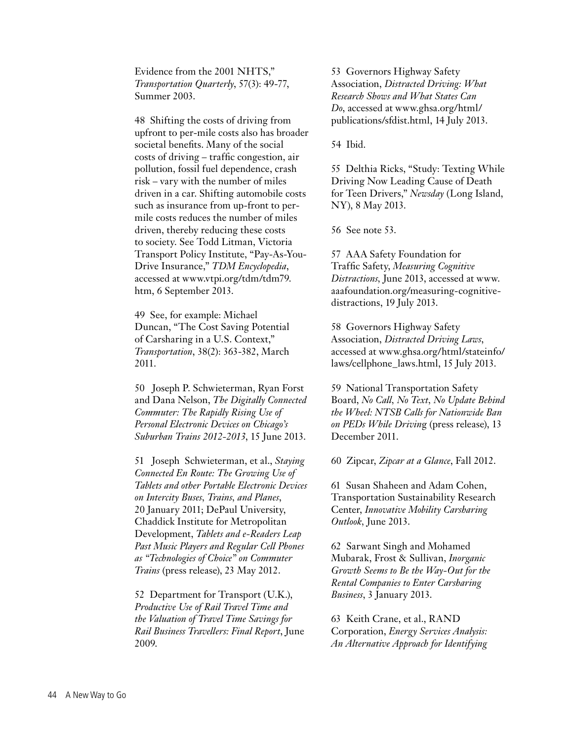Evidence from the 2001 NHTS," *Transportation Quarterly*, 57(3): 49-77, Summer 2003.

48 Shifting the costs of driving from upfront to per-mile costs also has broader societal benefits. Many of the social costs of driving – traffic congestion, air pollution, fossil fuel dependence, crash risk – vary with the number of miles driven in a car. Shifting automobile costs such as insurance from up-front to per-mile costs reduces the number of miles driven, thereby reducing these costs to society. See Todd Litman, Victoria Transport Policy Institute, "Pay-As-You-Drive Insurance," *TDM Encyclopedia*, accessed at www.vtpi.org/tdm/tdm79.htm, 6 September 2013.

49 See, for example: Michael Duncan, "The Cost Saving Potential of Carsharing in a U.S. Context," *Transportation*, 38(2): 363-382, March 2011.

50 Joseph P. Schwieterman, Ryan Forst and Dana Nelson, *The Digitally Connected Commuter: The Rapidly Rising Use of Personal Electronic Devices on Chicago's Suburban Trains 2012-2013*, 15 June 2013.

51 Joseph Schwieterman, et al., *Staying Connected En Route: The Growing Use of Tablets and other Portable Electronic Devices on Intercity Buses, Trains, and Planes*, 20 January 2011; DePaul University, Chaddick Institute for Metropolitan Development, *Tablets and e-Readers Leap Past Music Players and Regular Cell Phones as "Technologies of Choice" on Commuter Trains* (press release), 23 May 2012.

52 Department for Transport (U.K.), *Productive Use of Rail Travel Time and the Valuation of Travel Time Savings for Rail Business Travellers: Final Report*, June 2009.

53 Governors Highway Safety Association, *Distracted Driving: What Research Shows and What States Can Do*, accessed at www.ghsa.org/html/publications/sfdist.html, 14 July 2013.

54 Ibid.

55 Delthia Ricks, "Study: Texting While Driving Now Leading Cause of Death for Teen Drivers," *Newsday* (Long Island, NY), 8 May 2013.

56 See note 53.

57 AAA Safety Foundation for Traffic Safety, *Measuring Cognitive Distractions*, June 2013, accessed at www.aaafoundation.org/measuring-cognitive-distractions, 19 July 2013.

58 Governors Highway Safety Association, *Distracted Driving Laws*, accessed at www.ghsa.org/html/stateinfo/laws/cellphone_laws.html, 15 July 2013.

59 National Transportation Safety Board, *No Call, No Text, No Update Behind the Wheel: NTSB Calls for Nationwide Ban on PEDs While Driving* (press release), 13 December 2011.

60 Zipcar, *Zipcar at a Glance*, Fall 2012.

61 Susan Shaheen and Adam Cohen, Transportation Sustainability Research Center, *Innovative Mobility Carsharing Outlook*, June 2013.

62 Sarwant Singh and Mohamed Mubarak, Frost & Sullivan, *Inorganic Growth Seems to Be the Way-Out for the Rental Companies to Enter Carsharing Business*, 3 January 2013.

63 Keith Crane, et al., RAND Corporation, *Energy Services Analysis: An Alternative Approach for Identifying*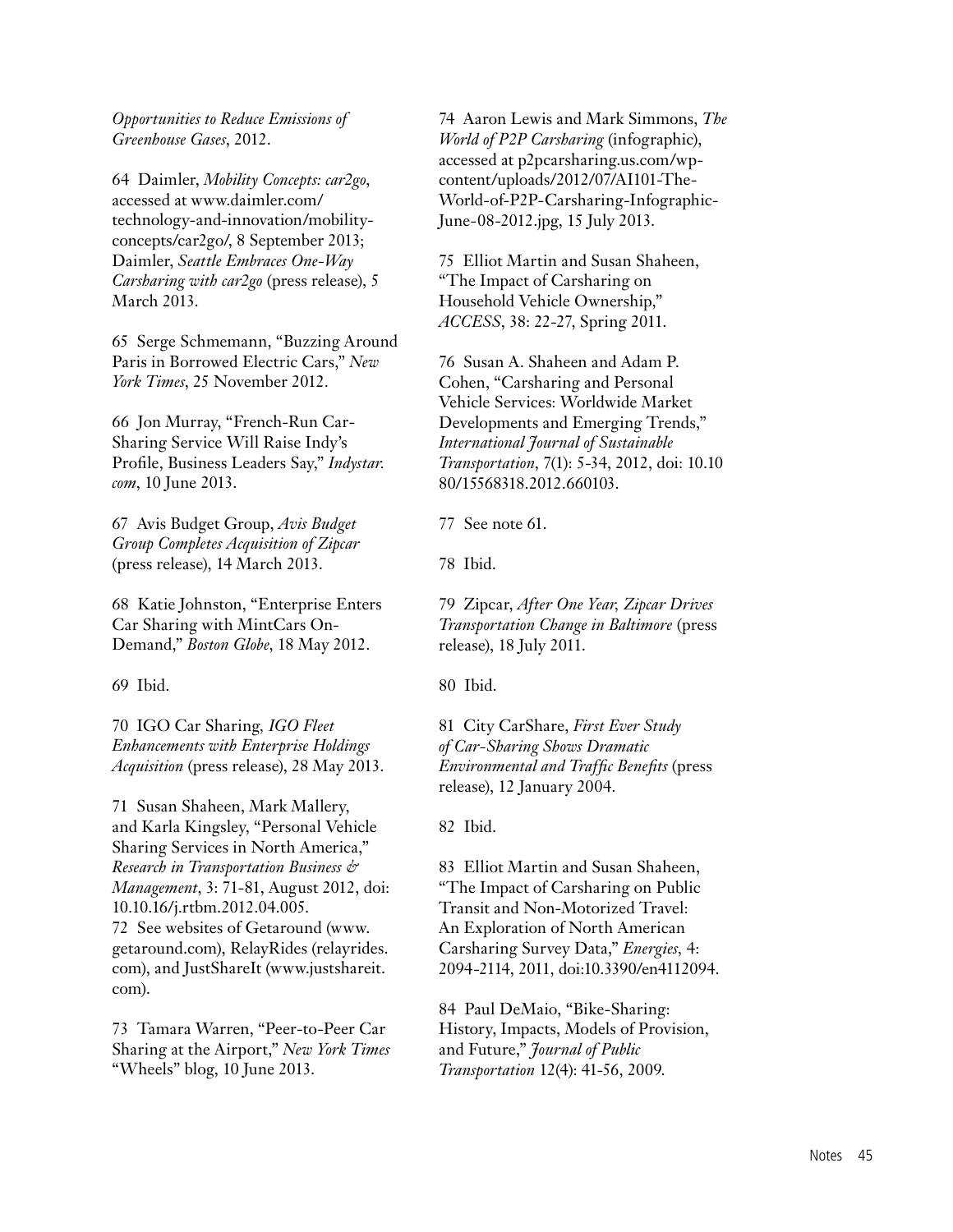*Opportunities to Reduce Emissions of Greenhouse Gases*, 2012.

64 Daimler, *Mobility Concepts: car2go*, accessed at www.daimler.com/technology-and-innovation/mobility-concepts/car2go/, 8 September 2013; Daimler, *Seattle Embraces One-Way Carsharing with car2go* (press release), 5 March 2013.

65 Serge Schmemann, "Buzzing Around Paris in Borrowed Electric Cars," *New York Times*, 25 November 2012.

66 Jon Murray, "French-Run Car-Sharing Service Will Raise Indy's Profile, Business Leaders Say," *Indystar.com*, 10 June 2013.

67 Avis Budget Group, *Avis Budget Group Completes Acquisition of Zipcar* (press release), 14 March 2013.

68 Katie Johnston, "Enterprise Enters Car Sharing with MintCars On-Demand," *Boston Globe*, 18 May 2012.

69 Ibid.

70 IGO Car Sharing, *IGO Fleet Enhancements with Enterprise Holdings Acquisition* (press release), 28 May 2013.

71 Susan Shaheen, Mark Mallery, and Karla Kingsley, "Personal Vehicle Sharing Services in North America," *Research in Transportation Business & Management*, 3: 71-81, August 2012, doi: 10.10.16/j.rtbm.2012.04.005.

72 See websites of Getaround (www.getaround.com), RelayRides (relayrides.com), and JustShareIt (www.justshareit.com).

73 Tamara Warren, "Peer-to-Peer Car Sharing at the Airport," *New York Times* "Wheels" blog, 10 June 2013.

74 Aaron Lewis and Mark Simmons, *The World of P2P Carsharing* (infographic), accessed at p2pcarsharing.us.com/wp-content/uploads/2012/07/AI101-The-World-of-P2P-Carsharing-Infographic-June-08-2012.jpg, 15 July 2013.

75 Elliot Martin and Susan Shaheen, "The Impact of Carsharing on Household Vehicle Ownership," *ACCESS*, 38: 22-27, Spring 2011.

76 Susan A. Shaheen and Adam P. Cohen, "Carsharing and Personal Vehicle Services: Worldwide Market Developments and Emerging Trends," *International Journal of Sustainable Transportation*, 7(1): 5-34, 2012, doi: 10.1080/15568318.2012.660103.

77 See note 61.

78 Ibid.

79 Zipcar, *After One Year, Zipcar Drives Transportation Change in Baltimore* (press release), 18 July 2011.

80 Ibid.

81 City CarShare, *First Ever Study of Car-Sharing Shows Dramatic Environmental and Traffic Benefits* (press release), 12 January 2004.

82 Ibid.

83 Elliot Martin and Susan Shaheen, "The Impact of Carsharing on Public Transit and Non-Motorized Travel: An Exploration of North American Carsharing Survey Data," *Energies*, 4: 2094-2114, 2011, doi:10.3390/en4112094.

84 Paul DeMaio, "Bike-Sharing: History, Impacts, Models of Provision, and Future," *Journal of Public Transportation* 12(4): 41-56, 2009.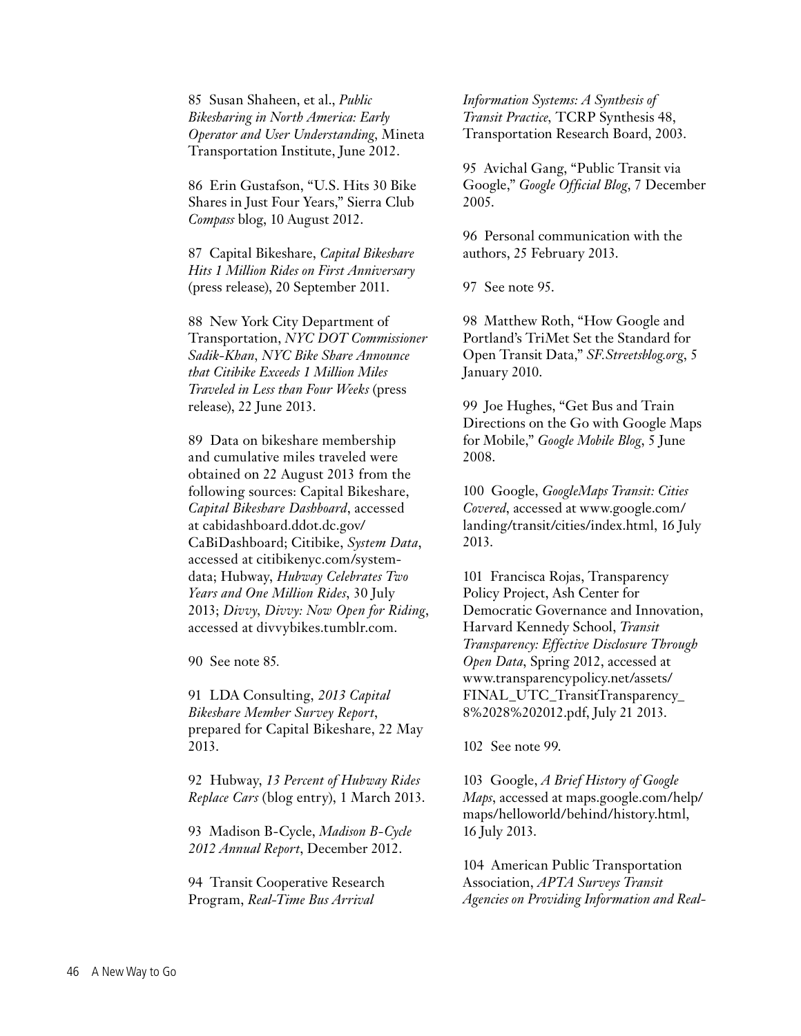85 Susan Shaheen, et al., *Public Bikesharing in North America: Early Operator and User Understanding*, Mineta Transportation Institute, June 2012.

86 Erin Gustafson, "U.S. Hits 30 Bike Shares in Just Four Years," Sierra Club *Compass* blog, 10 August 2012.

87 Capital Bikeshare, *Capital Bikeshare Hits 1 Million Rides on First Anniversary* (press release), 20 September 2011.

88 New York City Department of Transportation, *NYC DOT Commissioner Sadik-Khan, NYC Bike Share Announce that Citibike Exceeds 1 Million Miles Traveled in Less than Four Weeks* (press release), 22 June 2013.

89 Data on bikeshare membership and cumulative miles traveled were obtained on 22 August 2013 from the following sources: Capital Bikeshare, *Capital Bikeshare Dashboard*, accessed at cabidashboard.ddot.dc.gov/CaBiDashboard; Citibike, *System Data*, accessed at citibikenyc.com/system-data; Hubway, *Hubway Celebrates Two Years and One Million Rides*, 30 July 2013; *Divvy, Divvy: Now Open for Riding*, accessed at divvybikes.tumblr.com.

90 See note 85.

91 LDA Consulting, *2013 Capital Bikeshare Member Survey Report*, prepared for Capital Bikeshare, 22 May 2013.

92 Hubway, *13 Percent of Hubway Rides Replace Cars* (blog entry), 1 March 2013.

93 Madison B-Cycle, *Madison B-Cycle 2012 Annual Report*, December 2012.

94 Transit Cooperative Research Program, *Real-Time Bus Arrival Information Systems: A Synthesis of Transit Practice*, TCRP Synthesis 48, Transportation Research Board, 2003.

95 Avichal Gang, "Public Transit via Google," *Google Official Blog*, 7 December 2005.

96 Personal communication with the authors, 25 February 2013.

97 See note 95.

98 Matthew Roth, "How Google and Portland's TriMet Set the Standard for Open Transit Data," *SF.Streetsblog.org*, 5 January 2010.

99 Joe Hughes, "Get Bus and Train Directions on the Go with Google Maps for Mobile," *Google Mobile Blog*, 5 June 2008.

100 Google, *GoogleMaps Transit: Cities Covered*, accessed at www.google.com/landing/transit/cities/index.html, 16 July 2013.

101 Francisca Rojas, Transparency Policy Project, Ash Center for Democratic Governance and Innovation, Harvard Kennedy School, *Transit Transparency: Effective Disclosure Through Open Data*, Spring 2012, accessed at www.transparencypolicy.net/assets/FINAL_UTC_TransitTransparency_8%2028%202012.pdf, July 21 2013.

102 See note 99.

103 Google, *A Brief History of Google Maps*, accessed at maps.google.com/help/maps/helloworld/behind/history.html, 16 July 2013.

104 American Public Transportation Association, *APTA Surveys Transit Agencies on Providing Information and Real-*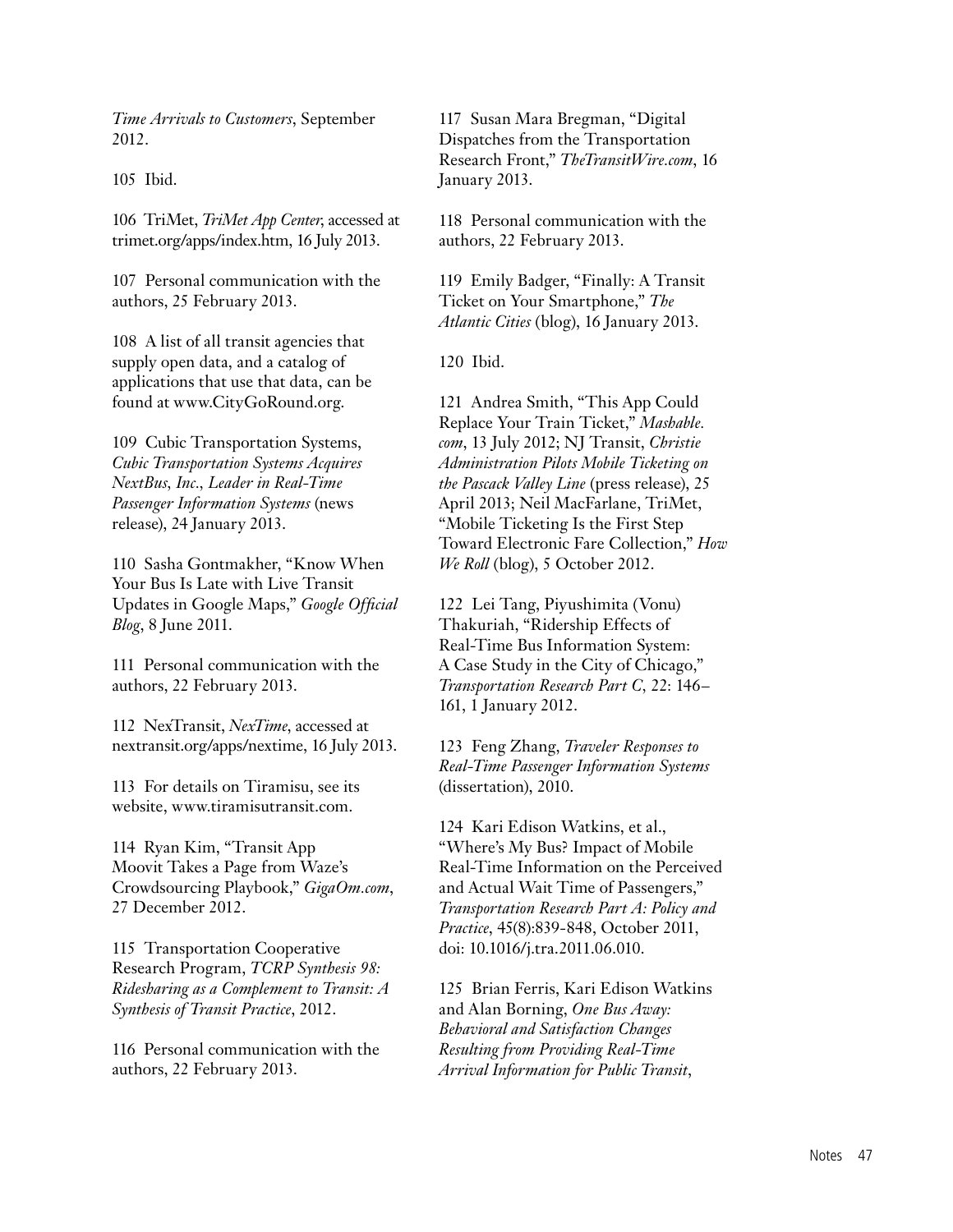*Time Arrivals to Customers*, September 2012.

105 Ibid.

106 TriMet, *TriMet App Center*, accessed at trimet.org/apps/index.htm, 16 July 2013.

107 Personal communication with the authors, 25 February 2013.

108 A list of all transit agencies that supply open data, and a catalog of applications that use that data, can be found at www.CityGoRound.org.

109 Cubic Transportation Systems, *Cubic Transportation Systems Acquires NextBus, Inc., Leader in Real-Time Passenger Information Systems* (news release), 24 January 2013.

110 Sasha Gontmakher, "Know When Your Bus Is Late with Live Transit Updates in Google Maps," *Google Official Blog*, 8 June 2011.

111 Personal communication with the authors, 22 February 2013.

112 NexTransit, *NexTime*, accessed at nextransit.org/apps/nextime, 16 July 2013.

113 For details on Tiramisu, see its website, www.tiramisutransit.com.

114 Ryan Kim, "Transit App Moovit Takes a Page from Waze's Crowdsourcing Playbook," *GigaOm.com*, 27 December 2012.

115 Transportation Cooperative Research Program, *TCRP Synthesis 98: Ridesharing as a Complement to Transit: A Synthesis of Transit Practice*, 2012.

116 Personal communication with the authors, 22 February 2013.

117 Susan Mara Bregman, "Digital Dispatches from the Transportation Research Front," *TheTransitWire.com*, 16 January 2013.

118 Personal communication with the authors, 22 February 2013.

119 Emily Badger, "Finally: A Transit Ticket on Your Smartphone," *The Atlantic Cities* (blog), 16 January 2013.

120 Ibid.

121 Andrea Smith, "This App Could Replace Your Train Ticket," *Mashable.com*, 13 July 2012; NJ Transit, *Christie Administration Pilots Mobile Ticketing on the Pascack Valley Line* (press release), 25 April 2013; Neil MacFarlane, TriMet, "Mobile Ticketing Is the First Step Toward Electronic Fare Collection," *How We Roll* (blog), 5 October 2012.

122 Lei Tang, Piyushimita (Vonu) Thakuriah, "Ridership Effects of Real-Time Bus Information System: A Case Study in the City of Chicago," *Transportation Research Part C*, 22: 146–161, 1 January 2012.

123 Feng Zhang, *Traveler Responses to Real-Time Passenger Information Systems* (dissertation), 2010.

124 Kari Edison Watkins, et al., "Where's My Bus? Impact of Mobile Real-Time Information on the Perceived and Actual Wait Time of Passengers," *Transportation Research Part A: Policy and Practice*, 45(8):839-848, October 2011, doi: 10.1016/j.tra.2011.06.010.

125 Brian Ferris, Kari Edison Watkins and Alan Borning, *One Bus Away: Behavioral and Satisfaction Changes Resulting from Providing Real-Time Arrival Information for Public Transit*,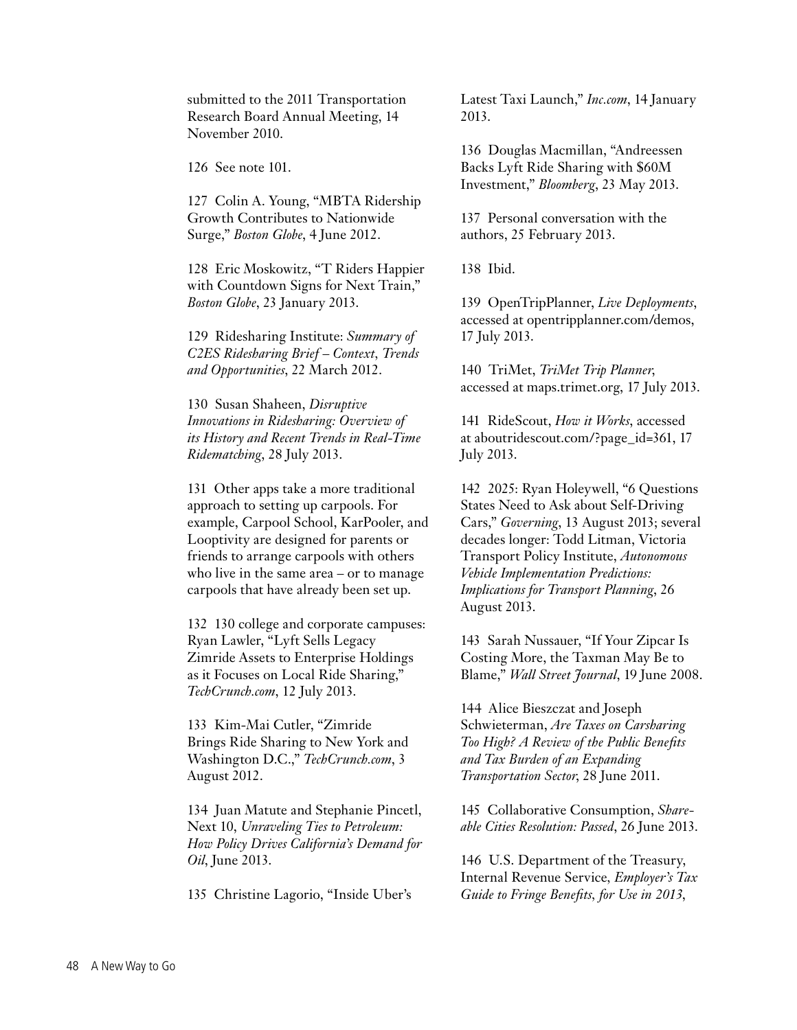submitted to the 2011 Transportation Research Board Annual Meeting, 14 November 2010.

126 See note 101.

127 Colin A. Young, "MBTA Ridership Growth Contributes to Nationwide Surge," *Boston Globe*, 4 June 2012.

128 Eric Moskowitz, "T Riders Happier with Countdown Signs for Next Train," *Boston Globe*, 23 January 2013.

129 Ridesharing Institute: *Summary of C2ES Ridesharing Brief – Context, Trends and Opportunities*, 22 March 2012.

130 Susan Shaheen, *Disruptive Innovations in Ridesharing: Overview of its History and Recent Trends in Real-Time Ridematching*, 28 July 2013.

131 Other apps take a more traditional approach to setting up carpools. For example, Carpool School, KarPooler, and Looptivity are designed for parents or friends to arrange carpools with others who live in the same area – or to manage carpools that have already been set up.

132 130 college and corporate campuses: Ryan Lawler, "Lyft Sells Legacy Zimride Assets to Enterprise Holdings as it Focuses on Local Ride Sharing," *TechCrunch.com*, 12 July 2013.

133 Kim-Mai Cutler, "Zimride Brings Ride Sharing to New York and Washington D.C.," *TechCrunch.com*, 3 August 2012.

134 Juan Matute and Stephanie Pincetl, Next 10, *Unraveling Ties to Petroleum: How Policy Drives California's Demand for Oil*, June 2013.

135 Christine Lagorio, "Inside Uber's Latest Taxi Launch," *Inc.com*, 14 January 2013.

136 Douglas Macmillan, "Andreessen Backs Lyft Ride Sharing with $60M Investment," *Bloomberg*, 23 May 2013.

137 Personal conversation with the authors, 25 February 2013.

138 Ibid.

139 OpenTripPlanner, *Live Deployments*, accessed at opentripplanner.com/demos, 17 July 2013.

140 TriMet, *TriMet Trip Planner*, accessed at maps.trimet.org, 17 July 2013.

141 RideScout, *How it Works*, accessed at aboutridescout.com/?page_id=361, 17 July 2013.

142 2025: Ryan Holeywell, "6 Questions States Need to Ask about Self-Driving Cars," *Governing*, 13 August 2013; several decades longer: Todd Litman, Victoria Transport Policy Institute, *Autonomous Vehicle Implementation Predictions: Implications for Transport Planning*, 26 August 2013.

143 Sarah Nussauer, "If Your Zipcar Is Costing More, the Taxman May Be to Blame," *Wall Street Journal*, 19 June 2008.

144 Alice Bieszczat and Joseph Schwieterman, *Are Taxes on Carsharing Too High? A Review of the Public Benefits and Tax Burden of an Expanding Transportation Sector*, 28 June 2011.

145 Collaborative Consumption, *Shareable Cities Resolution: Passed*, 26 June 2013.

146 U.S. Department of the Treasury, Internal Revenue Service, *Employer's Tax Guide to Fringe Benefits, for Use in 2013*,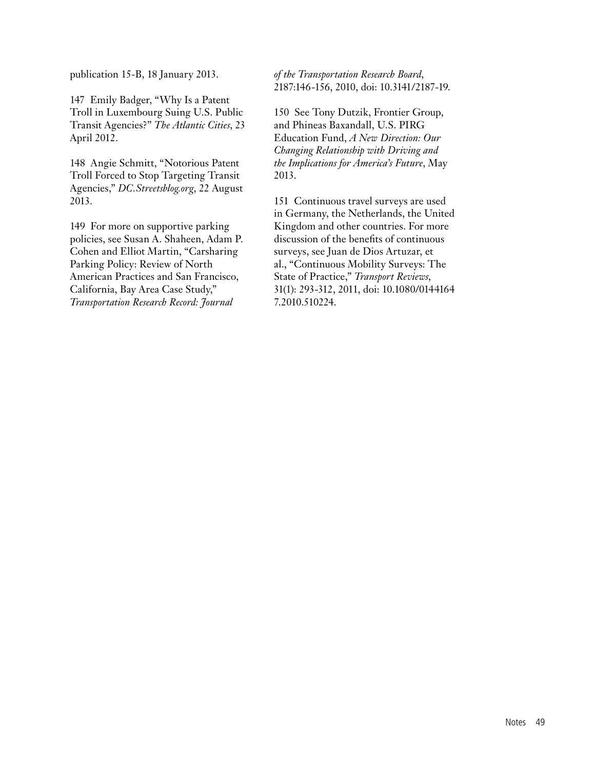publication 15-B, 18 January 2013.

147 Emily Badger, "Why Is a Patent Troll in Luxembourg Suing U.S. Public Transit Agencies?" *The Atlantic Cities*, 23 April 2012.

148 Angie Schmitt, "Notorious Patent Troll Forced to Stop Targeting Transit Agencies," *DC.Streetsblog.org*, 22 August 2013.

149 For more on supportive parking policies, see Susan A. Shaheen, Adam P. Cohen and Elliot Martin, "Carsharing Parking Policy: Review of North American Practices and San Francisco, California, Bay Area Case Study," *Transportation Research Record: Journal of the Transportation Research Board*, 2187:146-156, 2010, doi: 10.3141/2187-19.

150 See Tony Dutzik, Frontier Group, and Phineas Baxandall, U.S. PIRG Education Fund, *A New Direction: Our Changing Relationship with Driving and the Implications for America's Future*, May 2013.

151 Continuous travel surveys are used in Germany, the Netherlands, the United Kingdom and other countries. For more discussion of the benefits of continuous surveys, see Juan de Dios Artuzar, et al., "Continuous Mobility Surveys: The State of Practice," *Transport Reviews*, 31(1): 293-312, 2011, doi: 10.1080/01441647.2010.510224.